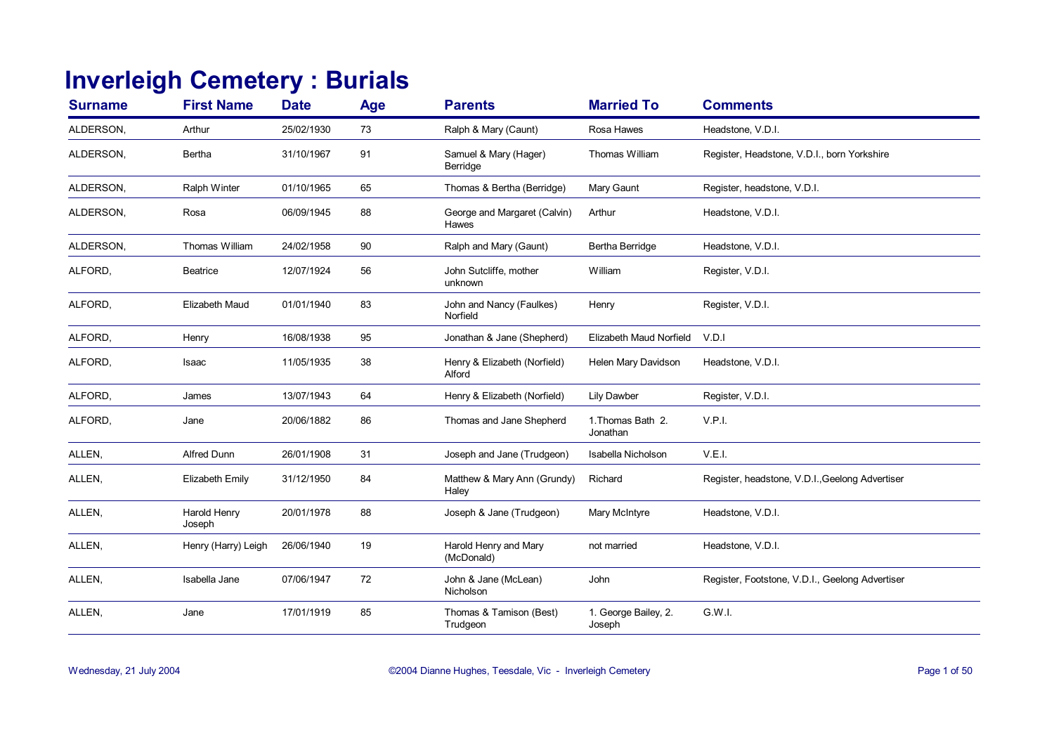# Inverleigh Cemetery : Burials

| Surname | First Name | Date | Age | Parents | Married To | Comments |
|---|---|---|---|---|---|---|
| ALDERSON, | Arthur | 25/02/1930 | 73 | Ralph & Mary (Caunt) | Rosa Hawes | Headstone, V.D.I. |
| ALDERSON, | Bertha | 31/10/1967 | 91 | Samuel & Mary (Hager) Berridge | Thomas William | Register, Headstone, V.D.I., born Yorkshire |
| ALDERSON, | Ralph Winter | 01/10/1965 | 65 | Thomas & Bertha (Berridge) | Mary Gaunt | Register, headstone, V.D.I. |
| ALDERSON, | Rosa | 06/09/1945 | 88 | George and Margaret (Calvin) Hawes | Arthur | Headstone, V.D.I. |
| ALDERSON, | Thomas William | 24/02/1958 | 90 | Ralph and Mary (Gaunt) | Bertha Berridge | Headstone, V.D.I. |
| ALFORD, | Beatrice | 12/07/1924 | 56 | John Sutcliffe, mother unknown | William | Register, V.D.I. |
| ALFORD, | Elizabeth Maud | 01/01/1940 | 83 | John and Nancy (Faulkes) Norfield | Henry | Register, V.D.I. |
| ALFORD, | Henry | 16/08/1938 | 95 | Jonathan & Jane (Shepherd) | Elizabeth Maud Norfield | V.D.I |
| ALFORD, | Isaac | 11/05/1935 | 38 | Henry & Elizabeth (Norfield) Alford | Helen Mary Davidson | Headstone, V.D.I. |
| ALFORD, | James | 13/07/1943 | 64 | Henry & Elizabeth (Norfield) | Lily Dawber | Register, V.D.I. |
| ALFORD, | Jane | 20/06/1882 | 86 | Thomas and Jane Shepherd | 1.Thomas Bath 2. Jonathan | V.P.I. |
| ALLEN, | Alfred Dunn | 26/01/1908 | 31 | Joseph and Jane (Trudgeon) | Isabella Nicholson | V.E.I. |
| ALLEN, | Elizabeth Emily | 31/12/1950 | 84 | Matthew & Mary Ann (Grundy) Haley | Richard | Register, headstone, V.D.I.,Geelong Advertiser |
| ALLEN, | Harold Henry Joseph | 20/01/1978 | 88 | Joseph & Jane (Trudgeon) | Mary McIntyre | Headstone, V.D.I. |
| ALLEN, | Henry (Harry) Leigh | 26/06/1940 | 19 | Harold Henry and Mary (McDonald) | not married | Headstone, V.D.I. |
| ALLEN, | Isabella Jane | 07/06/1947 | 72 | John & Jane (McLean) Nicholson | John | Register, Footstone, V.D.I., Geelong Advertiser |
| ALLEN, | Jane | 17/01/1919 | 85 | Thomas & Tamison (Best) Trudgeon | 1. George Bailey, 2. Joseph | G.W.I. |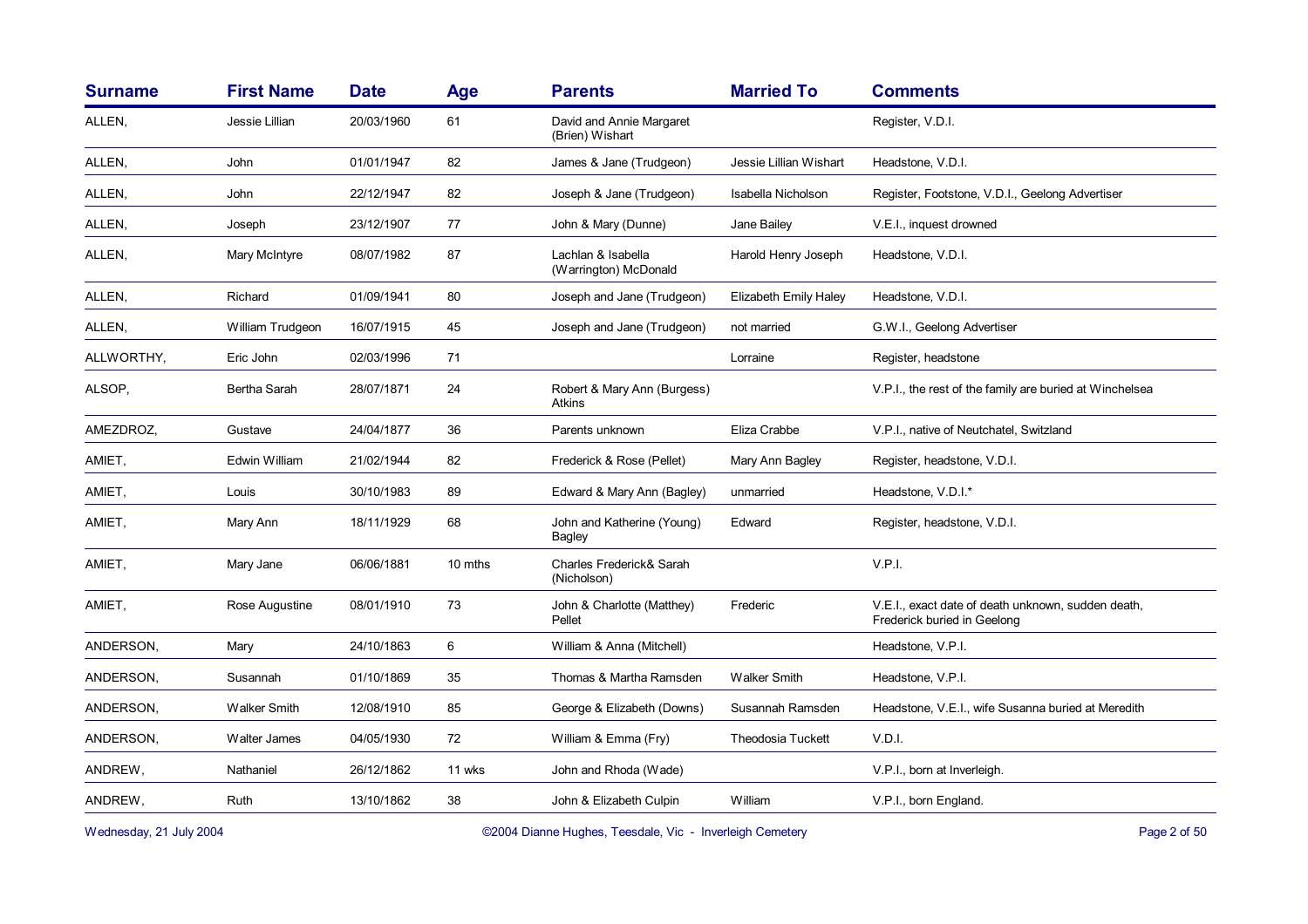| Surname | First Name | Date | Age | Parents | Married To | Comments |
|---|---|---|---|---|---|---|
| ALLEN, | Jessie Lillian | 20/03/1960 | 61 | David and Annie Margaret (Brien) Wishart | | Register, V.D.I. |
| ALLEN, | John | 01/01/1947 | 82 | James & Jane (Trudgeon) | Jessie Lillian Wishart | Headstone, V.D.I. |
| ALLEN, | John | 22/12/1947 | 82 | Joseph & Jane (Trudgeon) | Isabella Nicholson | Register, Footstone, V.D.I., Geelong Advertiser |
| ALLEN, | Joseph | 23/12/1907 | 77 | John & Mary (Dunne) | Jane Bailey | V.E.I., inquest drowned |
| ALLEN, | Mary McIntyre | 08/07/1982 | 87 | Lachlan & Isabella (Warrington) McDonald | Harold Henry Joseph | Headstone, V.D.I. |
| ALLEN, | Richard | 01/09/1941 | 80 | Joseph and Jane (Trudgeon) | Elizabeth Emily Haley | Headstone, V.D.I. |
| ALLEN, | William Trudgeon | 16/07/1915 | 45 | Joseph and Jane (Trudgeon) | not married | G.W.I., Geelong Advertiser |
| ALLWORTHY, | Eric John | 02/03/1996 | 71 | | Lorraine | Register, headstone |
| ALSOP, | Bertha Sarah | 28/07/1871 | 24 | Robert & Mary Ann (Burgess) Atkins | | V.P.I., the rest of the family are buried at Winchelsea |
| AMEZDROZ, | Gustave | 24/04/1877 | 36 | Parents unknown | Eliza Crabbe | V.P.I., native of Neutchatel, Switzland |
| AMIET, | Edwin William | 21/02/1944 | 82 | Frederick & Rose (Pellet) | Mary Ann Bagley | Register, headstone, V.D.I. |
| AMIET, | Louis | 30/10/1983 | 89 | Edward & Mary Ann (Bagley) | unmarried | Headstone, V.D.I.* |
| AMIET, | Mary Ann | 18/11/1929 | 68 | John and Katherine (Young) Bagley | Edward | Register, headstone, V.D.I. |
| AMIET, | Mary Jane | 06/06/1881 | 10 mths | Charles Frederick& Sarah (Nicholson) | | V.P.I. |
| AMIET, | Rose Augustine | 08/01/1910 | 73 | John & Charlotte (Matthey) Pellet | Frederic | V.E.I., exact date of death unknown, sudden death, Frederick buried in Geelong |
| ANDERSON, | Mary | 24/10/1863 | 6 | William & Anna (Mitchell) | | Headstone, V.P.I. |
| ANDERSON, | Susannah | 01/10/1869 | 35 | Thomas & Martha Ramsden | Walker Smith | Headstone, V.P.I. |
| ANDERSON, | Walker Smith | 12/08/1910 | 85 | George & Elizabeth (Downs) | Susannah Ramsden | Headstone, V.E.I., wife Susanna buried at Meredith |
| ANDERSON, | Walter James | 04/05/1930 | 72 | William & Emma (Fry) | Theodosia Tuckett | V.D.I. |
| ANDREW, | Nathaniel | 26/12/1862 | 11 wks | John and Rhoda (Wade) | | V.P.I., born at Inverleigh. |
| ANDREW, | Ruth | 13/10/1862 | 38 | John & Elizabeth Culpin | William | V.P.I., born England. |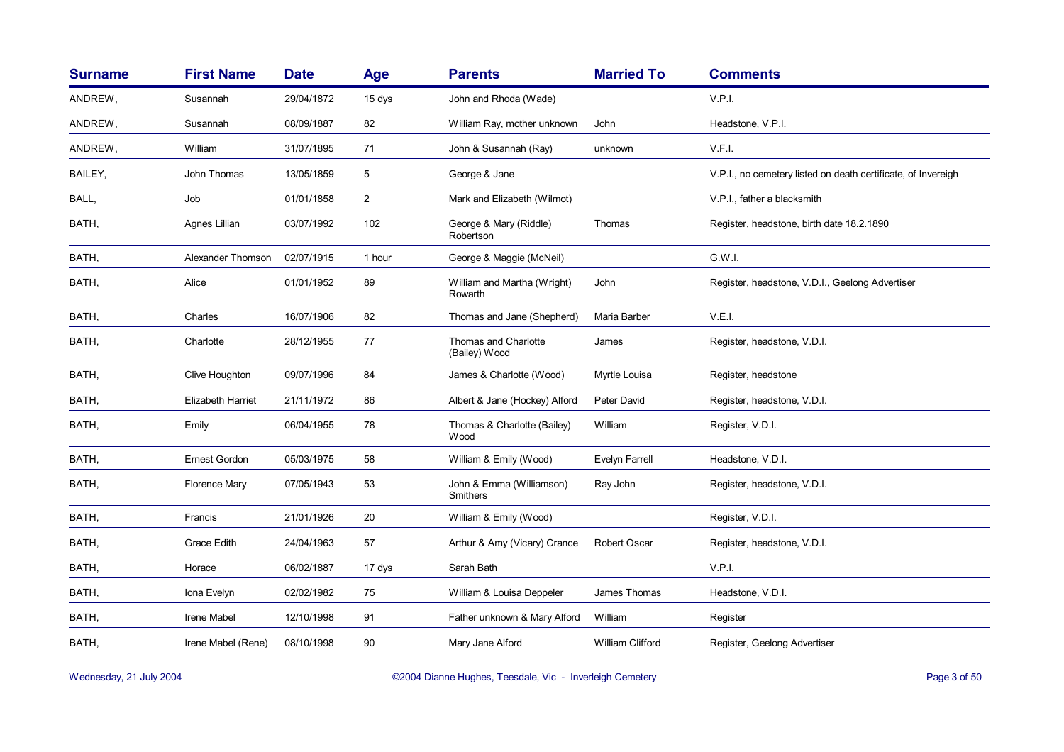| Surname | First Name | Date | Age | Parents | Married To | Comments |
|---|---|---|---|---|---|---|
| ANDREW, | Susannah | 29/04/1872 | 15 dys | John and Rhoda (Wade) | | V.P.I. |
| ANDREW, | Susannah | 08/09/1887 | 82 | William Ray, mother unknown | John | Headstone, V.P.I. |
| ANDREW, | William | 31/07/1895 | 71 | John & Susannah (Ray) | unknown | V.F.I. |
| BAILEY, | John Thomas | 13/05/1859 | 5 | George & Jane | | V.P.I., no cemetery listed on death certificate, of Invereigh |
| BALL, | Job | 01/01/1858 | 2 | Mark and Elizabeth (Wilmot) | | V.P.I., father a blacksmith |
| BATH, | Agnes Lillian | 03/07/1992 | 102 | George & Mary (Riddle) Robertson | Thomas | Register, headstone, birth date 18.2.1890 |
| BATH, | Alexander Thomson | 02/07/1915 | 1 hour | George & Maggie (McNeil) | | G.W.I. |
| BATH, | Alice | 01/01/1952 | 89 | William and Martha (Wright) Rowarth | John | Register, headstone, V.D.I., Geelong Advertiser |
| BATH, | Charles | 16/07/1906 | 82 | Thomas and Jane (Shepherd) | Maria Barber | V.E.I. |
| BATH, | Charlotte | 28/12/1955 | 77 | Thomas and Charlotte (Bailey) Wood | James | Register, headstone, V.D.I. |
| BATH, | Clive Houghton | 09/07/1996 | 84 | James & Charlotte (Wood) | Myrtle Louisa | Register, headstone |
| BATH, | Elizabeth Harriet | 21/11/1972 | 86 | Albert & Jane (Hockey) Alford | Peter David | Register, headstone, V.D.I. |
| BATH, | Emily | 06/04/1955 | 78 | Thomas & Charlotte (Bailey) Wood | William | Register, V.D.I. |
| BATH, | Ernest Gordon | 05/03/1975 | 58 | William & Emily (Wood) | Evelyn Farrell | Headstone, V.D.I. |
| BATH, | Florence Mary | 07/05/1943 | 53 | John & Emma (Williamson) Smithers | Ray John | Register, headstone, V.D.I. |
| BATH, | Francis | 21/01/1926 | 20 | William & Emily (Wood) | | Register, V.D.I. |
| BATH, | Grace Edith | 24/04/1963 | 57 | Arthur & Amy (Vicary) Crance | Robert Oscar | Register, headstone, V.D.I. |
| BATH, | Horace | 06/02/1887 | 17 dys | Sarah Bath | | V.P.I. |
| BATH, | Iona Evelyn | 02/02/1982 | 75 | William & Louisa Deppeler | James Thomas | Headstone, V.D.I. |
| BATH, | Irene Mabel | 12/10/1998 | 91 | Father unknown & Mary Alford | William | Register |
| BATH, | Irene Mabel (Rene) | 08/10/1998 | 90 | Mary Jane Alford | William Clifford | Register, Geelong Advertiser |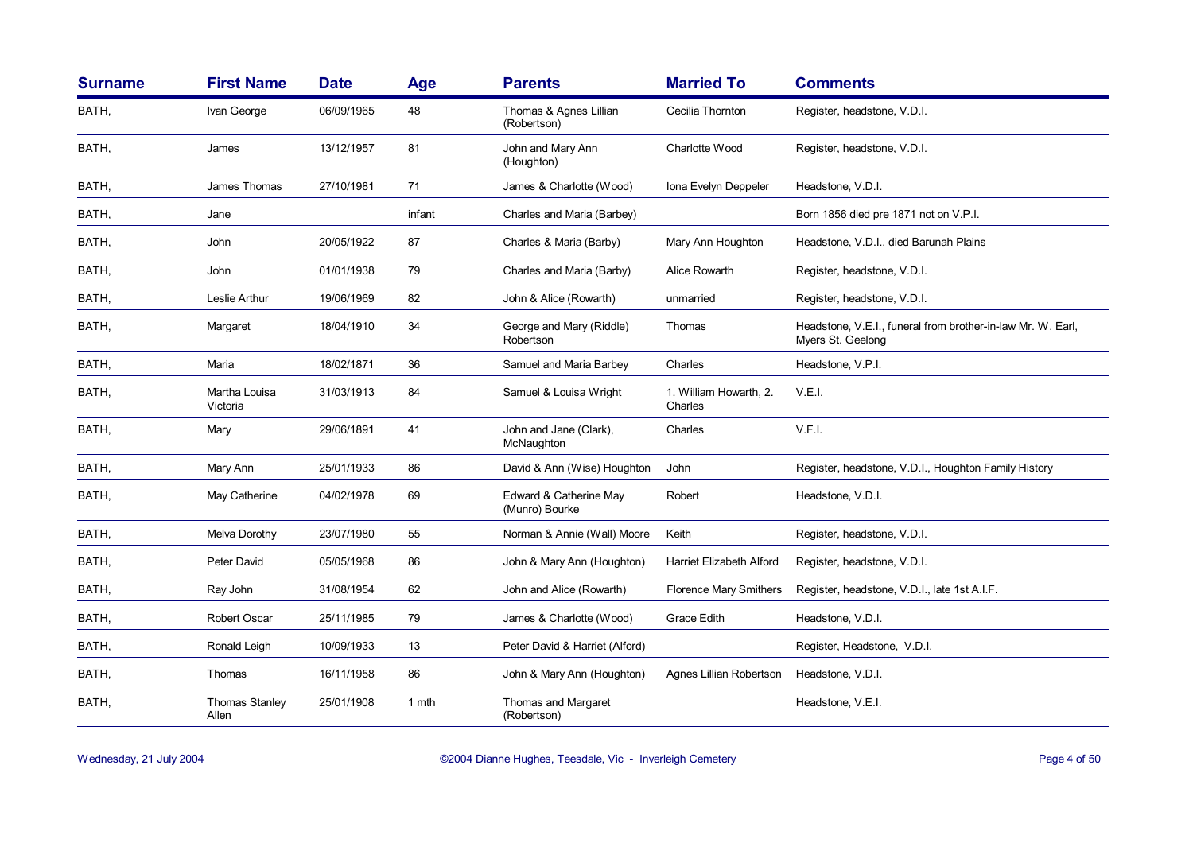| Surname | First Name | Date | Age | Parents | Married To | Comments |
|---|---|---|---|---|---|---|
| BATH, | Ivan George | 06/09/1965 | 48 | Thomas & Agnes Lillian (Robertson) | Cecilia Thornton | Register, headstone, V.D.I. |
| BATH, | James | 13/12/1957 | 81 | John and Mary Ann (Houghton) | Charlotte Wood | Register, headstone, V.D.I. |
| BATH, | James Thomas | 27/10/1981 | 71 | James & Charlotte (Wood) | Iona Evelyn Deppeler | Headstone, V.D.I. |
| BATH, | Jane | | infant | Charles and Maria (Barbey) | | Born 1856 died pre 1871 not on V.P.I. |
| BATH, | John | 20/05/1922 | 87 | Charles & Maria (Barby) | Mary Ann Houghton | Headstone, V.D.I., died Barunah Plains |
| BATH, | John | 01/01/1938 | 79 | Charles and Maria (Barby) | Alice Rowarth | Register, headstone, V.D.I. |
| BATH, | Leslie Arthur | 19/06/1969 | 82 | John & Alice (Rowarth) | unmarried | Register, headstone, V.D.I. |
| BATH, | Margaret | 18/04/1910 | 34 | George and Mary (Riddle) Robertson | Thomas | Headstone, V.E.I., funeral from brother-in-law Mr. W. Earl, Myers St. Geelong |
| BATH, | Maria | 18/02/1871 | 36 | Samuel and Maria Barbey | Charles | Headstone, V.P.I. |
| BATH, | Martha Louisa Victoria | 31/03/1913 | 84 | Samuel & Louisa Wright | 1. William Howarth, 2. Charles | V.E.I. |
| BATH, | Mary | 29/06/1891 | 41 | John and Jane (Clark), McNaughton | Charles | V.F.I. |
| BATH, | Mary Ann | 25/01/1933 | 86 | David & Ann (Wise) Houghton | John | Register, headstone, V.D.I., Houghton Family History |
| BATH, | May Catherine | 04/02/1978 | 69 | Edward & Catherine May (Munro) Bourke | Robert | Headstone, V.D.I. |
| BATH, | Melva Dorothy | 23/07/1980 | 55 | Norman & Annie (Wall) Moore | Keith | Register, headstone, V.D.I. |
| BATH, | Peter David | 05/05/1968 | 86 | John & Mary Ann (Houghton) | Harriet Elizabeth Alford | Register, headstone, V.D.I. |
| BATH, | Ray John | 31/08/1954 | 62 | John and Alice (Rowarth) | Florence Mary Smithers | Register, headstone, V.D.I., late 1st A.I.F. |
| BATH, | Robert Oscar | 25/11/1985 | 79 | James & Charlotte (Wood) | Grace Edith | Headstone, V.D.I. |
| BATH, | Ronald Leigh | 10/09/1933 | 13 | Peter David & Harriet (Alford) | | Register, Headstone, V.D.I. |
| BATH, | Thomas | 16/11/1958 | 86 | John & Mary Ann (Houghton) | Agnes Lillian Robertson | Headstone, V.D.I. |
| BATH, | Thomas Stanley Allen | 25/01/1908 | 1 mth | Thomas and Margaret (Robertson) | | Headstone, V.E.I. |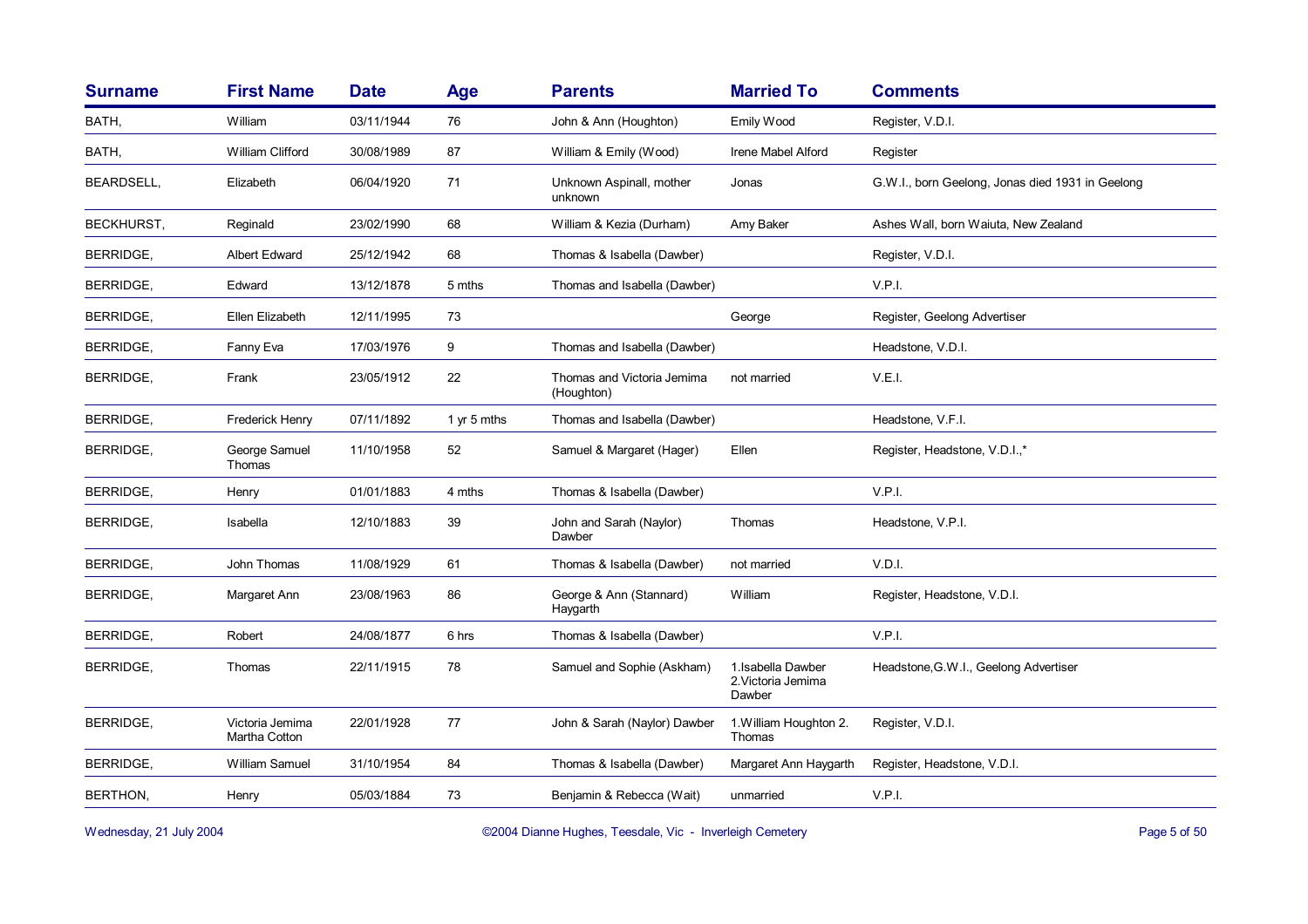| Surname | First Name | Date | Age | Parents | Married To | Comments |
|---|---|---|---|---|---|---|
| BATH, | William | 03/11/1944 | 76 | John & Ann (Houghton) | Emily Wood | Register, V.D.I. |
| BATH, | William Clifford | 30/08/1989 | 87 | William & Emily (Wood) | Irene Mabel Alford | Register |
| BEARDSELL, | Elizabeth | 06/04/1920 | 71 | Unknown Aspinall, mother unknown | Jonas | G.W.I., born Geelong, Jonas died 1931 in Geelong |
| BECKHURST, | Reginald | 23/02/1990 | 68 | William & Kezia (Durham) | Amy Baker | Ashes Wall, born Waiuta, New Zealand |
| BERRIDGE, | Albert Edward | 25/12/1942 | 68 | Thomas & Isabella (Dawber) | | Register, V.D.I. |
| BERRIDGE, | Edward | 13/12/1878 | 5 mths | Thomas and Isabella (Dawber) | | V.P.I. |
| BERRIDGE, | Ellen Elizabeth | 12/11/1995 | 73 | | George | Register, Geelong Advertiser |
| BERRIDGE, | Fanny Eva | 17/03/1976 | 9 | Thomas and Isabella (Dawber) | | Headstone, V.D.I. |
| BERRIDGE, | Frank | 23/05/1912 | 22 | Thomas and Victoria Jemima (Houghton) | not married | V.E.I. |
| BERRIDGE, | Frederick Henry | 07/11/1892 | 1 yr 5 mths | Thomas and Isabella (Dawber) | | Headstone, V.F.I. |
| BERRIDGE, | George Samuel Thomas | 11/10/1958 | 52 | Samuel & Margaret (Hager) | Ellen | Register, Headstone, V.D.I.,* |
| BERRIDGE, | Henry | 01/01/1883 | 4 mths | Thomas & Isabella (Dawber) | | V.P.I. |
| BERRIDGE, | Isabella | 12/10/1883 | 39 | John and Sarah (Naylor) Dawber | Thomas | Headstone, V.P.I. |
| BERRIDGE, | John Thomas | 11/08/1929 | 61 | Thomas & Isabella (Dawber) | not married | V.D.I. |
| BERRIDGE, | Margaret Ann | 23/08/1963 | 86 | George & Ann (Stannard) Haygarth | William | Register, Headstone, V.D.I. |
| BERRIDGE, | Robert | 24/08/1877 | 6 hrs | Thomas & Isabella (Dawber) | | V.P.I. |
| BERRIDGE, | Thomas | 22/11/1915 | 78 | Samuel and Sophie (Askham) | 1.Isabella Dawber 2.Victoria Jemima Dawber | Headstone,G.W.I., Geelong Advertiser |
| BERRIDGE, | Victoria Jemima Martha Cotton | 22/01/1928 | 77 | John & Sarah (Naylor) Dawber | 1.William Houghton 2. Thomas | Register, V.D.I. |
| BERRIDGE, | William Samuel | 31/10/1954 | 84 | Thomas & Isabella (Dawber) | Margaret Ann Haygarth | Register, Headstone, V.D.I. |
| BERTHON, | Henry | 05/03/1884 | 73 | Benjamin & Rebecca (Wait) | unmarried | V.P.I. |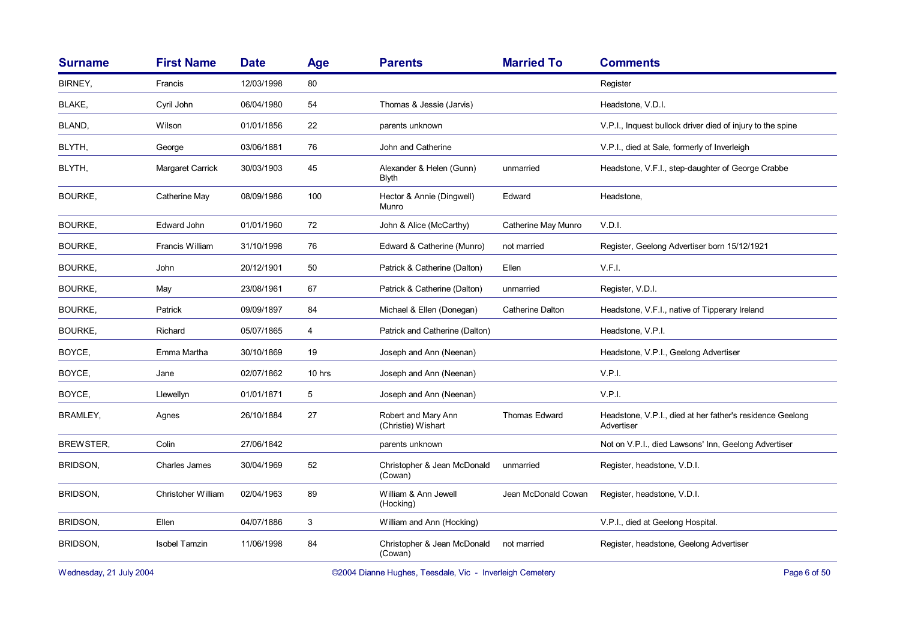| Surname | First Name | Date | Age | Parents | Married To | Comments |
|---|---|---|---|---|---|---|
| BIRNEY, | Francis | 12/03/1998 | 80 | | | Register |
| BLAKE, | Cyril John | 06/04/1980 | 54 | Thomas & Jessie (Jarvis) | | Headstone, V.D.I. |
| BLAND, | Wilson | 01/01/1856 | 22 | parents unknown | | V.P.I., Inquest bullock driver died of injury to the spine |
| BLYTH, | George | 03/06/1881 | 76 | John and Catherine | | V.P.I., died at Sale, formerly of Inverleigh |
| BLYTH, | Margaret Carrick | 30/03/1903 | 45 | Alexander & Helen (Gunn) Blyth | unmarried | Headstone, V.F.I., step-daughter of George Crabbe |
| BOURKE, | Catherine May | 08/09/1986 | 100 | Hector & Annie (Dingwell) Munro | Edward | Headstone, |
| BOURKE, | Edward John | 01/01/1960 | 72 | John & Alice (McCarthy) | Catherine May Munro | V.D.I. |
| BOURKE, | Francis William | 31/10/1998 | 76 | Edward & Catherine (Munro) | not married | Register, Geelong Advertiser born 15/12/1921 |
| BOURKE, | John | 20/12/1901 | 50 | Patrick & Catherine (Dalton) | Ellen | V.F.I. |
| BOURKE, | May | 23/08/1961 | 67 | Patrick & Catherine (Dalton) | unmarried | Register, V.D.I. |
| BOURKE, | Patrick | 09/09/1897 | 84 | Michael & Ellen (Donegan) | Catherine Dalton | Headstone, V.F.I., native of Tipperary Ireland |
| BOURKE, | Richard | 05/07/1865 | 4 | Patrick and Catherine (Dalton) | | Headstone, V.P.I. |
| BOYCE, | Emma Martha | 30/10/1869 | 19 | Joseph and Ann (Neenan) | | Headstone, V.P.I., Geelong Advertiser |
| BOYCE, | Jane | 02/07/1862 | 10 hrs | Joseph and Ann (Neenan) | | V.P.I. |
| BOYCE, | Llewellyn | 01/01/1871 | 5 | Joseph and Ann (Neenan) | | V.P.I. |
| BRAMLEY, | Agnes | 26/10/1884 | 27 | Robert and Mary Ann (Christie) Wishart | Thomas Edward | Headstone, V.P.I., died at her father's residence Geelong Advertiser |
| BREWSTER, | Colin | 27/06/1842 | | parents unknown | | Not on V.P.I., died Lawsons' Inn, Geelong Advertiser |
| BRIDSON, | Charles James | 30/04/1969 | 52 | Christopher & Jean McDonald (Cowan) | unmarried | Register, headstone, V.D.I. |
| BRIDSON, | Christoher William | 02/04/1963 | 89 | William & Ann Jewell (Hocking) | Jean McDonald Cowan | Register, headstone, V.D.I. |
| BRIDSON, | Ellen | 04/07/1886 | 3 | William and Ann (Hocking) | | V.P.I., died at Geelong Hospital. |
| BRIDSON, | Isobel Tamzin | 11/06/1998 | 84 | Christopher & Jean McDonald (Cowan) | not married | Register, headstone, Geelong Advertiser |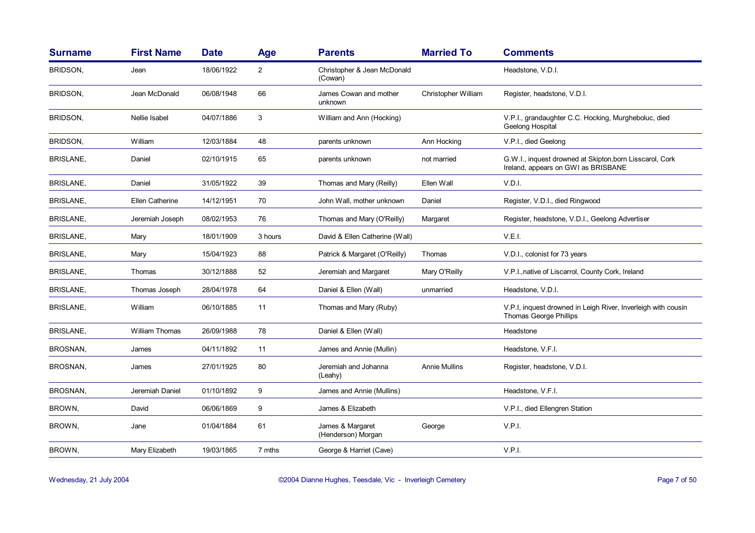| Surname | First Name | Date | Age | Parents | Married To | Comments |
|---|---|---|---|---|---|---|
| BRIDSON, | Jean | 18/06/1922 | 2 | Christopher & Jean McDonald (Cowan) | | Headstone, V.D.I. |
| BRIDSON, | Jean McDonald | 06/08/1948 | 66 | James Cowan and mother unknown | Christopher William | Register, headstone, V.D.I. |
| BRIDSON, | Nellie Isabel | 04/07/1886 | 3 | William and Ann (Hocking) | | V.P.I., grandaughter C.C. Hocking, Murgheboluc, died Geelong Hospital |
| BRIDSON, | William | 12/03/1884 | 48 | parents unknown | Ann Hocking | V.P.I., died Geelong |
| BRISLANE, | Daniel | 02/10/1915 | 65 | parents unknown | not married | G.W.I., inquest drowned at Skipton,born Lisscarol, Cork Ireland, appears on GWI as BRISBANE |
| BRISLANE, | Daniel | 31/05/1922 | 39 | Thomas and Mary (Reilly) | Ellen Wall | V.D.I. |
| BRISLANE, | Ellen Catherine | 14/12/1951 | 70 | John Wall, mother unknown | Daniel | Register, V.D.I., died Ringwood |
| BRISLANE, | Jeremiah Joseph | 08/02/1953 | 76 | Thomas and Mary (O'Reilly) | Margaret | Register, headstone, V.D.I., Geelong Advertiser |
| BRISLANE, | Mary | 18/01/1909 | 3 hours | David & Ellen Catherine (Wall) | | V.E.I. |
| BRISLANE, | Mary | 15/04/1923 | 88 | Patrick & Margaret (O'Reilly) | Thomas | V.D.I., colonist for 73 years |
| BRISLANE, | Thomas | 30/12/1888 | 52 | Jeremiah and Margaret | Mary O'Reilly | V.P.I.,native of Liscarrol, County Cork, Ireland |
| BRISLANE, | Thomas Joseph | 28/04/1978 | 64 | Daniel & Ellen (Wall) | unmarried | Headstone, V.D.I. |
| BRISLANE, | William | 06/10/1885 | 11 | Thomas and Mary (Ruby) | | V.P.I, inquest drowned in Leigh River, Inverleigh with cousin Thomas George Phillips |
| BRISLANE, | William Thomas | 26/09/1988 | 78 | Daniel & Ellen (Wall) | | Headstone |
| BROSNAN, | James | 04/11/1892 | 11 | James and Annie (Mullin) | | Headstone, V.F.I. |
| BROSNAN, | James | 27/01/1925 | 80 | Jeremiah and Johanna (Leahy) | Annie Mullins | Register, headstone, V.D.I. |
| BROSNAN, | Jeremiah Daniel | 01/10/1892 | 9 | James and Annie (Mullins) | | Headstone, V.F.I. |
| BROWN, | David | 06/06/1869 | 9 | James & Elizabeth | | V.P.I., died Ellengren Station |
| BROWN, | Jane | 01/04/1884 | 61 | James & Margaret (Henderson) Morgan | George | V.P.I. |
| BROWN, | Mary Elizabeth | 19/03/1865 | 7 mths | George & Harriet (Cave) | | V.P.I. |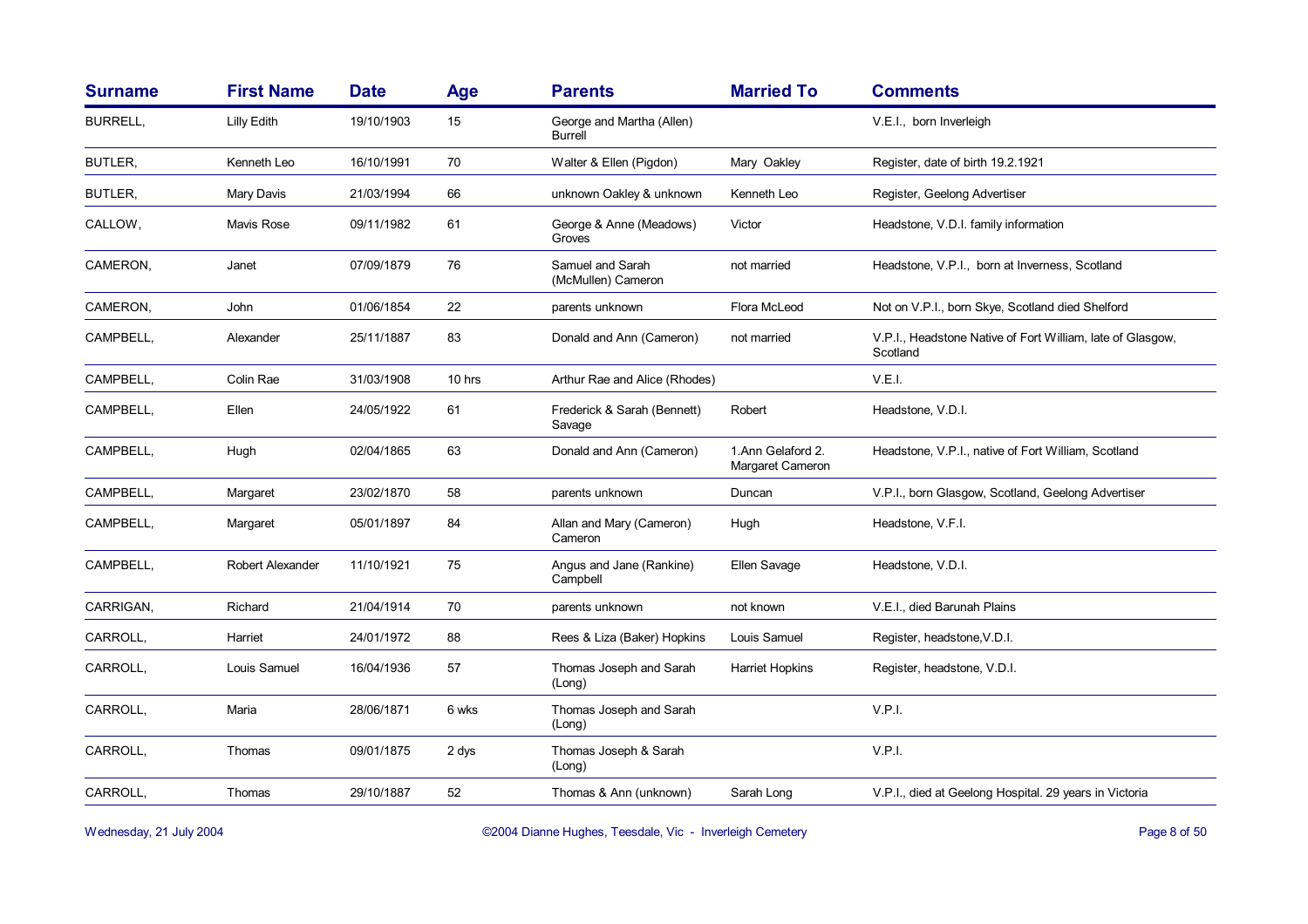| Surname | First Name | Date | Age | Parents | Married To | Comments |
|---|---|---|---|---|---|---|
| BURRELL, | Lilly Edith | 19/10/1903 | 15 | George and Martha (Allen) Burrell | | V.E.I., born Inverleigh |
| BUTLER, | Kenneth Leo | 16/10/1991 | 70 | Walter & Ellen (Pigdon) | Mary Oakley | Register, date of birth 19.2.1921 |
| BUTLER, | Mary Davis | 21/03/1994 | 66 | unknown Oakley & unknown | Kenneth Leo | Register, Geelong Advertiser |
| CALLOW, | Mavis Rose | 09/11/1982 | 61 | George & Anne (Meadows) Groves | Victor | Headstone, V.D.I. family information |
| CAMERON, | Janet | 07/09/1879 | 76 | Samuel and Sarah (McMullen) Cameron | not married | Headstone, V.P.I., born at Inverness, Scotland |
| CAMERON, | John | 01/06/1854 | 22 | parents unknown | Flora McLeod | Not on V.P.I., born Skye, Scotland died Shelford |
| CAMPBELL, | Alexander | 25/11/1887 | 83 | Donald and Ann (Cameron) | not married | V.P.I., Headstone Native of Fort William, late of Glasgow, Scotland |
| CAMPBELL, | Colin Rae | 31/03/1908 | 10 hrs | Arthur Rae and Alice (Rhodes) | | V.E.I. |
| CAMPBELL, | Ellen | 24/05/1922 | 61 | Frederick & Sarah (Bennett) Savage | Robert | Headstone, V.D.I. |
| CAMPBELL, | Hugh | 02/04/1865 | 63 | Donald and Ann (Cameron) | 1.Ann Gelaford 2. Margaret Cameron | Headstone, V.P.I., native of Fort William, Scotland |
| CAMPBELL, | Margaret | 23/02/1870 | 58 | parents unknown | Duncan | V.P.I., born Glasgow, Scotland, Geelong Advertiser |
| CAMPBELL, | Margaret | 05/01/1897 | 84 | Allan and Mary (Cameron) Cameron | Hugh | Headstone, V.F.I. |
| CAMPBELL, | Robert Alexander | 11/10/1921 | 75 | Angus and Jane (Rankine) Campbell | Ellen Savage | Headstone, V.D.I. |
| CARRIGAN, | Richard | 21/04/1914 | 70 | parents unknown | not known | V.E.I., died Barunah Plains |
| CARROLL, | Harriet | 24/01/1972 | 88 | Rees & Liza (Baker) Hopkins | Louis Samuel | Register, headstone,V.D.I. |
| CARROLL, | Louis Samuel | 16/04/1936 | 57 | Thomas Joseph and Sarah (Long) | Harriet Hopkins | Register, headstone, V.D.I. |
| CARROLL, | Maria | 28/06/1871 | 6 wks | Thomas Joseph and Sarah (Long) | | V.P.I. |
| CARROLL, | Thomas | 09/01/1875 | 2 dys | Thomas Joseph & Sarah (Long) | | V.P.I. |
| CARROLL, | Thomas | 29/10/1887 | 52 | Thomas & Ann (unknown) | Sarah Long | V.P.I., died at Geelong Hospital. 29 years in Victoria |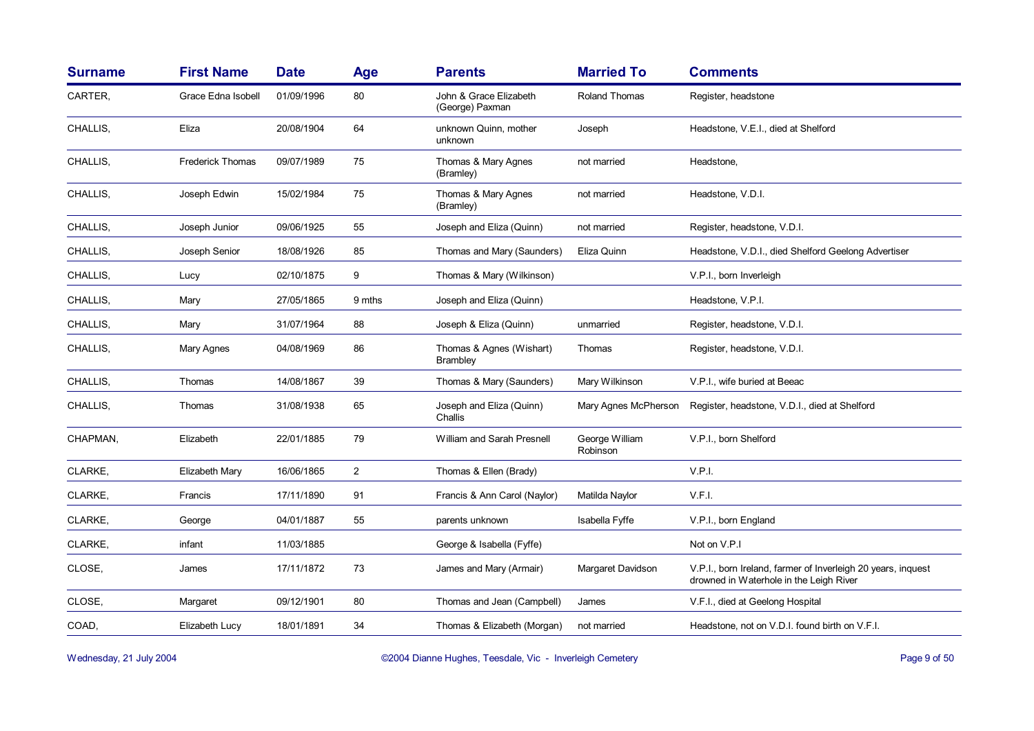| Surname | First Name | Date | Age | Parents | Married To | Comments |
|---|---|---|---|---|---|---|
| CARTER, | Grace Edna Isobell | 01/09/1996 | 80 | John & Grace Elizabeth (George) Paxman | Roland Thomas | Register, headstone |
| CHALLIS, | Eliza | 20/08/1904 | 64 | unknown Quinn, mother unknown | Joseph | Headstone, V.E.I., died at Shelford |
| CHALLIS, | Frederick Thomas | 09/07/1989 | 75 | Thomas & Mary Agnes (Bramley) | not married | Headstone, |
| CHALLIS, | Joseph Edwin | 15/02/1984 | 75 | Thomas & Mary Agnes (Bramley) | not married | Headstone, V.D.I. |
| CHALLIS, | Joseph Junior | 09/06/1925 | 55 | Joseph and Eliza (Quinn) | not married | Register, headstone, V.D.I. |
| CHALLIS, | Joseph Senior | 18/08/1926 | 85 | Thomas and Mary (Saunders) | Eliza Quinn | Headstone, V.D.I., died Shelford Geelong Advertiser |
| CHALLIS, | Lucy | 02/10/1875 | 9 | Thomas & Mary (Wilkinson) | | V.P.I., born Inverleigh |
| CHALLIS, | Mary | 27/05/1865 | 9 mths | Joseph and Eliza (Quinn) | | Headstone, V.P.I. |
| CHALLIS, | Mary | 31/07/1964 | 88 | Joseph & Eliza (Quinn) | unmarried | Register, headstone, V.D.I. |
| CHALLIS, | Mary Agnes | 04/08/1969 | 86 | Thomas & Agnes (Wishart) Brambley | Thomas | Register, headstone, V.D.I. |
| CHALLIS, | Thomas | 14/08/1867 | 39 | Thomas & Mary (Saunders) | Mary Wilkinson | V.P.I., wife buried at Beeac |
| CHALLIS, | Thomas | 31/08/1938 | 65 | Joseph and Eliza (Quinn) Challis | Mary Agnes McPherson | Register, headstone, V.D.I., died at Shelford |
| CHAPMAN, | Elizabeth | 22/01/1885 | 79 | William and Sarah Presnell | George William Robinson | V.P.I., born Shelford |
| CLARKE, | Elizabeth Mary | 16/06/1865 | 2 | Thomas & Ellen (Brady) | | V.P.I. |
| CLARKE, | Francis | 17/11/1890 | 91 | Francis & Ann Carol (Naylor) | Matilda Naylor | V.F.I. |
| CLARKE, | George | 04/01/1887 | 55 | parents unknown | Isabella Fyffe | V.P.I., born England |
| CLARKE, | infant | 11/03/1885 | | George & Isabella (Fyffe) | | Not on V.P.I |
| CLOSE, | James | 17/11/1872 | 73 | James and Mary (Armair) | Margaret Davidson | V.P.I., born Ireland, farmer of Inverleigh 20 years, inquest drowned in Waterhole in the Leigh River |
| CLOSE, | Margaret | 09/12/1901 | 80 | Thomas and Jean (Campbell) | James | V.F.I., died at Geelong Hospital |
| COAD, | Elizabeth Lucy | 18/01/1891 | 34 | Thomas & Elizabeth (Morgan) | not married | Headstone, not on V.D.I. found birth on V.F.I. |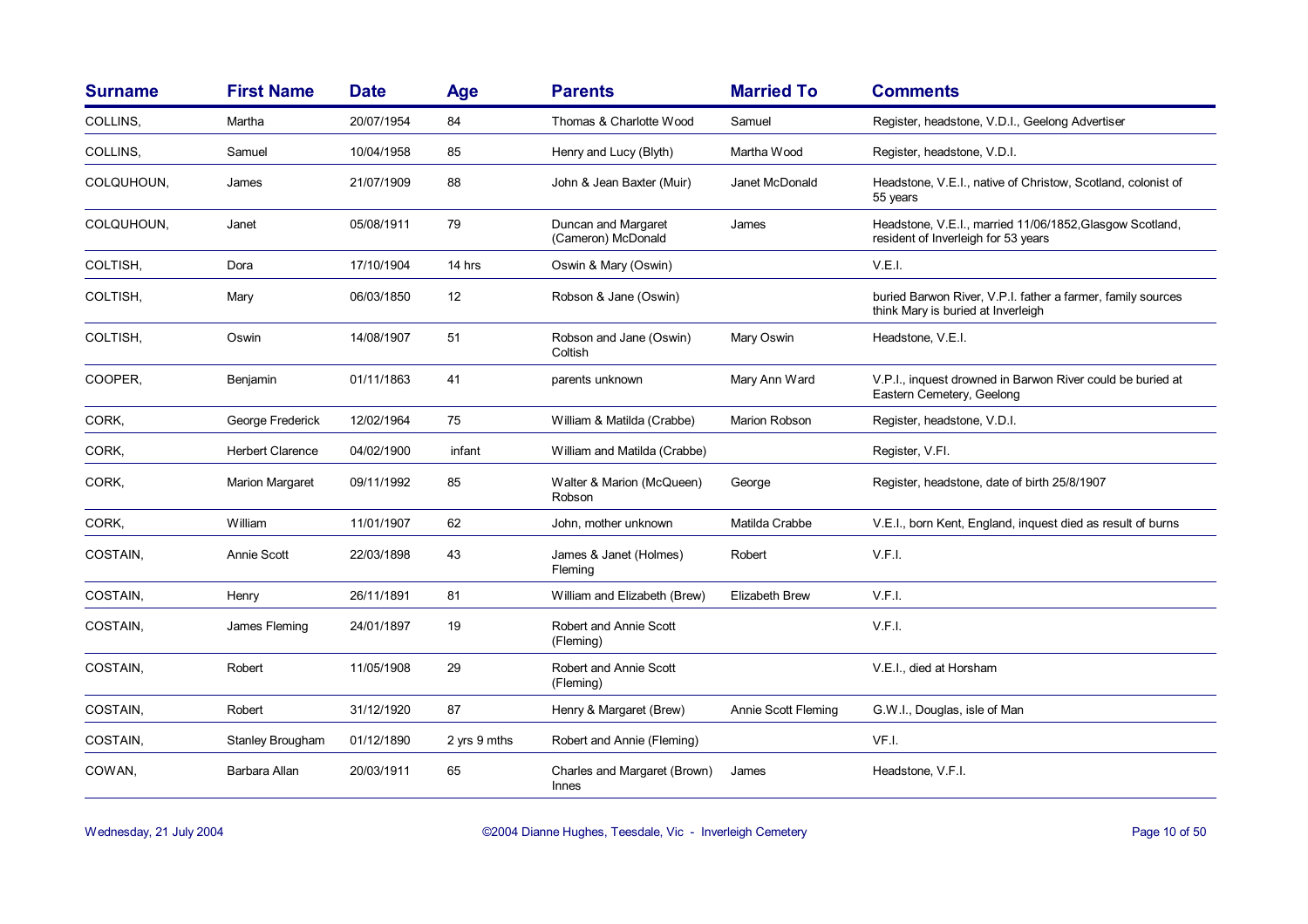| Surname | First Name | Date | Age | Parents | Married To | Comments |
|---|---|---|---|---|---|---|
| COLLINS, | Martha | 20/07/1954 | 84 | Thomas & Charlotte Wood | Samuel | Register, headstone, V.D.I., Geelong Advertiser |
| COLLINS, | Samuel | 10/04/1958 | 85 | Henry and Lucy (Blyth) | Martha Wood | Register, headstone, V.D.I. |
| COLQUHOUN, | James | 21/07/1909 | 88 | John & Jean Baxter (Muir) | Janet McDonald | Headstone, V.E.I., native of Christow, Scotland, colonist of 55 years |
| COLQUHOUN, | Janet | 05/08/1911 | 79 | Duncan and Margaret (Cameron) McDonald | James | Headstone, V.E.I., married 11/06/1852,Glasgow Scotland, resident of Inverleigh for 53 years |
| COLTISH, | Dora | 17/10/1904 | 14 hrs | Oswin & Mary (Oswin) | | V.E.I. |
| COLTISH, | Mary | 06/03/1850 | 12 | Robson & Jane (Oswin) | | buried Barwon River, V.P.I. father a farmer, family sources think Mary is buried at Inverleigh |
| COLTISH, | Oswin | 14/08/1907 | 51 | Robson and Jane (Oswin) Coltish | Mary Oswin | Headstone, V.E.I. |
| COOPER, | Benjamin | 01/11/1863 | 41 | parents unknown | Mary Ann Ward | V.P.I., inquest drowned in Barwon River could be buried at Eastern Cemetery, Geelong |
| CORK, | George Frederick | 12/02/1964 | 75 | William & Matilda (Crabbe) | Marion Robson | Register, headstone, V.D.I. |
| CORK, | Herbert Clarence | 04/02/1900 | infant | William and Matilda (Crabbe) | | Register, V.FI. |
| CORK, | Marion Margaret | 09/11/1992 | 85 | Walter & Marion (McQueen) Robson | George | Register, headstone, date of birth 25/8/1907 |
| CORK, | William | 11/01/1907 | 62 | John, mother unknown | Matilda Crabbe | V.E.I., born Kent, England, inquest died as result of burns |
| COSTAIN, | Annie Scott | 22/03/1898 | 43 | James & Janet (Holmes) Fleming | Robert | V.F.I. |
| COSTAIN, | Henry | 26/11/1891 | 81 | William and Elizabeth (Brew) | Elizabeth Brew | V.F.I. |
| COSTAIN, | James Fleming | 24/01/1897 | 19 | Robert and Annie Scott (Fleming) | | V.F.I. |
| COSTAIN, | Robert | 11/05/1908 | 29 | Robert and Annie Scott (Fleming) | | V.E.I., died at Horsham |
| COSTAIN, | Robert | 31/12/1920 | 87 | Henry & Margaret (Brew) | Annie Scott Fleming | G.W.I., Douglas, isle of Man |
| COSTAIN, | Stanley Brougham | 01/12/1890 | 2 yrs 9 mths | Robert and Annie (Fleming) | | VF.I. |
| COWAN, | Barbara Allan | 20/03/1911 | 65 | Charles and Margaret (Brown) Innes | James | Headstone, V.F.I. |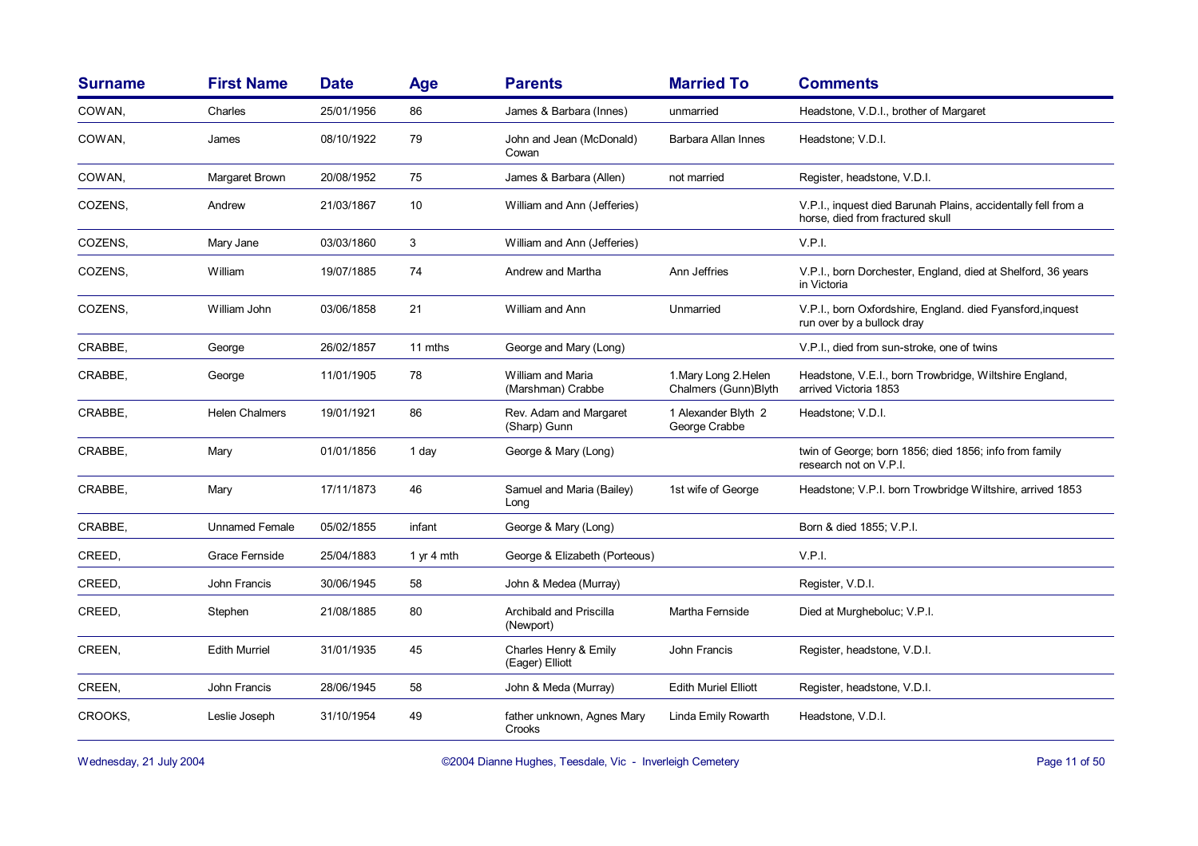| Surname | First Name | Date | Age | Parents | Married To | Comments |
|---|---|---|---|---|---|---|
| COWAN, | Charles | 25/01/1956 | 86 | James & Barbara (Innes) | unmarried | Headstone, V.D.I., brother of Margaret |
| COWAN, | James | 08/10/1922 | 79 | John and Jean (McDonald) Cowan | Barbara Allan Innes | Headstone; V.D.I. |
| COWAN, | Margaret Brown | 20/08/1952 | 75 | James & Barbara (Allen) | not married | Register, headstone, V.D.I. |
| COZENS, | Andrew | 21/03/1867 | 10 | William and Ann (Jefferies) | | V.P.I., inquest died Barunah Plains, accidentally fell from a horse, died from fractured skull |
| COZENS, | Mary Jane | 03/03/1860 | 3 | William and Ann (Jefferies) | | V.P.I. |
| COZENS, | William | 19/07/1885 | 74 | Andrew and Martha | Ann Jeffries | V.P.I., born Dorchester, England, died at Shelford, 36 years in Victoria |
| COZENS, | William John | 03/06/1858 | 21 | William and Ann | Unmarried | V.P.I., born Oxfordshire, England. died Fyansford,inquest run over by a bullock dray |
| CRABBE, | George | 26/02/1857 | 11 mths | George and Mary (Long) | | V.P.I., died from sun-stroke, one of twins |
| CRABBE, | George | 11/01/1905 | 78 | William and Maria (Marshman) Crabbe | 1.Mary Long 2.Helen Chalmers (Gunn)Blyth | Headstone, V.E.I., born Trowbridge, Wiltshire England, arrived Victoria 1853 |
| CRABBE, | Helen Chalmers | 19/01/1921 | 86 | Rev. Adam and Margaret (Sharp) Gunn | 1 Alexander Blyth 2 George Crabbe | Headstone; V.D.I. |
| CRABBE, | Mary | 01/01/1856 | 1 day | George & Mary (Long) | | twin of George; born 1856; died 1856; info from family research not on V.P.I. |
| CRABBE, | Mary | 17/11/1873 | 46 | Samuel and Maria (Bailey) Long | 1st wife of George | Headstone; V.P.I. born Trowbridge Wiltshire, arrived 1853 |
| CRABBE, | Unnamed Female | 05/02/1855 | infant | George & Mary (Long) | | Born & died 1855; V.P.I. |
| CREED, | Grace Fernside | 25/04/1883 | 1 yr 4 mth | George & Elizabeth (Porteous) | | V.P.I. |
| CREED, | John Francis | 30/06/1945 | 58 | John & Medea (Murray) | | Register, V.D.I. |
| CREED, | Stephen | 21/08/1885 | 80 | Archibald and Priscilla (Newport) | Martha Fernside | Died at Murgheboluc; V.P.I. |
| CREEN, | Edith Murriel | 31/01/1935 | 45 | Charles Henry & Emily (Eager) Elliott | John Francis | Register, headstone, V.D.I. |
| CREEN, | John Francis | 28/06/1945 | 58 | John & Meda (Murray) | Edith Muriel Elliott | Register, headstone, V.D.I. |
| CROOKS, | Leslie Joseph | 31/10/1954 | 49 | father unknown, Agnes Mary Crooks | Linda Emily Rowarth | Headstone, V.D.I. |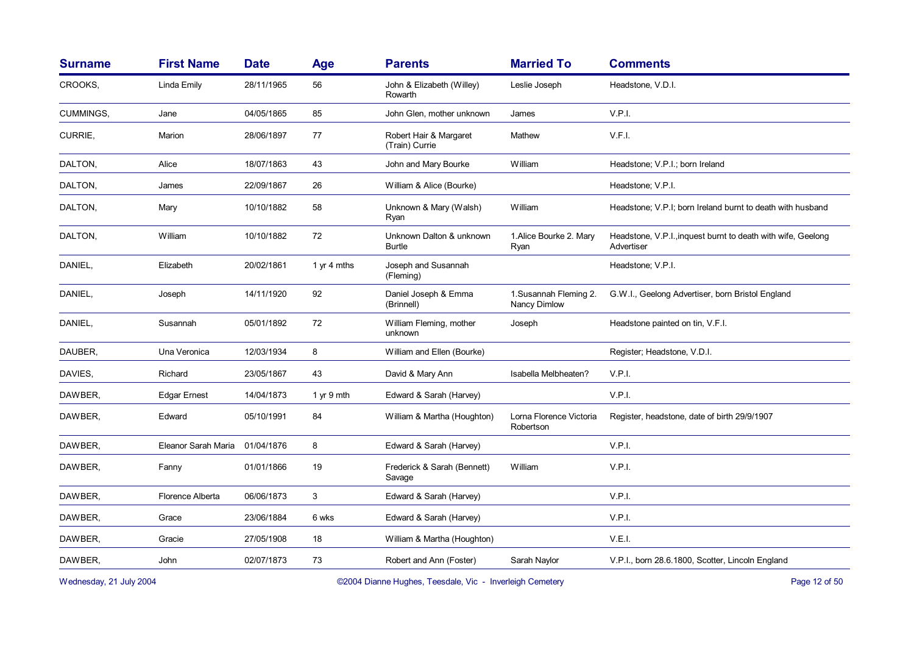| Surname | First Name | Date | Age | Parents | Married To | Comments |
|---|---|---|---|---|---|---|
| CROOKS, | Linda Emily | 28/11/1965 | 56 | John & Elizabeth (Willey) Rowarth | Leslie Joseph | Headstone, V.D.I. |
| CUMMINGS, | Jane | 04/05/1865 | 85 | John Glen, mother unknown | James | V.P.I. |
| CURRIE, | Marion | 28/06/1897 | 77 | Robert Hair & Margaret (Train) Currie | Mathew | V.F.I. |
| DALTON, | Alice | 18/07/1863 | 43 | John and Mary Bourke | William | Headstone; V.P.I.; born Ireland |
| DALTON, | James | 22/09/1867 | 26 | William & Alice (Bourke) | | Headstone; V.P.I. |
| DALTON, | Mary | 10/10/1882 | 58 | Unknown & Mary (Walsh) Ryan | William | Headstone; V.P.I; born Ireland burnt to death with husband |
| DALTON, | William | 10/10/1882 | 72 | Unknown Dalton & unknown Burtle | 1.Alice Bourke 2. Mary Ryan | Headstone, V.P.I.,inquest burnt to death with wife, Geelong Advertiser |
| DANIEL, | Elizabeth | 20/02/1861 | 1 yr 4 mths | Joseph and Susannah (Fleming) | | Headstone; V.P.I. |
| DANIEL, | Joseph | 14/11/1920 | 92 | Daniel Joseph & Emma (Brinnell) | 1.Susannah Fleming 2. Nancy Dimlow | G.W.I., Geelong Advertiser, born Bristol England |
| DANIEL, | Susannah | 05/01/1892 | 72 | William Fleming, mother unknown | Joseph | Headstone painted on tin, V.F.I. |
| DAUBER, | Una Veronica | 12/03/1934 | 8 | William and Ellen (Bourke) | | Register; Headstone, V.D.I. |
| DAVIES, | Richard | 23/05/1867 | 43 | David & Mary Ann | Isabella Melbheaten? | V.P.I. |
| DAWBER, | Edgar Ernest | 14/04/1873 | 1 yr 9 mth | Edward & Sarah (Harvey) | | V.P.I. |
| DAWBER, | Edward | 05/10/1991 | 84 | William & Martha (Houghton) | Lorna Florence Victoria Robertson | Register, headstone, date of birth 29/9/1907 |
| DAWBER, | Eleanor Sarah Maria | 01/04/1876 | 8 | Edward & Sarah (Harvey) | | V.P.I. |
| DAWBER, | Fanny | 01/01/1866 | 19 | Frederick & Sarah (Bennett) Savage | William | V.P.I. |
| DAWBER, | Florence Alberta | 06/06/1873 | 3 | Edward & Sarah (Harvey) | | V.P.I. |
| DAWBER, | Grace | 23/06/1884 | 6 wks | Edward & Sarah (Harvey) | | V.P.I. |
| DAWBER, | Gracie | 27/05/1908 | 18 | William & Martha (Houghton) | | V.E.I. |
| DAWBER, | John | 02/07/1873 | 73 | Robert and Ann (Foster) | Sarah Naylor | V.P.I., born 28.6.1800, Scotter, Lincoln England |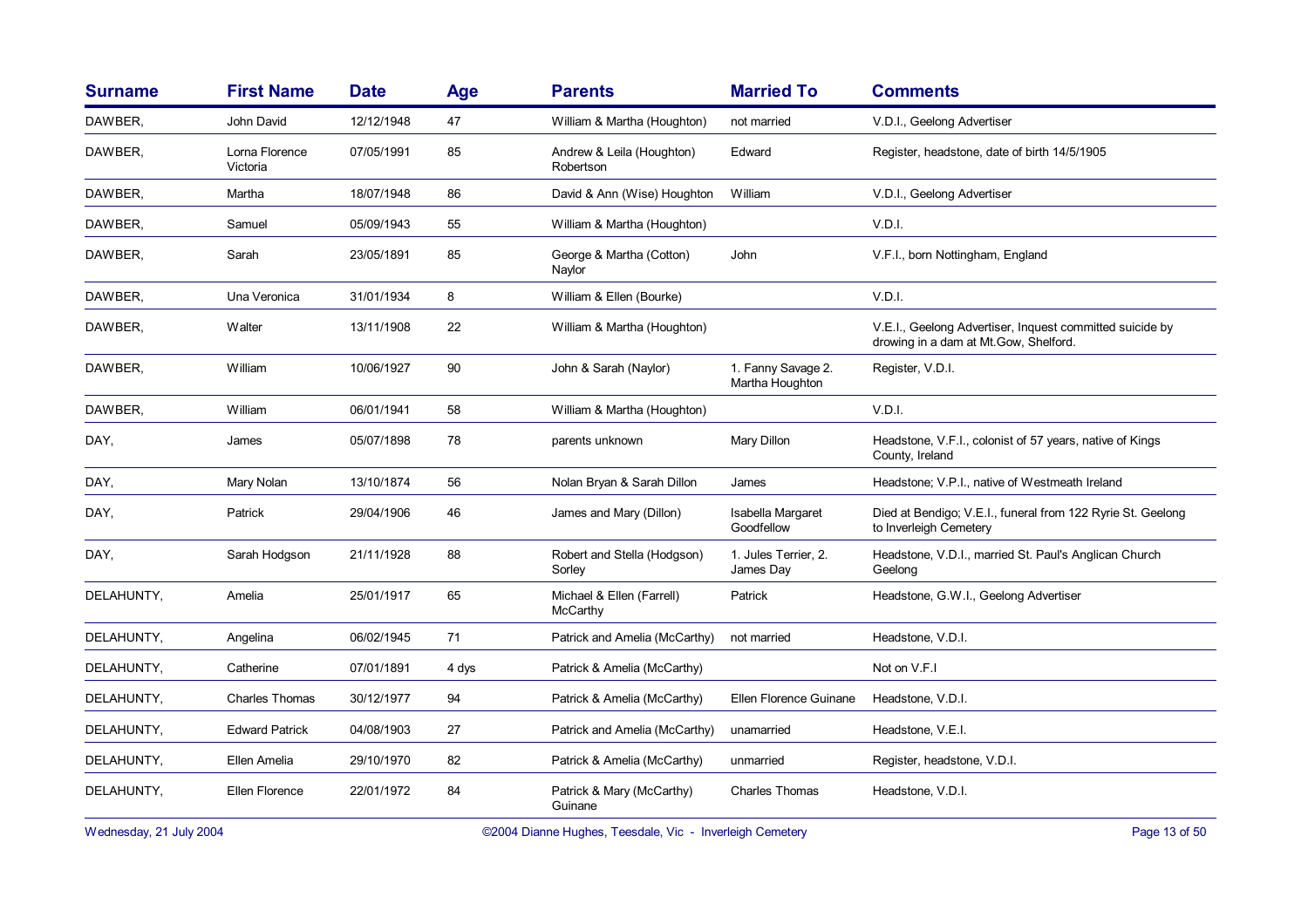| Surname | First Name | Date | Age | Parents | Married To | Comments |
|---|---|---|---|---|---|---|
| DAWBER, | John David | 12/12/1948 | 47 | William & Martha (Houghton) | not married | V.D.I., Geelong Advertiser |
| DAWBER, | Lorna Florence Victoria | 07/05/1991 | 85 | Andrew & Leila (Houghton) Robertson | Edward | Register, headstone, date of birth 14/5/1905 |
| DAWBER, | Martha | 18/07/1948 | 86 | David & Ann (Wise) Houghton | William | V.D.I., Geelong Advertiser |
| DAWBER, | Samuel | 05/09/1943 | 55 | William & Martha (Houghton) | | V.D.I. |
| DAWBER, | Sarah | 23/05/1891 | 85 | George & Martha (Cotton) Naylor | John | V.F.I., born Nottingham, England |
| DAWBER, | Una Veronica | 31/01/1934 | 8 | William & Ellen (Bourke) | | V.D.I. |
| DAWBER, | Walter | 13/11/1908 | 22 | William & Martha (Houghton) | | V.E.I., Geelong Advertiser, Inquest committed suicide by drowing in a dam at Mt.Gow, Shelford. |
| DAWBER, | William | 10/06/1927 | 90 | John & Sarah (Naylor) | 1. Fanny Savage 2. Martha Houghton | Register, V.D.I. |
| DAWBER, | William | 06/01/1941 | 58 | William & Martha (Houghton) | | V.D.I. |
| DAY, | James | 05/07/1898 | 78 | parents unknown | Mary Dillon | Headstone, V.F.I., colonist of 57 years, native of Kings County, Ireland |
| DAY, | Mary Nolan | 13/10/1874 | 56 | Nolan Bryan & Sarah Dillon | James | Headstone; V.P.I., native of Westmeath Ireland |
| DAY, | Patrick | 29/04/1906 | 46 | James and Mary (Dillon) | Isabella Margaret Goodfellow | Died at Bendigo; V.E.I., funeral from 122 Ryrie St. Geelong to Inverleigh Cemetery |
| DAY, | Sarah Hodgson | 21/11/1928 | 88 | Robert and Stella (Hodgson) Sorley | 1. Jules Terrier, 2. James Day | Headstone, V.D.I., married St. Paul's Anglican Church Geelong |
| DELAHUNTY, | Amelia | 25/01/1917 | 65 | Michael & Ellen (Farrell) McCarthy | Patrick | Headstone, G.W.I., Geelong Advertiser |
| DELAHUNTY, | Angelina | 06/02/1945 | 71 | Patrick and Amelia (McCarthy) | not married | Headstone, V.D.I. |
| DELAHUNTY, | Catherine | 07/01/1891 | 4 dys | Patrick & Amelia (McCarthy) | | Not on V.F.I |
| DELAHUNTY, | Charles Thomas | 30/12/1977 | 94 | Patrick & Amelia (McCarthy) | Ellen Florence Guinane | Headstone, V.D.I. |
| DELAHUNTY, | Edward Patrick | 04/08/1903 | 27 | Patrick and Amelia (McCarthy) | unamarried | Headstone, V.E.I. |
| DELAHUNTY, | Ellen Amelia | 29/10/1970 | 82 | Patrick & Amelia (McCarthy) | unmarried | Register, headstone, V.D.I. |
| DELAHUNTY, | Ellen Florence | 22/01/1972 | 84 | Patrick & Mary (McCarthy) Guinane | Charles Thomas | Headstone, V.D.I. |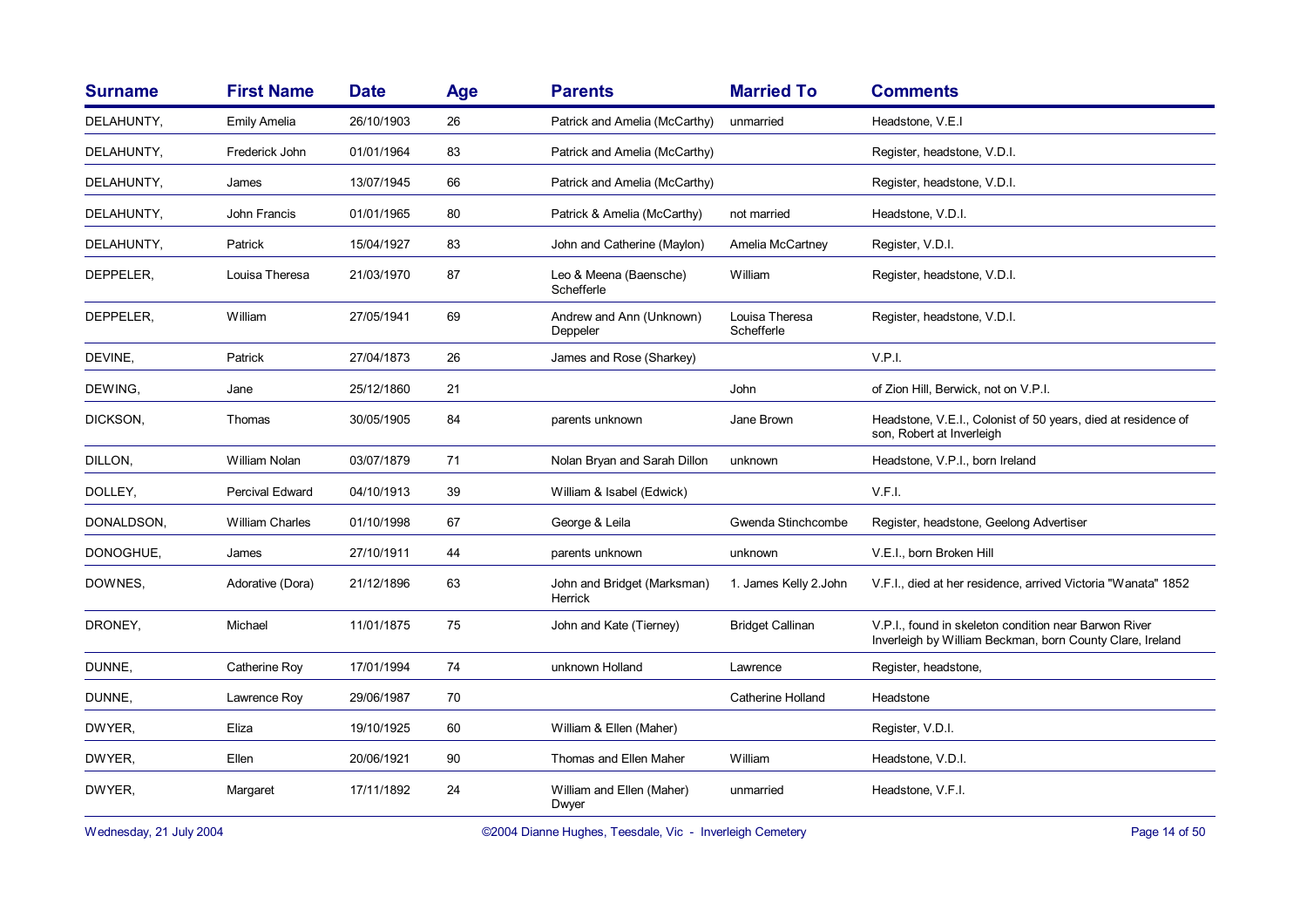| Surname | First Name | Date | Age | Parents | Married To | Comments |
|---|---|---|---|---|---|---|
| DELAHUNTY, | Emily Amelia | 26/10/1903 | 26 | Patrick and Amelia (McCarthy) | unmarried | Headstone, V.E.I |
| DELAHUNTY, | Frederick John | 01/01/1964 | 83 | Patrick and Amelia (McCarthy) | | Register, headstone, V.D.I. |
| DELAHUNTY, | James | 13/07/1945 | 66 | Patrick and Amelia (McCarthy) | | Register, headstone, V.D.I. |
| DELAHUNTY, | John Francis | 01/01/1965 | 80 | Patrick & Amelia (McCarthy) | not married | Headstone, V.D.I. |
| DELAHUNTY, | Patrick | 15/04/1927 | 83 | John and Catherine (Maylon) | Amelia McCartney | Register, V.D.I. |
| DEPPELER, | Louisa Theresa | 21/03/1970 | 87 | Leo & Meena (Baensche) Schefferle | William | Register, headstone, V.D.I. |
| DEPPELER, | William | 27/05/1941 | 69 | Andrew and Ann (Unknown) Deppeler | Louisa Theresa Schefferle | Register, headstone, V.D.I. |
| DEVINE, | Patrick | 27/04/1873 | 26 | James and Rose (Sharkey) | | V.P.I. |
| DEWING, | Jane | 25/12/1860 | 21 | | John | of Zion Hill, Berwick, not on V.P.I. |
| DICKSON, | Thomas | 30/05/1905 | 84 | parents unknown | Jane Brown | Headstone, V.E.I., Colonist of 50 years, died at residence of son, Robert at Inverleigh |
| DILLON, | William Nolan | 03/07/1879 | 71 | Nolan Bryan and Sarah Dillon | unknown | Headstone, V.P.I., born Ireland |
| DOLLEY, | Percival Edward | 04/10/1913 | 39 | William & Isabel (Edwick) | | V.F.I. |
| DONALDSON, | William Charles | 01/10/1998 | 67 | George & Leila | Gwenda Stinchcombe | Register, headstone, Geelong Advertiser |
| DONOGHUE, | James | 27/10/1911 | 44 | parents unknown | unknown | V.E.I., born Broken Hill |
| DOWNES, | Adorative (Dora) | 21/12/1896 | 63 | John and Bridget (Marksman) Herrick | 1. James Kelly 2.John | V.F.I., died at her residence, arrived Victoria "Wanata" 1852 |
| DRONEY, | Michael | 11/01/1875 | 75 | John and Kate (Tierney) | Bridget Callinan | V.P.I., found in skeleton condition near Barwon River Inverleigh by William Beckman, born County Clare, Ireland |
| DUNNE, | Catherine Roy | 17/01/1994 | 74 | unknown Holland | Lawrence | Register, headstone, |
| DUNNE, | Lawrence Roy | 29/06/1987 | 70 | | Catherine Holland | Headstone |
| DWYER, | Eliza | 19/10/1925 | 60 | William & Ellen (Maher) | | Register, V.D.I. |
| DWYER, | Ellen | 20/06/1921 | 90 | Thomas and Ellen Maher | William | Headstone, V.D.I. |
| DWYER, | Margaret | 17/11/1892 | 24 | William and Ellen (Maher) Dwyer | unmarried | Headstone, V.F.I. |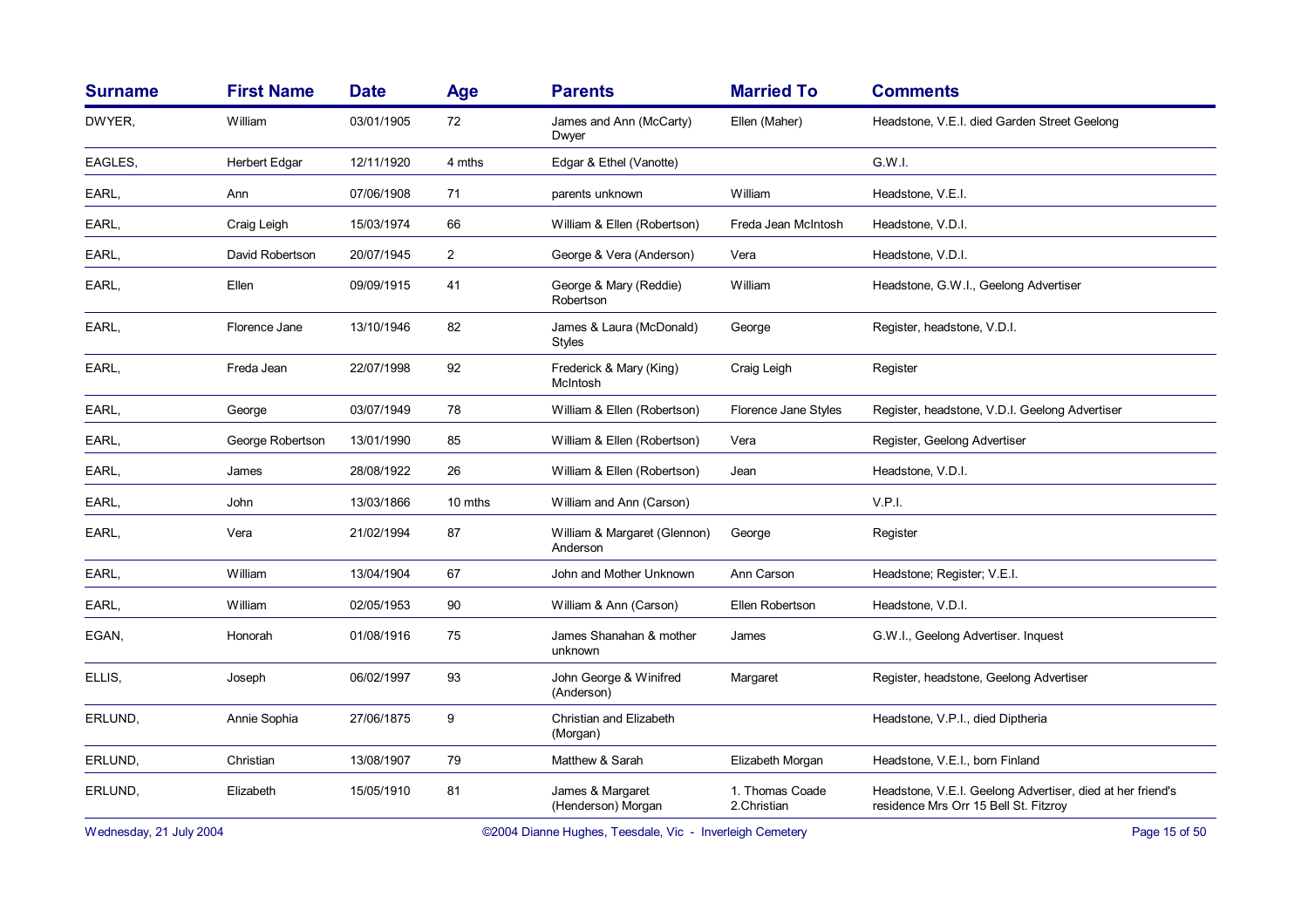| Surname | First Name | Date | Age | Parents | Married To | Comments |
|---|---|---|---|---|---|---|
| DWYER, | William | 03/01/1905 | 72 | James and Ann (McCarty) Dwyer | Ellen (Maher) | Headstone, V.E.I. died Garden Street Geelong |
| EAGLES, | Herbert Edgar | 12/11/1920 | 4 mths | Edgar & Ethel (Vanotte) | | G.W.I. |
| EARL, | Ann | 07/06/1908 | 71 | parents unknown | William | Headstone, V.E.I. |
| EARL, | Craig Leigh | 15/03/1974 | 66 | William & Ellen (Robertson) | Freda Jean McIntosh | Headstone, V.D.I. |
| EARL, | David Robertson | 20/07/1945 | 2 | George & Vera (Anderson) | Vera | Headstone, V.D.I. |
| EARL, | Ellen | 09/09/1915 | 41 | George & Mary (Reddie) Robertson | William | Headstone, G.W.I., Geelong Advertiser |
| EARL, | Florence Jane | 13/10/1946 | 82 | James & Laura (McDonald) Styles | George | Register, headstone, V.D.I. |
| EARL, | Freda Jean | 22/07/1998 | 92 | Frederick & Mary (King) McIntosh | Craig Leigh | Register |
| EARL, | George | 03/07/1949 | 78 | William & Ellen (Robertson) | Florence Jane Styles | Register, headstone, V.D.I. Geelong Advertiser |
| EARL, | George Robertson | 13/01/1990 | 85 | William & Ellen (Robertson) | Vera | Register, Geelong Advertiser |
| EARL, | James | 28/08/1922 | 26 | William & Ellen (Robertson) | Jean | Headstone, V.D.I. |
| EARL, | John | 13/03/1866 | 10 mths | William and Ann (Carson) | | V.P.I. |
| EARL, | Vera | 21/02/1994 | 87 | William & Margaret (Glennon) Anderson | George | Register |
| EARL, | William | 13/04/1904 | 67 | John and Mother Unknown | Ann Carson | Headstone; Register; V.E.I. |
| EARL, | William | 02/05/1953 | 90 | William & Ann (Carson) | Ellen Robertson | Headstone, V.D.I. |
| EGAN, | Honorah | 01/08/1916 | 75 | James Shanahan & mother unknown | James | G.W.I., Geelong Advertiser. Inquest |
| ELLIS, | Joseph | 06/02/1997 | 93 | John George & Winifred (Anderson) | Margaret | Register, headstone, Geelong Advertiser |
| ERLUND, | Annie Sophia | 27/06/1875 | 9 | Christian and Elizabeth (Morgan) | | Headstone, V.P.I., died Diptheria |
| ERLUND, | Christian | 13/08/1907 | 79 | Matthew & Sarah | Elizabeth Morgan | Headstone, V.E.I., born Finland |
| ERLUND, | Elizabeth | 15/05/1910 | 81 | James & Margaret (Henderson) Morgan | 1. Thomas Coade 2.Christian | Headstone, V.E.I. Geelong Advertiser, died at her friend's residence Mrs Orr 15 Bell St. Fitzroy |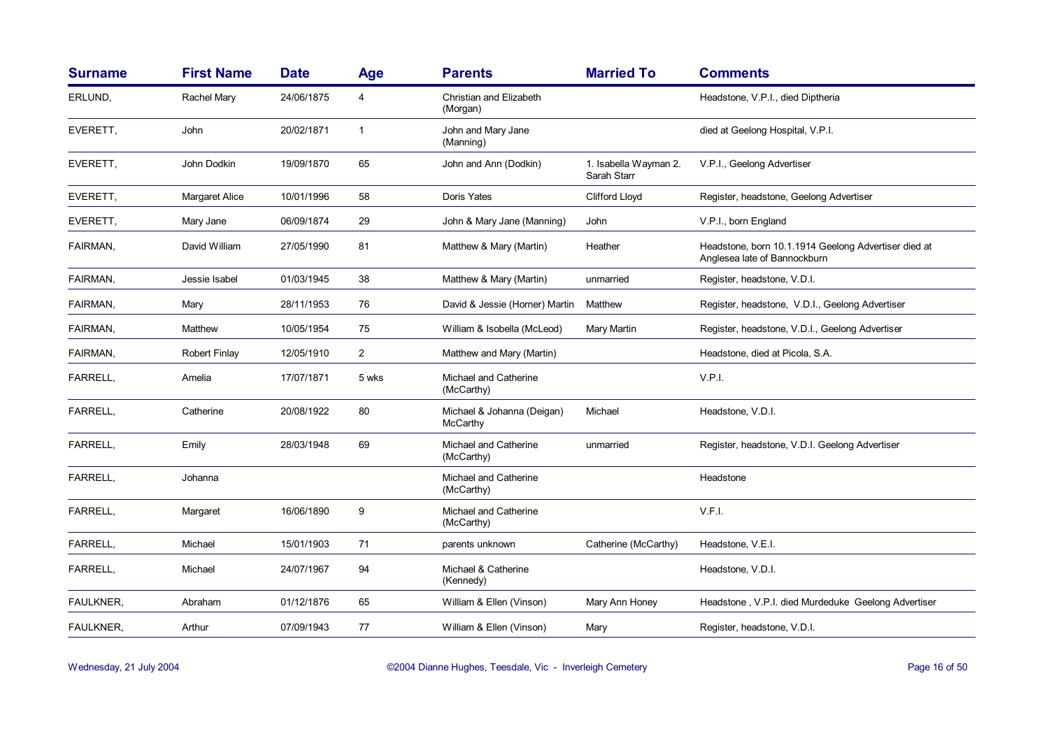| Surname | First Name | Date | Age | Parents | Married To | Comments |
|---|---|---|---|---|---|---|
| ERLUND, | Rachel Mary | 24/06/1875 | 4 | Christian and Elizabeth (Morgan) | | Headstone, V.P.I., died Diptheria |
| EVERETT, | John | 20/02/1871 | 1 | John and Mary Jane (Manning) | | died at Geelong Hospital, V.P.I. |
| EVERETT, | John Dodkin | 19/09/1870 | 65 | John and Ann (Dodkin) | 1. Isabella Wayman 2. Sarah Starr | V.P.I., Geelong Advertiser |
| EVERETT, | Margaret Alice | 10/01/1996 | 58 | Doris Yates | Clifford Lloyd | Register, headstone, Geelong Advertiser |
| EVERETT, | Mary Jane | 06/09/1874 | 29 | John & Mary Jane (Manning) | John | V.P.I., born England |
| FAIRMAN, | David William | 27/05/1990 | 81 | Matthew & Mary (Martin) | Heather | Headstone, born 10.1.1914 Geelong Advertiser died at Anglesea late of Bannockburn |
| FAIRMAN, | Jessie Isabel | 01/03/1945 | 38 | Matthew & Mary (Martin) | unmarried | Register, headstone, V.D.I. |
| FAIRMAN, | Mary | 28/11/1953 | 76 | David & Jessie (Horner) Martin | Matthew | Register, headstone, V.D.I., Geelong Advertiser |
| FAIRMAN, | Matthew | 10/05/1954 | 75 | William & Isobella (McLeod) | Mary Martin | Register, headstone, V.D.I., Geelong Advertiser |
| FAIRMAN, | Robert Finlay | 12/05/1910 | 2 | Matthew and Mary (Martin) | | Headstone, died at Picola, S.A. |
| FARRELL, | Amelia | 17/07/1871 | 5 wks | Michael and Catherine (McCarthy) | | V.P.I. |
| FARRELL, | Catherine | 20/08/1922 | 80 | Michael & Johanna (Deigan) McCarthy | Michael | Headstone, V.D.I. |
| FARRELL, | Emily | 28/03/1948 | 69 | Michael and Catherine (McCarthy) | unmarried | Register, headstone, V.D.I. Geelong Advertiser |
| FARRELL, | Johanna | | | Michael and Catherine (McCarthy) | | Headstone |
| FARRELL, | Margaret | 16/06/1890 | 9 | Michael and Catherine (McCarthy) | | V.F.I. |
| FARRELL, | Michael | 15/01/1903 | 71 | parents unknown | Catherine (McCarthy) | Headstone, V.E.I. |
| FARRELL, | Michael | 24/07/1967 | 94 | Michael & Catherine (Kennedy) | | Headstone, V.D.I. |
| FAULKNER, | Abraham | 01/12/1876 | 65 | William & Ellen (Vinson) | Mary Ann Honey | Headstone , V.P.I. died Murdeduke Geelong Advertiser |
| FAULKNER, | Arthur | 07/09/1943 | 77 | William & Ellen (Vinson) | Mary | Register, headstone, V.D.I. |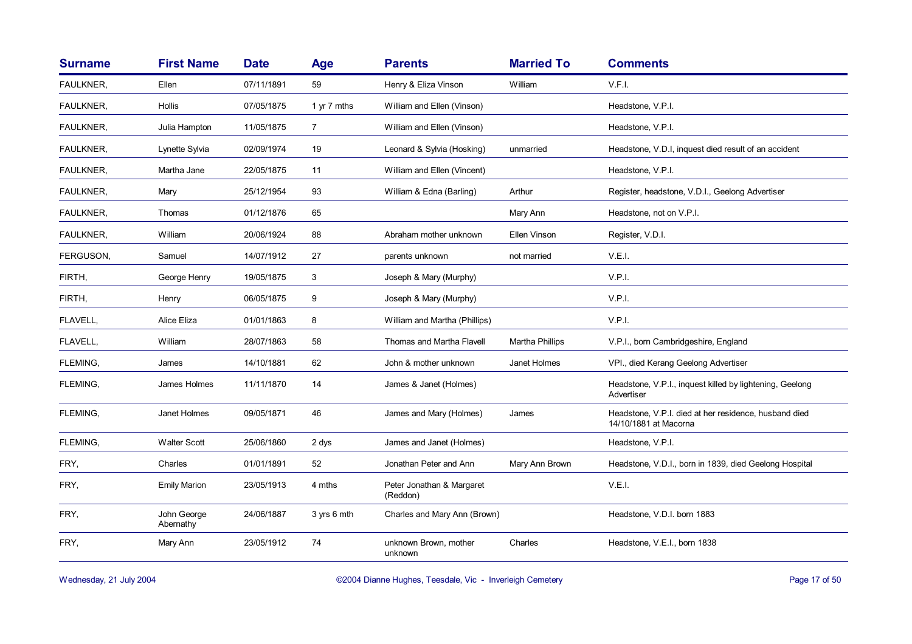| Surname | First Name | Date | Age | Parents | Married To | Comments |
|---|---|---|---|---|---|---|
| FAULKNER, | Ellen | 07/11/1891 | 59 | Henry & Eliza Vinson | William | V.F.I. |
| FAULKNER, | Hollis | 07/05/1875 | 1 yr 7 mths | William and Ellen (Vinson) | | Headstone, V.P.I. |
| FAULKNER, | Julia Hampton | 11/05/1875 | 7 | William and Ellen (Vinson) | | Headstone, V.P.I. |
| FAULKNER, | Lynette Sylvia | 02/09/1974 | 19 | Leonard & Sylvia (Hosking) | unmarried | Headstone, V.D.I, inquest died result of an accident |
| FAULKNER, | Martha Jane | 22/05/1875 | 11 | William and Ellen (Vincent) | | Headstone, V.P.I. |
| FAULKNER, | Mary | 25/12/1954 | 93 | William & Edna (Barling) | Arthur | Register, headstone, V.D.I., Geelong Advertiser |
| FAULKNER, | Thomas | 01/12/1876 | 65 | | Mary Ann | Headstone, not on V.P.I. |
| FAULKNER, | William | 20/06/1924 | 88 | Abraham mother unknown | Ellen Vinson | Register, V.D.I. |
| FERGUSON, | Samuel | 14/07/1912 | 27 | parents unknown | not married | V.E.I. |
| FIRTH, | George Henry | 19/05/1875 | 3 | Joseph & Mary (Murphy) | | V.P.I. |
| FIRTH, | Henry | 06/05/1875 | 9 | Joseph & Mary (Murphy) | | V.P.I. |
| FLAVELL, | Alice Eliza | 01/01/1863 | 8 | William and Martha (Phillips) | | V.P.I. |
| FLAVELL, | William | 28/07/1863 | 58 | Thomas and Martha Flavell | Martha Phillips | V.P.I., born Cambridgeshire, England |
| FLEMING, | James | 14/10/1881 | 62 | John & mother unknown | Janet Holmes | VPI., died Kerang Geelong Advertiser |
| FLEMING, | James Holmes | 11/11/1870 | 14 | James & Janet (Holmes) | | Headstone, V.P.I., inquest killed by lightening, Geelong Advertiser |
| FLEMING, | Janet Holmes | 09/05/1871 | 46 | James and Mary (Holmes) | James | Headstone, V.P.I. died at her residence, husband died 14/10/1881 at Macorna |
| FLEMING, | Walter Scott | 25/06/1860 | 2 dys | James and Janet (Holmes) | | Headstone, V.P.I. |
| FRY, | Charles | 01/01/1891 | 52 | Jonathan Peter and Ann | Mary Ann Brown | Headstone, V.D.I., born in 1839, died Geelong Hospital |
| FRY, | Emily Marion | 23/05/1913 | 4 mths | Peter Jonathan & Margaret (Reddon) | | V.E.I. |
| FRY, | John George Abernathy | 24/06/1887 | 3 yrs 6 mth | Charles and Mary Ann (Brown) | | Headstone, V.D.I. born 1883 |
| FRY, | Mary Ann | 23/05/1912 | 74 | unknown Brown, mother unknown | Charles | Headstone, V.E.I., born 1838 |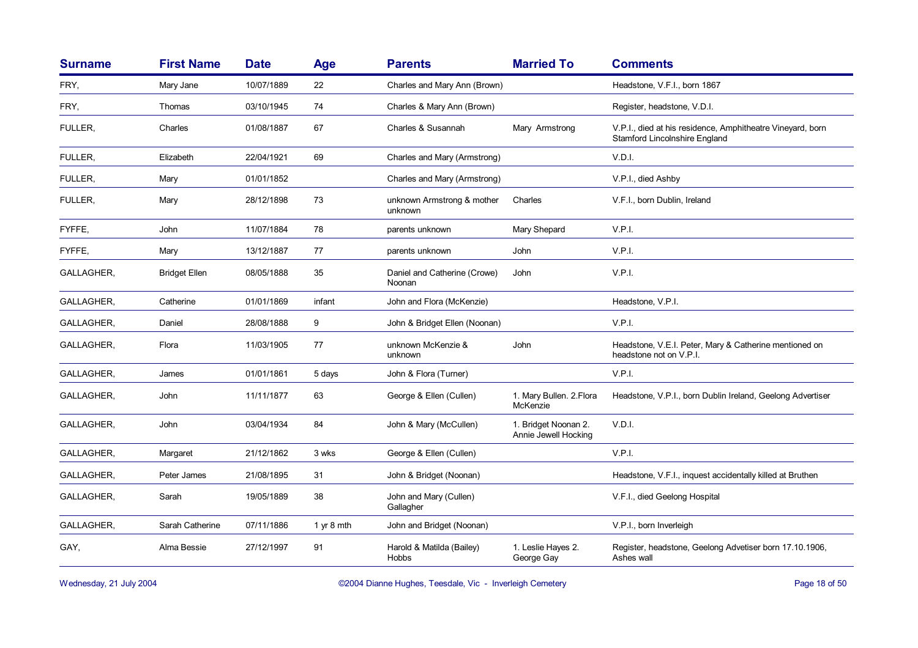| Surname | First Name | Date | Age | Parents | Married To | Comments |
| --- | --- | --- | --- | --- | --- | --- |
| FRY, | Mary Jane | 10/07/1889 | 22 | Charles and Mary Ann (Brown) | | Headstone, V.F.I., born 1867 |
| FRY, | Thomas | 03/10/1945 | 74 | Charles & Mary Ann (Brown) | | Register, headstone, V.D.I. |
| FULLER, | Charles | 01/08/1887 | 67 | Charles & Susannah | Mary Armstrong | V.P.I., died at his residence, Amphitheatre Vineyard, born Stamford Lincolnshire England |
| FULLER, | Elizabeth | 22/04/1921 | 69 | Charles and Mary (Armstrong) | | V.D.I. |
| FULLER, | Mary | 01/01/1852 | | Charles and Mary (Armstrong) | | V.P.I., died Ashby |
| FULLER, | Mary | 28/12/1898 | 73 | unknown Armstrong & mother unknown | Charles | V.F.I., born Dublin, Ireland |
| FYFFE, | John | 11/07/1884 | 78 | parents unknown | Mary Shepard | V.P.I. |
| FYFFE, | Mary | 13/12/1887 | 77 | parents unknown | John | V.P.I. |
| GALLAGHER, | Bridget Ellen | 08/05/1888 | 35 | Daniel and Catherine (Crowe) Noonan | John | V.P.I. |
| GALLAGHER, | Catherine | 01/01/1869 | infant | John and Flora (McKenzie) | | Headstone, V.P.I. |
| GALLAGHER, | Daniel | 28/08/1888 | 9 | John & Bridget Ellen (Noonan) | | V.P.I. |
| GALLAGHER, | Flora | 11/03/1905 | 77 | unknown McKenzie & unknown | John | Headstone, V.E.I. Peter, Mary & Catherine mentioned on headstone not on V.P.I. |
| GALLAGHER, | James | 01/01/1861 | 5 days | John & Flora (Turner) | | V.P.I. |
| GALLAGHER, | John | 11/11/1877 | 63 | George & Ellen (Cullen) | 1. Mary Bullen. 2.Flora McKenzie | Headstone, V.P.I., born Dublin Ireland, Geelong Advertiser |
| GALLAGHER, | John | 03/04/1934 | 84 | John & Mary (McCullen) | 1. Bridget Noonan 2. Annie Jewell Hocking | V.D.I. |
| GALLAGHER, | Margaret | 21/12/1862 | 3 wks | George & Ellen (Cullen) | | V.P.I. |
| GALLAGHER, | Peter James | 21/08/1895 | 31 | John & Bridget (Noonan) | | Headstone, V.F.I., inquest accidentally killed at Bruthen |
| GALLAGHER, | Sarah | 19/05/1889 | 38 | John and Mary (Cullen) Gallagher | | V.F.I., died Geelong Hospital |
| GALLAGHER, | Sarah Catherine | 07/11/1886 | 1 yr 8 mth | John and Bridget (Noonan) | | V.P.I., born Inverleigh |
| GAY, | Alma Bessie | 27/12/1997 | 91 | Harold & Matilda (Bailey) Hobbs | 1. Leslie Hayes 2. George Gay | Register, headstone, Geelong Advetiser born 17.10.1906, Ashes wall |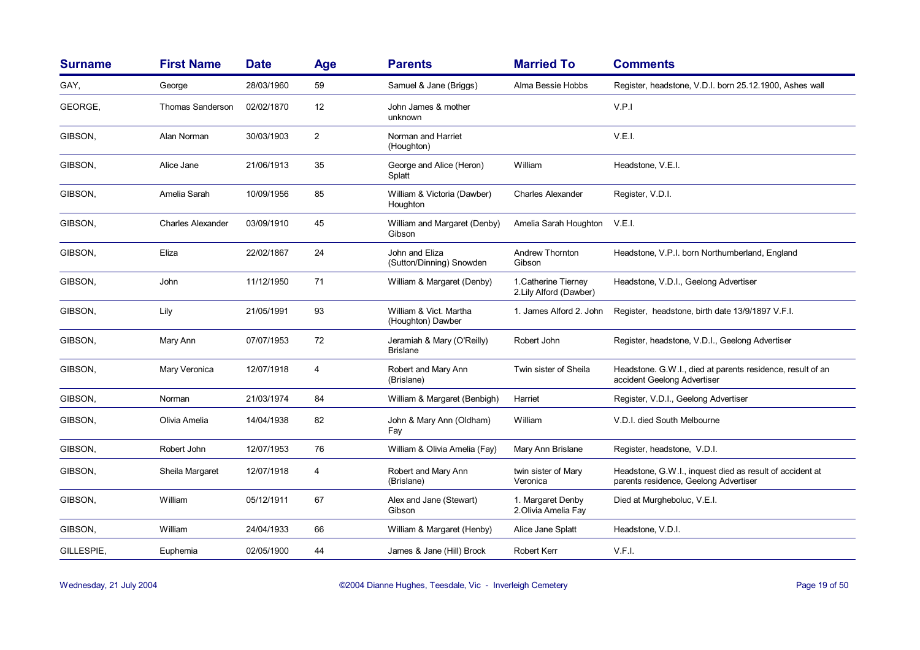| Surname | First Name | Date | Age | Parents | Married To | Comments |
|---|---|---|---|---|---|---|
| GAY, | George | 28/03/1960 | 59 | Samuel & Jane (Briggs) | Alma Bessie Hobbs | Register, headstone, V.D.I. born 25.12.1900, Ashes wall |
| GEORGE, | Thomas Sanderson | 02/02/1870 | 12 | John James & mother unknown | | V.P.I |
| GIBSON, | Alan Norman | 30/03/1903 | 2 | Norman and Harriet (Houghton) | | V.E.I. |
| GIBSON, | Alice Jane | 21/06/1913 | 35 | George and Alice (Heron) Splatt | William | Headstone, V.E.I. |
| GIBSON, | Amelia Sarah | 10/09/1956 | 85 | William & Victoria (Dawber) Houghton | Charles Alexander | Register, V.D.I. |
| GIBSON, | Charles Alexander | 03/09/1910 | 45 | William and Margaret (Denby) Gibson | Amelia Sarah Houghton | V.E.I. |
| GIBSON, | Eliza | 22/02/1867 | 24 | John and Eliza (Sutton/Dinning) Snowden | Andrew Thornton Gibson | Headstone, V.P.I. born Northumberland, England |
| GIBSON, | John | 11/12/1950 | 71 | William & Margaret (Denby) | 1.Catherine Tierney 2.Lily Alford (Dawber) | Headstone, V.D.I., Geelong Advertiser |
| GIBSON, | Lily | 21/05/1991 | 93 | William & Vict. Martha (Houghton) Dawber | 1. James Alford 2. John | Register, headstone, birth date 13/9/1897 V.F.I. |
| GIBSON, | Mary Ann | 07/07/1953 | 72 | Jeramiah & Mary (O'Reilly) Brislane | Robert John | Register, headstone, V.D.I., Geelong Advertiser |
| GIBSON, | Mary Veronica | 12/07/1918 | 4 | Robert and Mary Ann (Brislane) | Twin sister of Sheila | Headstone. G.W.I., died at parents residence, result of an accident Geelong Advertiser |
| GIBSON, | Norman | 21/03/1974 | 84 | William & Margaret (Benbigh) | Harriet | Register, V.D.I., Geelong Advertiser |
| GIBSON, | Olivia Amelia | 14/04/1938 | 82 | John & Mary Ann (Oldham) Fay | William | V.D.I. died South Melbourne |
| GIBSON, | Robert John | 12/07/1953 | 76 | William & Olivia Amelia (Fay) | Mary Ann Brislane | Register, headstone, V.D.I. |
| GIBSON, | Sheila Margaret | 12/07/1918 | 4 | Robert and Mary Ann (Brislane) | twin sister of Mary Veronica | Headstone, G.W.I., inquest died as result of accident at parents residence, Geelong Advertiser |
| GIBSON, | William | 05/12/1911 | 67 | Alex and Jane (Stewart) Gibson | 1. Margaret Denby 2.Olivia Amelia Fay | Died at Murgheboluc, V.E.I. |
| GIBSON, | William | 24/04/1933 | 66 | William & Margaret (Henby) | Alice Jane Splatt | Headstone, V.D.I. |
| GILLESPIE, | Euphemia | 02/05/1900 | 44 | James & Jane (Hill) Brock | Robert Kerr | V.F.I. |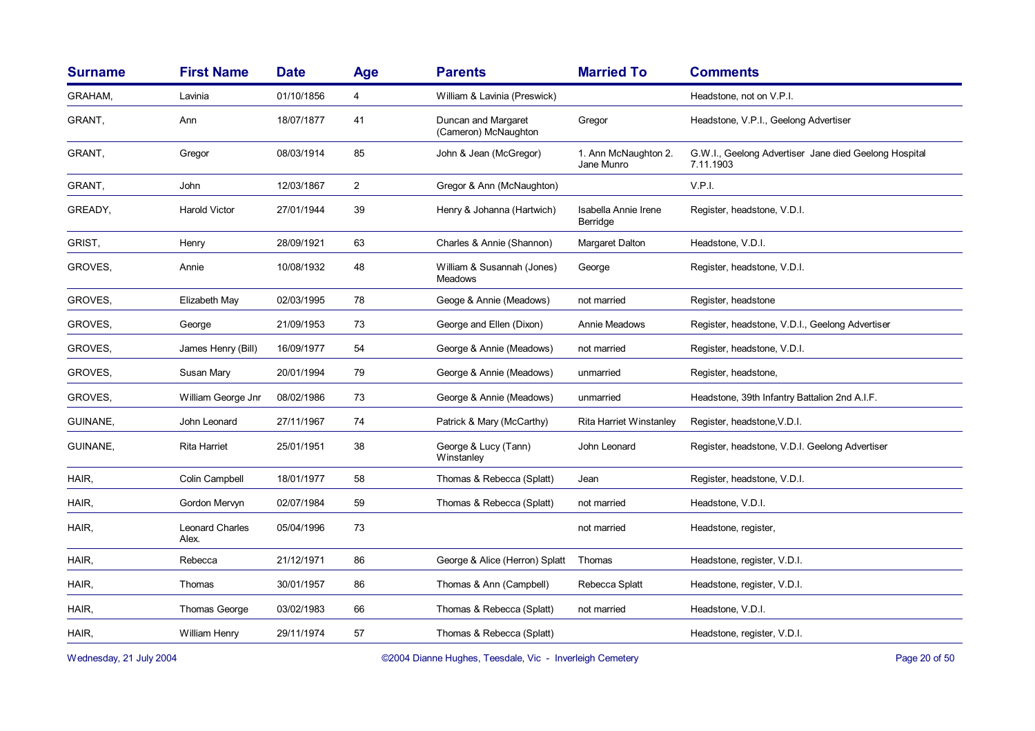| Surname | First Name | Date | Age | Parents | Married To | Comments |
|---|---|---|---|---|---|---|
| GRAHAM, | Lavinia | 01/10/1856 | 4 | William & Lavinia (Preswick) | | Headstone, not on V.P.I. |
| GRANT, | Ann | 18/07/1877 | 41 | Duncan and Margaret (Cameron) McNaughton | Gregor | Headstone, V.P.I., Geelong Advertiser |
| GRANT, | Gregor | 08/03/1914 | 85 | John & Jean (McGregor) | 1. Ann McNaughton 2. Jane Munro | G.W.I., Geelong Advertiser Jane died Geelong Hospital 7.11.1903 |
| GRANT, | John | 12/03/1867 | 2 | Gregor & Ann (McNaughton) | | V.P.I. |
| GREADY, | Harold Victor | 27/01/1944 | 39 | Henry & Johanna (Hartwich) | Isabella Annie Irene Berridge | Register, headstone, V.D.I. |
| GRIST, | Henry | 28/09/1921 | 63 | Charles & Annie (Shannon) | Margaret Dalton | Headstone, V.D.I. |
| GROVES, | Annie | 10/08/1932 | 48 | William & Susannah (Jones) Meadows | George | Register, headstone, V.D.I. |
| GROVES, | Elizabeth May | 02/03/1995 | 78 | Geoge & Annie (Meadows) | not married | Register, headstone |
| GROVES, | George | 21/09/1953 | 73 | George and Ellen (Dixon) | Annie Meadows | Register, headstone, V.D.I., Geelong Advertiser |
| GROVES, | James Henry (Bill) | 16/09/1977 | 54 | George & Annie (Meadows) | not married | Register, headstone, V.D.I. |
| GROVES, | Susan Mary | 20/01/1994 | 79 | George & Annie (Meadows) | unmarried | Register, headstone, |
| GROVES, | William George Jnr | 08/02/1986 | 73 | George & Annie (Meadows) | unmarried | Headstone, 39th Infantry Battalion 2nd A.I.F. |
| GUINANE, | John Leonard | 27/11/1967 | 74 | Patrick & Mary (McCarthy) | Rita Harriet Winstanley | Register, headstone,V.D.I. |
| GUINANE, | Rita Harriet | 25/01/1951 | 38 | George & Lucy (Tann) Winstanley | John Leonard | Register, headstone, V.D.I. Geelong Advertiser |
| HAIR, | Colin Campbell | 18/01/1977 | 58 | Thomas & Rebecca (Splatt) | Jean | Register, headstone, V.D.I. |
| HAIR, | Gordon Mervyn | 02/07/1984 | 59 | Thomas & Rebecca (Splatt) | not married | Headstone, V.D.I. |
| HAIR, | Leonard Charles Alex. | 05/04/1996 | 73 | | not married | Headstone, register, |
| HAIR, | Rebecca | 21/12/1971 | 86 | George & Alice (Herron) Splatt | Thomas | Headstone, register, V.D.I. |
| HAIR, | Thomas | 30/01/1957 | 86 | Thomas & Ann (Campbell) | Rebecca Splatt | Headstone, register, V.D.I. |
| HAIR, | Thomas George | 03/02/1983 | 66 | Thomas & Rebecca (Splatt) | not married | Headstone, V.D.I. |
| HAIR, | William Henry | 29/11/1974 | 57 | Thomas & Rebecca (Splatt) | | Headstone, register, V.D.I. |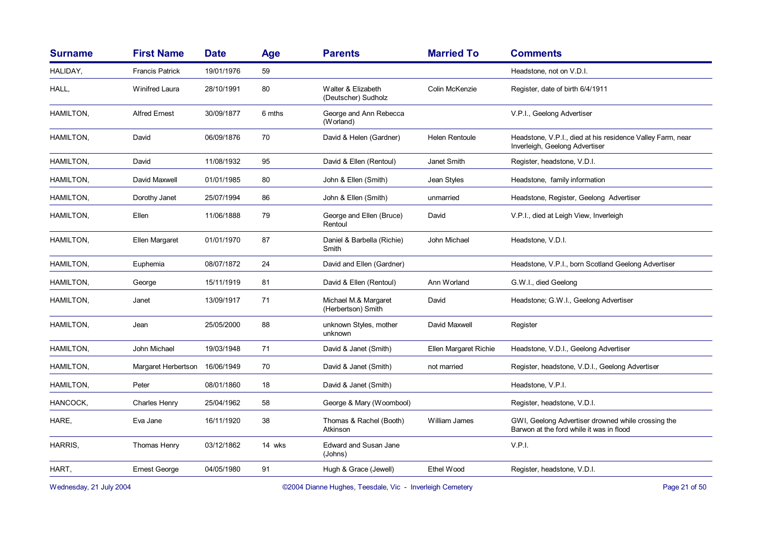| Surname | First Name | Date | Age | Parents | Married To | Comments |
|---|---|---|---|---|---|---|
| HALIDAY, | Francis Patrick | 19/01/1976 | 59 | | | Headstone, not on V.D.I. |
| HALL, | Winifred Laura | 28/10/1991 | 80 | Walter & Elizabeth (Deutscher) Sudholz | Colin McKenzie | Register, date of birth 6/4/1911 |
| HAMILTON, | Alfred Ernest | 30/09/1877 | 6 mths | George and Ann Rebecca (Worland) | | V.P.I., Geelong Advertiser |
| HAMILTON, | David | 06/09/1876 | 70 | David & Helen (Gardner) | Helen Rentoule | Headstone, V.P.I., died at his residence Valley Farm, near Inverleigh, Geelong Advertiser |
| HAMILTON, | David | 11/08/1932 | 95 | David & Ellen (Rentoul) | Janet Smith | Register, headstone, V.D.I. |
| HAMILTON, | David Maxwell | 01/01/1985 | 80 | John & Ellen (Smith) | Jean Styles | Headstone, family information |
| HAMILTON, | Dorothy Janet | 25/07/1994 | 86 | John & Ellen (Smith) | unmarried | Headstone, Register, Geelong Advertiser |
| HAMILTON, | Ellen | 11/06/1888 | 79 | George and Ellen (Bruce) Rentoul | David | V.P.I., died at Leigh View, Inverleigh |
| HAMILTON, | Ellen Margaret | 01/01/1970 | 87 | Daniel & Barbella (Richie) Smith | John Michael | Headstone, V.D.I. |
| HAMILTON, | Euphemia | 08/07/1872 | 24 | David and Ellen (Gardner) | | Headstone, V.P.I., born Scotland Geelong Advertiser |
| HAMILTON, | George | 15/11/1919 | 81 | David & Ellen (Rentoul) | Ann Worland | G.W.I., died Geelong |
| HAMILTON, | Janet | 13/09/1917 | 71 | Michael M.& Margaret (Herbertson) Smith | David | Headstone; G.W.I., Geelong Advertiser |
| HAMILTON, | Jean | 25/05/2000 | 88 | unknown Styles, mother unknown | David Maxwell | Register |
| HAMILTON, | John Michael | 19/03/1948 | 71 | David & Janet (Smith) | Ellen Margaret Richie | Headstone, V.D.I., Geelong Advertiser |
| HAMILTON, | Margaret Herbertson | 16/06/1949 | 70 | David & Janet (Smith) | not married | Register, headstone, V.D.I., Geelong Advertiser |
| HAMILTON, | Peter | 08/01/1860 | 18 | David & Janet (Smith) | | Headstone, V.P.I. |
| HANCOCK, | Charles Henry | 25/04/1962 | 58 | George & Mary (Woombool) | | Register, headstone, V.D.I. |
| HARE, | Eva Jane | 16/11/1920 | 38 | Thomas & Rachel (Booth) Atkinson | William James | GWI, Geelong Advertiser drowned while crossing the Barwon at the ford while it was in flood |
| HARRIS, | Thomas Henry | 03/12/1862 | 14 wks | Edward and Susan Jane (Johns) | | V.P.I. |
| HART, | Ernest George | 04/05/1980 | 91 | Hugh & Grace (Jewell) | Ethel Wood | Register, headstone, V.D.I. |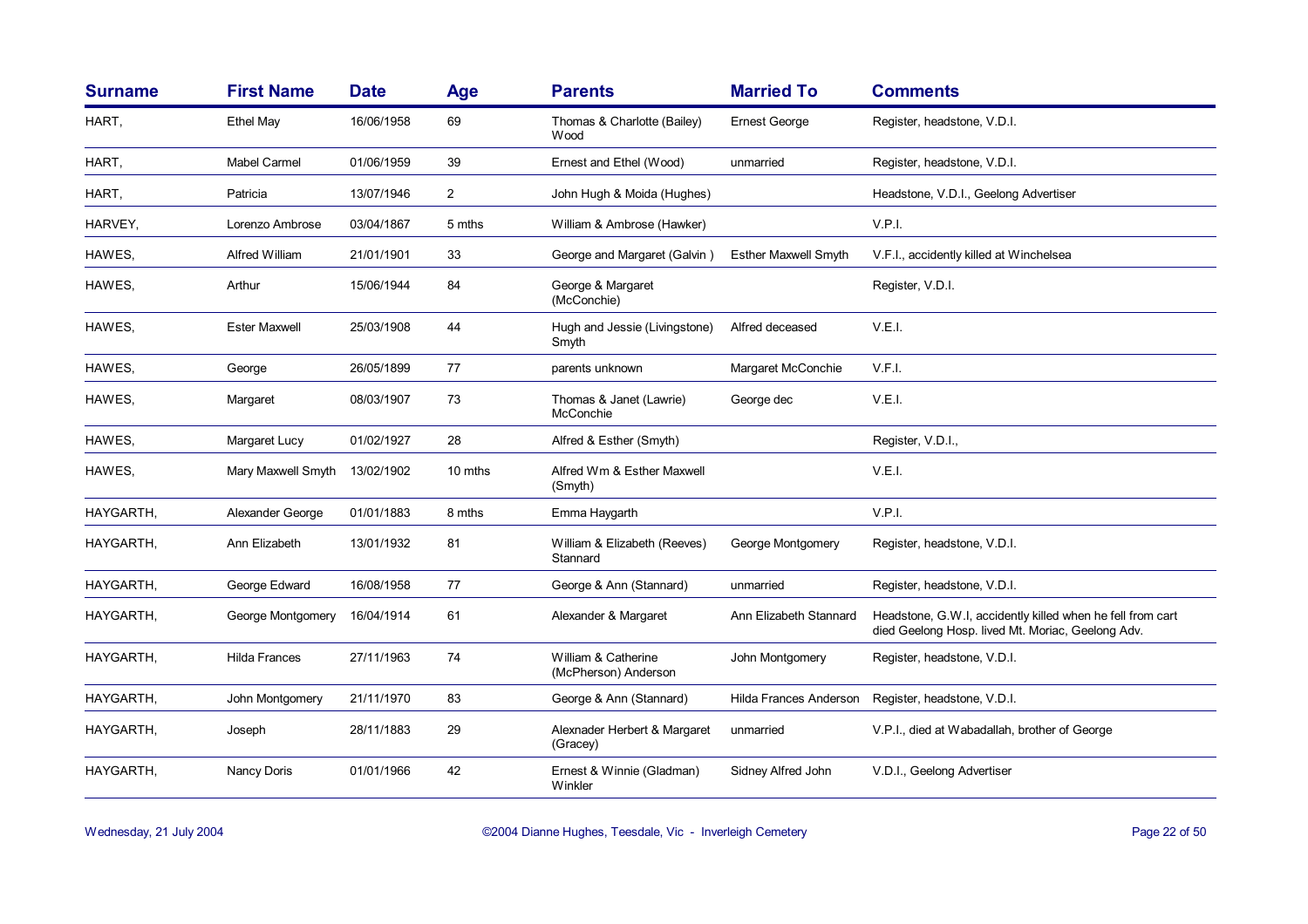| Surname | First Name | Date | Age | Parents | Married To | Comments |
|---|---|---|---|---|---|---|
| HART, | Ethel May | 16/06/1958 | 69 | Thomas & Charlotte (Bailey) Wood | Ernest George | Register, headstone, V.D.I. |
| HART, | Mabel Carmel | 01/06/1959 | 39 | Ernest and Ethel (Wood) | unmarried | Register, headstone, V.D.I. |
| HART, | Patricia | 13/07/1946 | 2 | John Hugh & Moida (Hughes) | | Headstone, V.D.I., Geelong Advertiser |
| HARVEY, | Lorenzo Ambrose | 03/04/1867 | 5 mths | William & Ambrose (Hawker) | | V.P.I. |
| HAWES, | Alfred William | 21/01/1901 | 33 | George and Margaret (Galvin ) | Esther Maxwell Smyth | V.F.I., accidently killed at Winchelsea |
| HAWES, | Arthur | 15/06/1944 | 84 | George & Margaret (McConchie) | | Register, V.D.I. |
| HAWES, | Ester Maxwell | 25/03/1908 | 44 | Hugh and Jessie (Livingstone) Smyth | Alfred deceased | V.E.I. |
| HAWES, | George | 26/05/1899 | 77 | parents unknown | Margaret McConchie | V.F.I. |
| HAWES, | Margaret | 08/03/1907 | 73 | Thomas & Janet (Lawrie) McConchie | George dec | V.E.I. |
| HAWES, | Margaret Lucy | 01/02/1927 | 28 | Alfred & Esther (Smyth) | | Register, V.D.I., |
| HAWES, | Mary Maxwell Smyth | 13/02/1902 | 10 mths | Alfred Wm & Esther Maxwell (Smyth) | | V.E.I. |
| HAYGARTH, | Alexander George | 01/01/1883 | 8 mths | Emma Haygarth | | V.P.I. |
| HAYGARTH, | Ann Elizabeth | 13/01/1932 | 81 | William & Elizabeth (Reeves) Stannard | George Montgomery | Register, headstone, V.D.I. |
| HAYGARTH, | George Edward | 16/08/1958 | 77 | George & Ann (Stannard) | unmarried | Register, headstone, V.D.I. |
| HAYGARTH, | George Montgomery | 16/04/1914 | 61 | Alexander & Margaret | Ann Elizabeth Stannard | Headstone, G.W.I, accidently killed when he fell from cart died Geelong Hosp. lived Mt. Moriac, Geelong Adv. |
| HAYGARTH, | Hilda Frances | 27/11/1963 | 74 | William & Catherine (McPherson) Anderson | John Montgomery | Register, headstone, V.D.I. |
| HAYGARTH, | John Montgomery | 21/11/1970 | 83 | George & Ann (Stannard) | Hilda Frances Anderson | Register, headstone, V.D.I. |
| HAYGARTH, | Joseph | 28/11/1883 | 29 | Alexnader Herbert & Margaret (Gracey) | unmarried | V.P.I., died at Wabadallah, brother of George |
| HAYGARTH, | Nancy Doris | 01/01/1966 | 42 | Ernest & Winnie (Gladman) Winkler | Sidney Alfred John | V.D.I., Geelong Advertiser |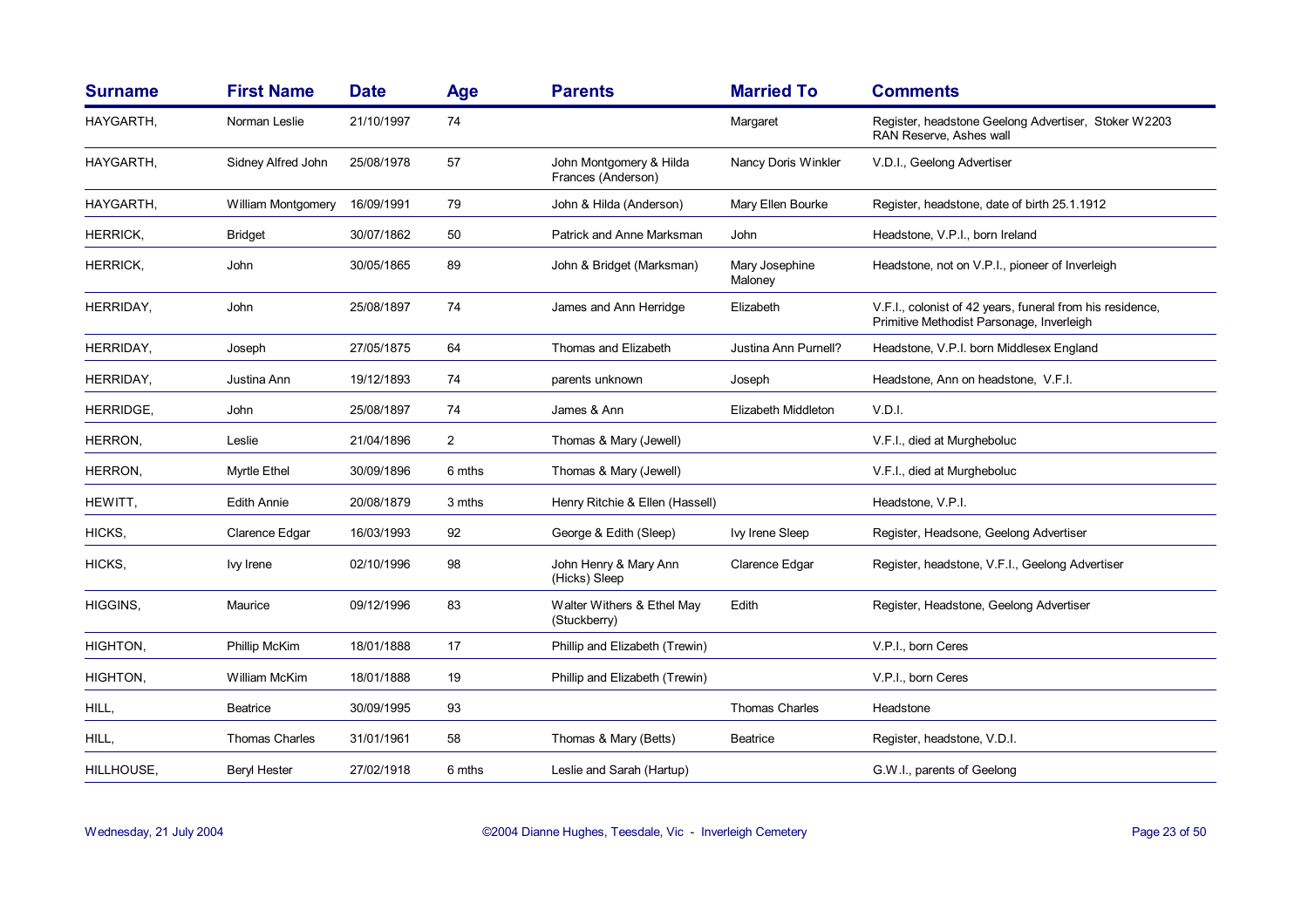| Surname | First Name | Date | Age | Parents | Married To | Comments |
|---|---|---|---|---|---|---|
| HAYGARTH, | Norman Leslie | 21/10/1997 | 74 | | Margaret | Register, headstone Geelong Advertiser, Stoker W2203 RAN Reserve, Ashes wall |
| HAYGARTH, | Sidney Alfred John | 25/08/1978 | 57 | John Montgomery & Hilda Frances (Anderson) | Nancy Doris Winkler | V.D.I., Geelong Advertiser |
| HAYGARTH, | William Montgomery | 16/09/1991 | 79 | John & Hilda (Anderson) | Mary Ellen Bourke | Register, headstone, date of birth 25.1.1912 |
| HERRICK, | Bridget | 30/07/1862 | 50 | Patrick and Anne Marksman | John | Headstone, V.P.I., born Ireland |
| HERRICK, | John | 30/05/1865 | 89 | John & Bridget (Marksman) | Mary Josephine Maloney | Headstone, not on V.P.I., pioneer of Inverleigh |
| HERRIDAY, | John | 25/08/1897 | 74 | James and Ann Herridge | Elizabeth | V.F.I., colonist of 42 years, funeral from his residence, Primitive Methodist Parsonage, Inverleigh |
| HERRIDAY, | Joseph | 27/05/1875 | 64 | Thomas and Elizabeth | Justina Ann Purnell? | Headstone, V.P.I. born Middlesex England |
| HERRIDAY, | Justina Ann | 19/12/1893 | 74 | parents unknown | Joseph | Headstone, Ann on headstone, V.F.I. |
| HERRIDGE, | John | 25/08/1897 | 74 | James & Ann | Elizabeth Middleton | V.D.I. |
| HERRON, | Leslie | 21/04/1896 | 2 | Thomas & Mary (Jewell) | | V.F.I., died at Murgheboluc |
| HERRON, | Myrtle Ethel | 30/09/1896 | 6 mths | Thomas & Mary (Jewell) | | V.F.I., died at Murgheboluc |
| HEWITT, | Edith Annie | 20/08/1879 | 3 mths | Henry Ritchie & Ellen (Hassell) | | Headstone, V.P.I. |
| HICKS, | Clarence Edgar | 16/03/1993 | 92 | George & Edith (Sleep) | Ivy Irene Sleep | Register, Headsone, Geelong Advertiser |
| HICKS, | Ivy Irene | 02/10/1996 | 98 | John Henry & Mary Ann (Hicks) Sleep | Clarence Edgar | Register, headstone, V.F.I., Geelong Advertiser |
| HIGGINS, | Maurice | 09/12/1996 | 83 | Walter Withers & Ethel May (Stuckberry) | Edith | Register, Headstone, Geelong Advertiser |
| HIGHTON, | Phillip McKim | 18/01/1888 | 17 | Phillip and Elizabeth (Trewin) | | V.P.I., born Ceres |
| HIGHTON, | William McKim | 18/01/1888 | 19 | Phillip and Elizabeth (Trewin) | | V.P.I., born Ceres |
| HILL, | Beatrice | 30/09/1995 | 93 | | Thomas Charles | Headstone |
| HILL, | Thomas Charles | 31/01/1961 | 58 | Thomas & Mary (Betts) | Beatrice | Register, headstone, V.D.I. |
| HILLHOUSE, | Beryl Hester | 27/02/1918 | 6 mths | Leslie and Sarah (Hartup) | | G.W.I., parents of Geelong |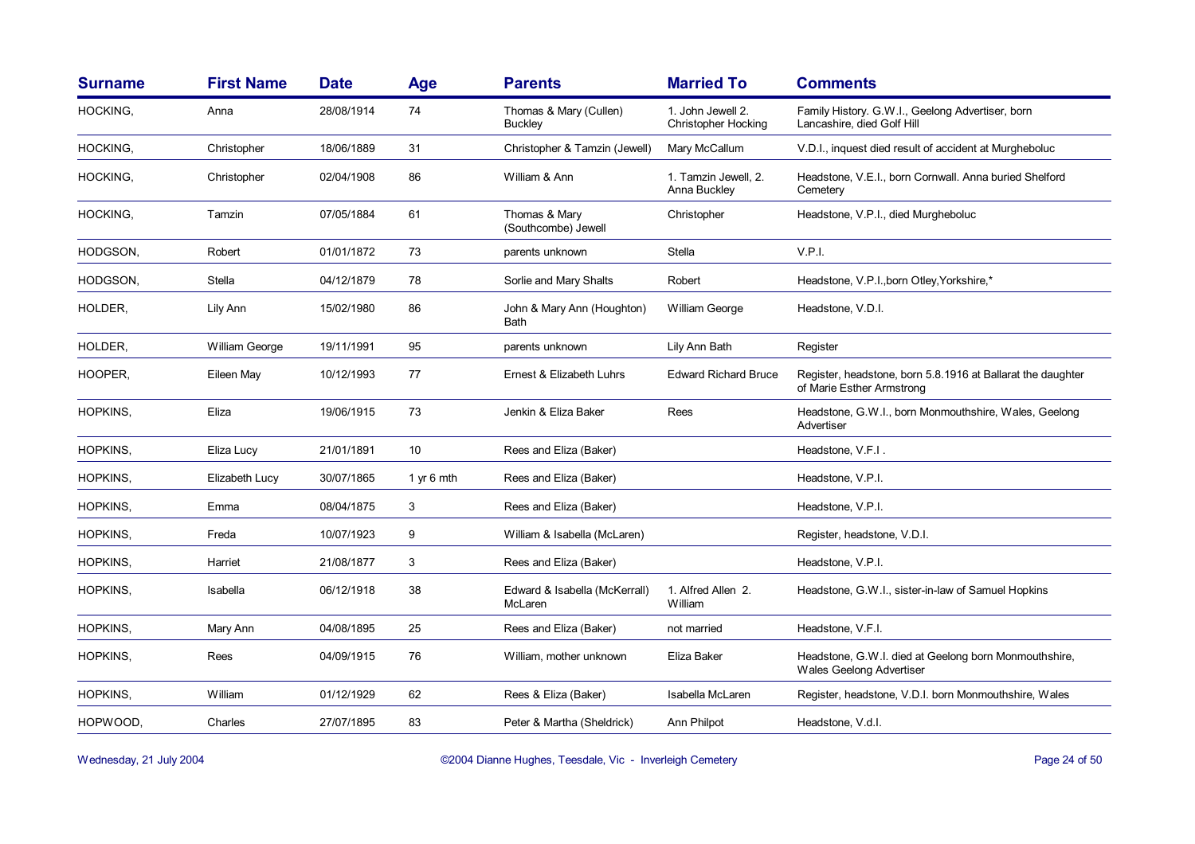| Surname | First Name | Date | Age | Parents | Married To | Comments |
|---|---|---|---|---|---|---|
| HOCKING, | Anna | 28/08/1914 | 74 | Thomas & Mary (Cullen) Buckley | 1. John Jewell 2. Christopher Hocking | Family History. G.W.I., Geelong Advertiser, born Lancashire, died Golf Hill |
| HOCKING, | Christopher | 18/06/1889 | 31 | Christopher & Tamzin (Jewell) | Mary McCallum | V.D.I., inquest died result of accident at Murgheboluc |
| HOCKING, | Christopher | 02/04/1908 | 86 | William & Ann | 1. Tamzin Jewell, 2. Anna Buckley | Headstone, V.E.I., born Cornwall. Anna buried Shelford Cemetery |
| HOCKING, | Tamzin | 07/05/1884 | 61 | Thomas & Mary (Southcombe) Jewell | Christopher | Headstone, V.P.I., died Murgheboluc |
| HODGSON, | Robert | 01/01/1872 | 73 | parents unknown | Stella | V.P.I. |
| HODGSON, | Stella | 04/12/1879 | 78 | Sorlie and Mary Shalts | Robert | Headstone, V.P.I.,born Otley,Yorkshire,* |
| HOLDER, | Lily Ann | 15/02/1980 | 86 | John & Mary Ann (Houghton) Bath | William George | Headstone, V.D.I. |
| HOLDER, | William George | 19/11/1991 | 95 | parents unknown | Lily Ann Bath | Register |
| HOOPER, | Eileen May | 10/12/1993 | 77 | Ernest & Elizabeth Luhrs | Edward Richard Bruce | Register, headstone, born 5.8.1916 at Ballarat the daughter of Marie Esther Armstrong |
| HOPKINS, | Eliza | 19/06/1915 | 73 | Jenkin & Eliza Baker | Rees | Headstone, G.W.I., born Monmouthshire, Wales, Geelong Advertiser |
| HOPKINS, | Eliza Lucy | 21/01/1891 | 10 | Rees and Eliza (Baker) | | Headstone, V.F.I . |
| HOPKINS, | Elizabeth Lucy | 30/07/1865 | 1 yr 6 mth | Rees and Eliza (Baker) | | Headstone, V.P.I. |
| HOPKINS, | Emma | 08/04/1875 | 3 | Rees and Eliza (Baker) | | Headstone, V.P.I. |
| HOPKINS, | Freda | 10/07/1923 | 9 | William & Isabella (McLaren) | | Register, headstone, V.D.I. |
| HOPKINS, | Harriet | 21/08/1877 | 3 | Rees and Eliza (Baker) | | Headstone, V.P.I. |
| HOPKINS, | Isabella | 06/12/1918 | 38 | Edward & Isabella (McKerrall) McLaren | 1. Alfred Allen 2. William | Headstone, G.W.I., sister-in-law of Samuel Hopkins |
| HOPKINS, | Mary Ann | 04/08/1895 | 25 | Rees and Eliza (Baker) | not married | Headstone, V.F.I. |
| HOPKINS, | Rees | 04/09/1915 | 76 | William, mother unknown | Eliza Baker | Headstone, G.W.I. died at Geelong born Monmouthshire, Wales Geelong Advertiser |
| HOPKINS, | William | 01/12/1929 | 62 | Rees & Eliza (Baker) | Isabella McLaren | Register, headstone, V.D.I. born Monmouthshire, Wales |
| HOPWOOD, | Charles | 27/07/1895 | 83 | Peter & Martha (Sheldrick) | Ann Philpot | Headstone, V.d.I. |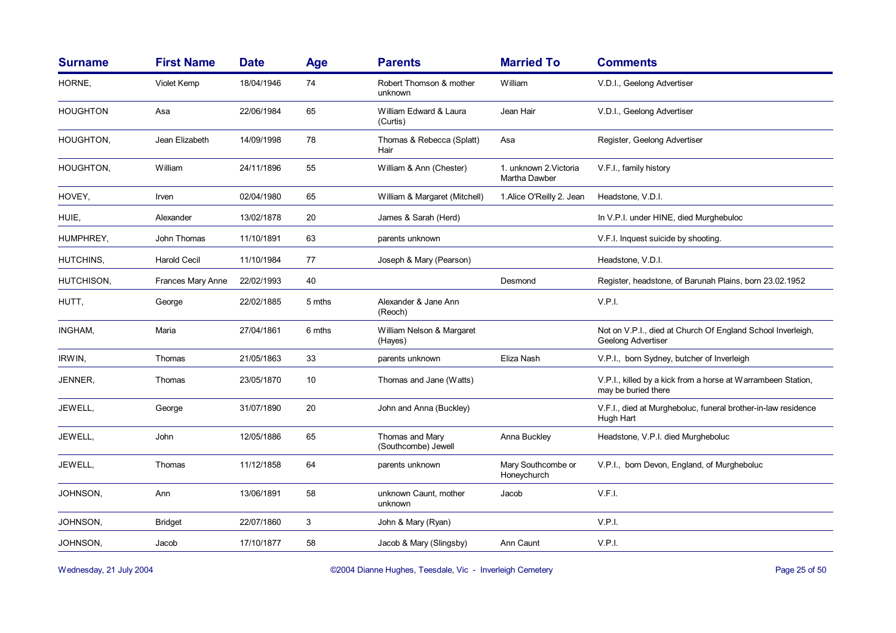| Surname | First Name | Date | Age | Parents | Married To | Comments |
|---|---|---|---|---|---|---|
| HORNE, | Violet Kemp | 18/04/1946 | 74 | Robert Thomson & mother unknown | William | V.D.I., Geelong Advertiser |
| HOUGHTON | Asa | 22/06/1984 | 65 | William Edward & Laura (Curtis) | Jean Hair | V.D.I., Geelong Advertiser |
| HOUGHTON, | Jean Elizabeth | 14/09/1998 | 78 | Thomas & Rebecca (Splatt) Hair | Asa | Register, Geelong Advertiser |
| HOUGHTON, | William | 24/11/1896 | 55 | William & Ann (Chester) | 1. unknown 2.Victoria Martha Dawber | V.F.I., family history |
| HOVEY, | Irven | 02/04/1980 | 65 | William & Margaret (Mitchell) | 1.Alice O'Reilly 2. Jean | Headstone, V.D.I. |
| HUIE, | Alexander | 13/02/1878 | 20 | James & Sarah (Herd) | | In V.P.I. under HINE, died Murghebuloc |
| HUMPHREY, | John Thomas | 11/10/1891 | 63 | parents unknown | | V.F.I. Inquest suicide by shooting. |
| HUTCHINS, | Harold Cecil | 11/10/1984 | 77 | Joseph & Mary (Pearson) | | Headstone, V.D.I. |
| HUTCHISON, | Frances Mary Anne | 22/02/1993 | 40 | | Desmond | Register, headstone, of Barunah Plains, born 23.02.1952 |
| HUTT, | George | 22/02/1885 | 5 mths | Alexander & Jane Ann (Reoch) | | V.P.I. |
| INGHAM, | Maria | 27/04/1861 | 6 mths | William Nelson & Margaret (Hayes) | | Not on V.P.I., died at Church Of England School Inverleigh, Geelong Advertiser |
| IRWIN, | Thomas | 21/05/1863 | 33 | parents unknown | Eliza Nash | V.P.I., born Sydney, butcher of Inverleigh |
| JENNER, | Thomas | 23/05/1870 | 10 | Thomas and Jane (Watts) | | V.P.I., killed by a kick from a horse at Warrambeen Station, may be buried there |
| JEWELL, | George | 31/07/1890 | 20 | John and Anna (Buckley) | | V.F.I., died at Murgheboluc, funeral brother-in-law residence Hugh Hart |
| JEWELL, | John | 12/05/1886 | 65 | Thomas and Mary (Southcombe) Jewell | Anna Buckley | Headstone, V.P.I. died Murgheboluc |
| JEWELL, | Thomas | 11/12/1858 | 64 | parents unknown | Mary Southcombe or Honeychurch | V.P.I., born Devon, England, of Murgheboluc |
| JOHNSON, | Ann | 13/06/1891 | 58 | unknown Caunt, mother unknown | Jacob | V.F.I. |
| JOHNSON, | Bridget | 22/07/1860 | 3 | John & Mary (Ryan) | | V.P.I. |
| JOHNSON, | Jacob | 17/10/1877 | 58 | Jacob & Mary (Slingsby) | Ann Caunt | V.P.I. |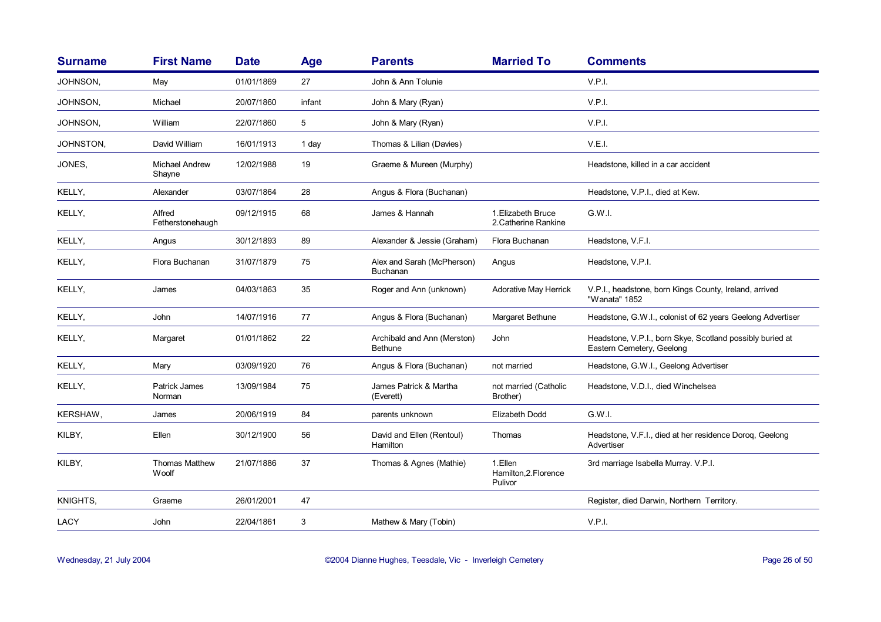| Surname | First Name | Date | Age | Parents | Married To | Comments |
|---|---|---|---|---|---|---|
| JOHNSON, | May | 01/01/1869 | 27 | John & Ann Tolunie | | V.P.I. |
| JOHNSON, | Michael | 20/07/1860 | infant | John & Mary (Ryan) | | V.P.I. |
| JOHNSON, | William | 22/07/1860 | 5 | John & Mary (Ryan) | | V.P.I. |
| JOHNSTON, | David William | 16/01/1913 | 1 day | Thomas & Lilian (Davies) | | V.E.I. |
| JONES, | Michael Andrew Shayne | 12/02/1988 | 19 | Graeme & Mureen (Murphy) | | Headstone, killed in a car accident |
| KELLY, | Alexander | 03/07/1864 | 28 | Angus & Flora (Buchanan) | | Headstone, V.P.I., died at Kew. |
| KELLY, | Alfred Fetherstonehaugh | 09/12/1915 | 68 | James & Hannah | 1.Elizabeth Bruce 2.Catherine Rankine | G.W.I. |
| KELLY, | Angus | 30/12/1893 | 89 | Alexander & Jessie (Graham) | Flora Buchanan | Headstone, V.F.I. |
| KELLY, | Flora Buchanan | 31/07/1879 | 75 | Alex and Sarah (McPherson) Buchanan | Angus | Headstone, V.P.I. |
| KELLY, | James | 04/03/1863 | 35 | Roger and Ann (unknown) | Adorative May Herrick | V.P.I., headstone, born Kings County, Ireland, arrived "Wanata" 1852 |
| KELLY, | John | 14/07/1916 | 77 | Angus & Flora (Buchanan) | Margaret Bethune | Headstone, G.W.I., colonist of 62 years Geelong Advertiser |
| KELLY, | Margaret | 01/01/1862 | 22 | Archibald and Ann (Merston) Bethune | John | Headstone, V.P.I., born Skye, Scotland possibly buried at Eastern Cemetery, Geelong |
| KELLY, | Mary | 03/09/1920 | 76 | Angus & Flora (Buchanan) | not married | Headstone, G.W.I., Geelong Advertiser |
| KELLY, | Patrick James Norman | 13/09/1984 | 75 | James Patrick & Martha (Everett) | not married (Catholic Brother) | Headstone, V.D.I., died Winchelsea |
| KERSHAW, | James | 20/06/1919 | 84 | parents unknown | Elizabeth Dodd | G.W.I. |
| KILBY, | Ellen | 30/12/1900 | 56 | David and Ellen (Rentoul) Hamilton | Thomas | Headstone, V.F.I., died at her residence Doroq, Geelong Advertiser |
| KILBY, | Thomas Matthew Woolf | 21/07/1886 | 37 | Thomas & Agnes (Mathie) | 1.Ellen Hamilton,2.Florence Pulivor | 3rd marriage Isabella Murray. V.P.I. |
| KNIGHTS, | Graeme | 26/01/2001 | 47 | | | Register, died Darwin, Northern Territory. |
| LACY | John | 22/04/1861 | 3 | Mathew & Mary (Tobin) | | V.P.I. |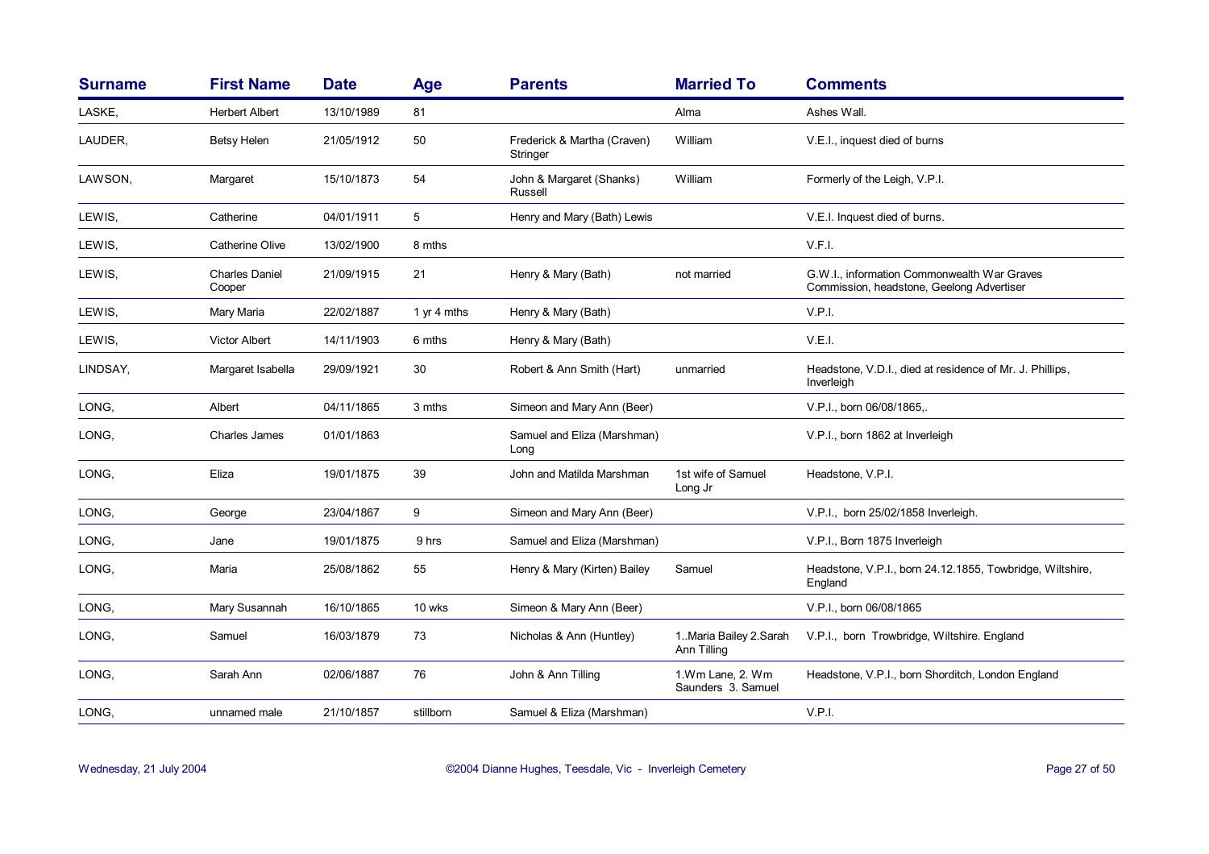| Surname | First Name | Date | Age | Parents | Married To | Comments |
|---|---|---|---|---|---|---|
| LASKE, | Herbert Albert | 13/10/1989 | 81 | | Alma | Ashes Wall. |
| LAUDER, | Betsy Helen | 21/05/1912 | 50 | Frederick & Martha (Craven) Stringer | William | V.E.I., inquest died of burns |
| LAWSON, | Margaret | 15/10/1873 | 54 | John & Margaret (Shanks) Russell | William | Formerly of the Leigh, V.P.I. |
| LEWIS, | Catherine | 04/01/1911 | 5 | Henry and Mary (Bath) Lewis | | V.E.I. Inquest died of burns. |
| LEWIS, | Catherine Olive | 13/02/1900 | 8 mths | | | V.F.I. |
| LEWIS, | Charles Daniel Cooper | 21/09/1915 | 21 | Henry & Mary (Bath) | not married | G.W.I., information Commonwealth War Graves Commission, headstone, Geelong Advertiser |
| LEWIS, | Mary Maria | 22/02/1887 | 1 yr 4 mths | Henry & Mary (Bath) | | V.P.I. |
| LEWIS, | Victor Albert | 14/11/1903 | 6 mths | Henry & Mary (Bath) | | V.E.I. |
| LINDSAY, | Margaret Isabella | 29/09/1921 | 30 | Robert & Ann Smith (Hart) | unmarried | Headstone, V.D.I., died at residence of Mr. J. Phillips, Inverleigh |
| LONG, | Albert | 04/11/1865 | 3 mths | Simeon and Mary Ann (Beer) | | V.P.I., born 06/08/1865,. |
| LONG, | Charles James | 01/01/1863 | | Samuel and Eliza (Marshman) Long | | V.P.I., born 1862 at Inverleigh |
| LONG, | Eliza | 19/01/1875 | 39 | John and Matilda Marshman | 1st wife of Samuel Long Jr | Headstone, V.P.I. |
| LONG, | George | 23/04/1867 | 9 | Simeon and Mary Ann (Beer) | | V.P.I., born 25/02/1858 Inverleigh. |
| LONG, | Jane | 19/01/1875 | 9 hrs | Samuel and Eliza (Marshman) | | V.P.I., Born 1875 Inverleigh |
| LONG, | Maria | 25/08/1862 | 55 | Henry & Mary (Kirten) Bailey | Samuel | Headstone, V.P.I., born 24.12.1855, Towbridge, Wiltshire, England |
| LONG, | Mary Susannah | 16/10/1865 | 10 wks | Simeon & Mary Ann (Beer) | | V.P.I., born 06/08/1865 |
| LONG, | Samuel | 16/03/1879 | 73 | Nicholas & Ann (Huntley) | 1..Maria Bailey 2.Sarah Ann Tilling | V.P.I., born Trowbridge, Wiltshire. England |
| LONG, | Sarah Ann | 02/06/1887 | 76 | John & Ann Tilling | 1.Wm Lane, 2. Wm Saunders 3. Samuel | Headstone, V.P.I., born Shorditch, London England |
| LONG, | unnamed male | 21/10/1857 | stillborn | Samuel & Eliza (Marshman) | | V.P.I. |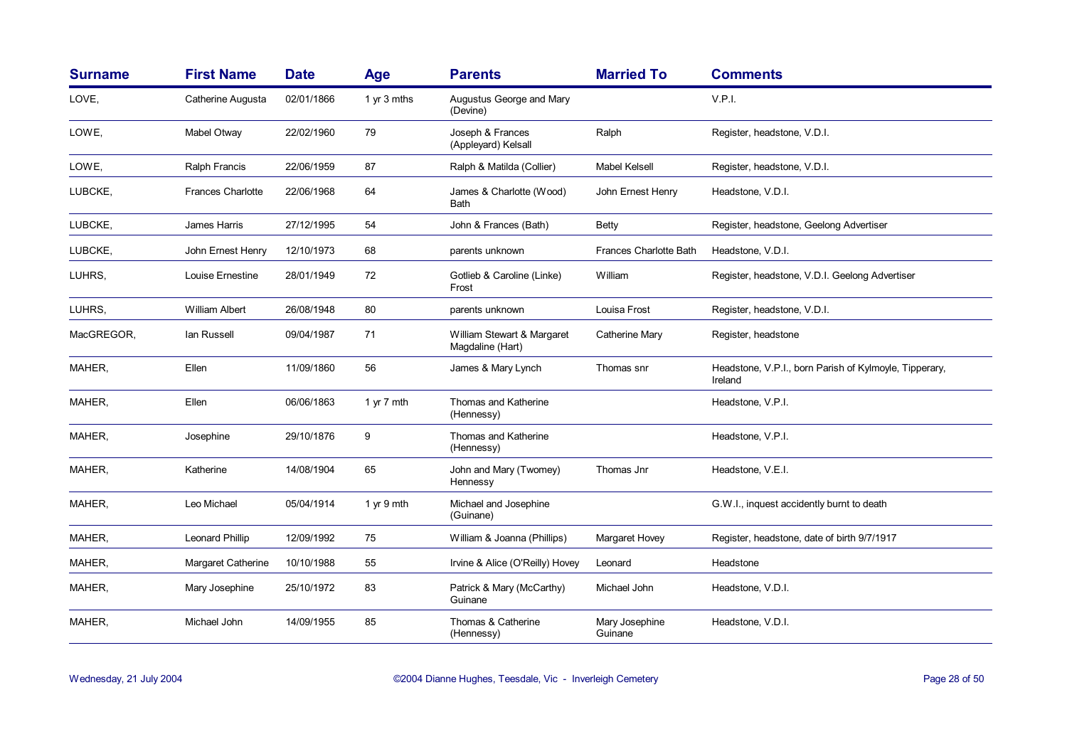| Surname | First Name | Date | Age | Parents | Married To | Comments |
|---|---|---|---|---|---|---|
| LOVE, | Catherine Augusta | 02/01/1866 | 1 yr 3 mths | Augustus George and Mary (Devine) | | V.P.I. |
| LOWE, | Mabel Otway | 22/02/1960 | 79 | Joseph & Frances (Appleyard) Kelsall | Ralph | Register, headstone, V.D.I. |
| LOWE, | Ralph Francis | 22/06/1959 | 87 | Ralph & Matilda (Collier) | Mabel Kelsell | Register, headstone, V.D.I. |
| LUBCKE, | Frances Charlotte | 22/06/1968 | 64 | James & Charlotte (Wood) Bath | John Ernest Henry | Headstone, V.D.I. |
| LUBCKE, | James Harris | 27/12/1995 | 54 | John & Frances (Bath) | Betty | Register, headstone, Geelong Advertiser |
| LUBCKE, | John Ernest Henry | 12/10/1973 | 68 | parents unknown | Frances Charlotte Bath | Headstone, V.D.I. |
| LUHRS, | Louise Ernestine | 28/01/1949 | 72 | Gotlieb & Caroline (Linke) Frost | William | Register, headstone, V.D.I. Geelong Advertiser |
| LUHRS, | William Albert | 26/08/1948 | 80 | parents unknown | Louisa Frost | Register, headstone, V.D.I. |
| MacGREGOR, | Ian Russell | 09/04/1987 | 71 | William Stewart & Margaret Magdaline (Hart) | Catherine Mary | Register, headstone |
| MAHER, | Ellen | 11/09/1860 | 56 | James & Mary Lynch | Thomas snr | Headstone, V.P.I., born Parish of Kylmoyle, Tipperary, Ireland |
| MAHER, | Ellen | 06/06/1863 | 1 yr 7 mth | Thomas and Katherine (Hennessy) | | Headstone, V.P.I. |
| MAHER, | Josephine | 29/10/1876 | 9 | Thomas and Katherine (Hennessy) | | Headstone, V.P.I. |
| MAHER, | Katherine | 14/08/1904 | 65 | John and Mary (Twomey) Hennessy | Thomas Jnr | Headstone, V.E.I. |
| MAHER, | Leo Michael | 05/04/1914 | 1 yr 9 mth | Michael and Josephine (Guinane) | | G.W.I., inquest accidently burnt to death |
| MAHER, | Leonard Phillip | 12/09/1992 | 75 | William & Joanna (Phillips) | Margaret Hovey | Register, headstone, date of birth 9/7/1917 |
| MAHER, | Margaret Catherine | 10/10/1988 | 55 | Irvine & Alice (O'Reilly) Hovey | Leonard | Headstone |
| MAHER, | Mary Josephine | 25/10/1972 | 83 | Patrick & Mary (McCarthy) Guinane | Michael John | Headstone, V.D.I. |
| MAHER, | Michael John | 14/09/1955 | 85 | Thomas & Catherine (Hennessy) | Mary Josephine Guinane | Headstone, V.D.I. |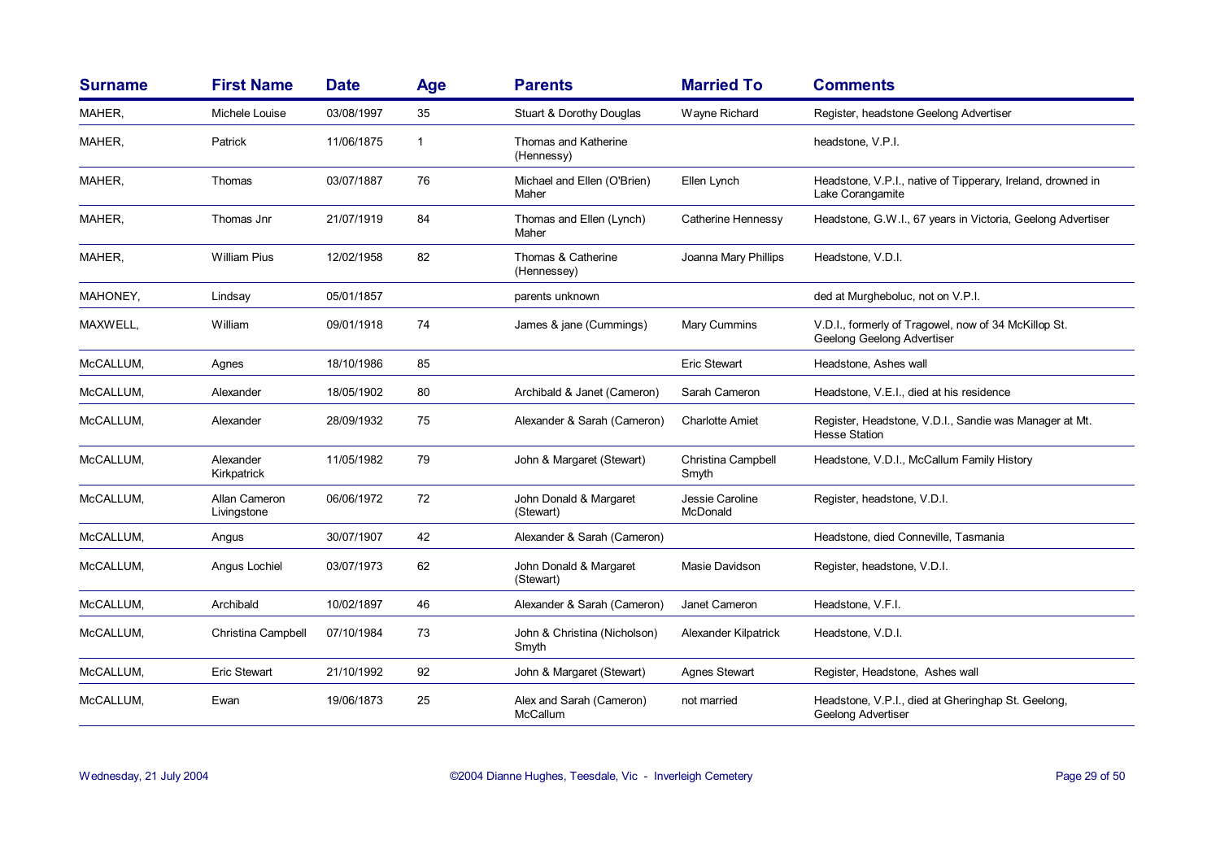| Surname | First Name | Date | Age | Parents | Married To | Comments |
|---|---|---|---|---|---|---|
| MAHER, | Michele Louise | 03/08/1997 | 35 | Stuart & Dorothy Douglas | Wayne Richard | Register, headstone Geelong Advertiser |
| MAHER, | Patrick | 11/06/1875 | 1 | Thomas and Katherine (Hennessy) | | headstone, V.P.I. |
| MAHER, | Thomas | 03/07/1887 | 76 | Michael and Ellen (O'Brien) Maher | Ellen Lynch | Headstone, V.P.I., native of Tipperary, Ireland, drowned in Lake Corangamite |
| MAHER, | Thomas Jnr | 21/07/1919 | 84 | Thomas and Ellen (Lynch) Maher | Catherine Hennessy | Headstone, G.W.I., 67 years in Victoria, Geelong Advertiser |
| MAHER, | William Pius | 12/02/1958 | 82 | Thomas & Catherine (Hennessey) | Joanna Mary Phillips | Headstone, V.D.I. |
| MAHONEY, | Lindsay | 05/01/1857 | | parents unknown | | ded at Murgheboluc, not on V.P.I. |
| MAXWELL, | William | 09/01/1918 | 74 | James & jane (Cummings) | Mary Cummins | V.D.I., formerly of Tragowel, now of 34 McKillop St. Geelong Geelong Advertiser |
| McCALLUM, | Agnes | 18/10/1986 | 85 | | Eric Stewart | Headstone, Ashes wall |
| McCALLUM, | Alexander | 18/05/1902 | 80 | Archibald & Janet (Cameron) | Sarah Cameron | Headstone, V.E.I., died at his residence |
| McCALLUM, | Alexander | 28/09/1932 | 75 | Alexander & Sarah (Cameron) | Charlotte Amiet | Register, Headstone, V.D.I., Sandie was Manager at Mt. Hesse Station |
| McCALLUM, | Alexander Kirkpatrick | 11/05/1982 | 79 | John & Margaret (Stewart) | Christina Campbell Smyth | Headstone, V.D.I., McCallum Family History |
| McCALLUM, | Allan Cameron Livingstone | 06/06/1972 | 72 | John Donald & Margaret (Stewart) | Jessie Caroline McDonald | Register, headstone, V.D.I. |
| McCALLUM, | Angus | 30/07/1907 | 42 | Alexander & Sarah (Cameron) | | Headstone, died Conneville, Tasmania |
| McCALLUM, | Angus Lochiel | 03/07/1973 | 62 | John Donald & Margaret (Stewart) | Masie Davidson | Register, headstone, V.D.I. |
| McCALLUM, | Archibald | 10/02/1897 | 46 | Alexander & Sarah (Cameron) | Janet Cameron | Headstone, V.F.I. |
| McCALLUM, | Christina Campbell | 07/10/1984 | 73 | John & Christina (Nicholson) Smyth | Alexander Kilpatrick | Headstone, V.D.I. |
| McCALLUM, | Eric Stewart | 21/10/1992 | 92 | John & Margaret (Stewart) | Agnes Stewart | Register, Headstone, Ashes wall |
| McCALLUM, | Ewan | 19/06/1873 | 25 | Alex and Sarah (Cameron) McCallum | not married | Headstone, V.P.I., died at Gheringhap St. Geelong, Geelong Advertiser |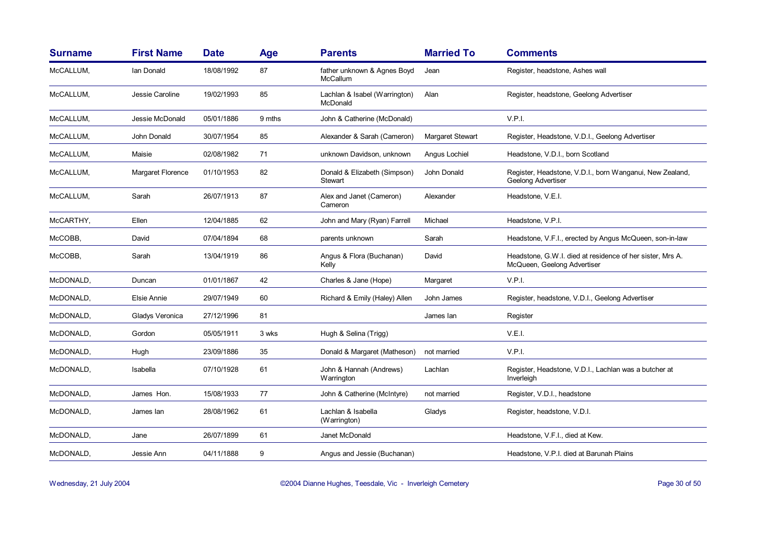| Surname | First Name | Date | Age | Parents | Married To | Comments |
|---|---|---|---|---|---|---|
| McCALLUM, | Ian Donald | 18/08/1992 | 87 | father unknown & Agnes Boyd McCallum | Jean | Register, headstone, Ashes wall |
| McCALLUM, | Jessie Caroline | 19/02/1993 | 85 | Lachlan & Isabel (Warrington) McDonald | Alan | Register, headstone, Geelong Advertiser |
| McCALLUM, | Jessie McDonald | 05/01/1886 | 9 mths | John & Catherine (McDonald) | | V.P.I. |
| McCALLUM, | John Donald | 30/07/1954 | 85 | Alexander & Sarah (Cameron) | Margaret Stewart | Register, Headstone, V.D.I., Geelong Advertiser |
| McCALLUM, | Maisie | 02/08/1982 | 71 | unknown Davidson, unknown | Angus Lochiel | Headstone, V.D.I., born Scotland |
| McCALLUM, | Margaret Florence | 01/10/1953 | 82 | Donald & Elizabeth (Simpson) Stewart | John Donald | Register, Headstone, V.D.I., born Wanganui, New Zealand, Geelong Advertiser |
| McCALLUM, | Sarah | 26/07/1913 | 87 | Alex and Janet (Cameron) Cameron | Alexander | Headstone, V.E.I. |
| McCARTHY, | Ellen | 12/04/1885 | 62 | John and Mary (Ryan) Farrell | Michael | Headstone, V.P.I. |
| McCOBB, | David | 07/04/1894 | 68 | parents unknown | Sarah | Headstone, V.F.I., erected by Angus McQueen, son-in-law |
| McCOBB, | Sarah | 13/04/1919 | 86 | Angus & Flora (Buchanan) Kelly | David | Headstone, G.W.I. died at residence of her sister, Mrs A. McQueen, Geelong Advertiser |
| McDONALD, | Duncan | 01/01/1867 | 42 | Charles & Jane (Hope) | Margaret | V.P.I. |
| McDONALD, | Elsie Annie | 29/07/1949 | 60 | Richard & Emily (Haley) Allen | John James | Register, headstone, V.D.I., Geelong Advertiser |
| McDONALD, | Gladys Veronica | 27/12/1996 | 81 | | James Ian | Register |
| McDONALD, | Gordon | 05/05/1911 | 3 wks | Hugh & Selina (Trigg) | | V.E.I. |
| McDONALD, | Hugh | 23/09/1886 | 35 | Donald & Margaret (Matheson) | not married | V.P.I. |
| McDONALD, | Isabella | 07/10/1928 | 61 | John & Hannah (Andrews) Warrington | Lachlan | Register, Headstone, V.D.I., Lachlan was a butcher at Inverleigh |
| McDONALD, | James Hon. | 15/08/1933 | 77 | John & Catherine (McIntyre) | not married | Register, V.D.I., headstone |
| McDONALD, | James Ian | 28/08/1962 | 61 | Lachlan & Isabella (Warrington) | Gladys | Register, headstone, V.D.I. |
| McDONALD, | Jane | 26/07/1899 | 61 | Janet McDonald | | Headstone, V.F.I., died at Kew. |
| McDONALD, | Jessie Ann | 04/11/1888 | 9 | Angus and Jessie (Buchanan) | | Headstone, V.P.I. died at Barunah Plains |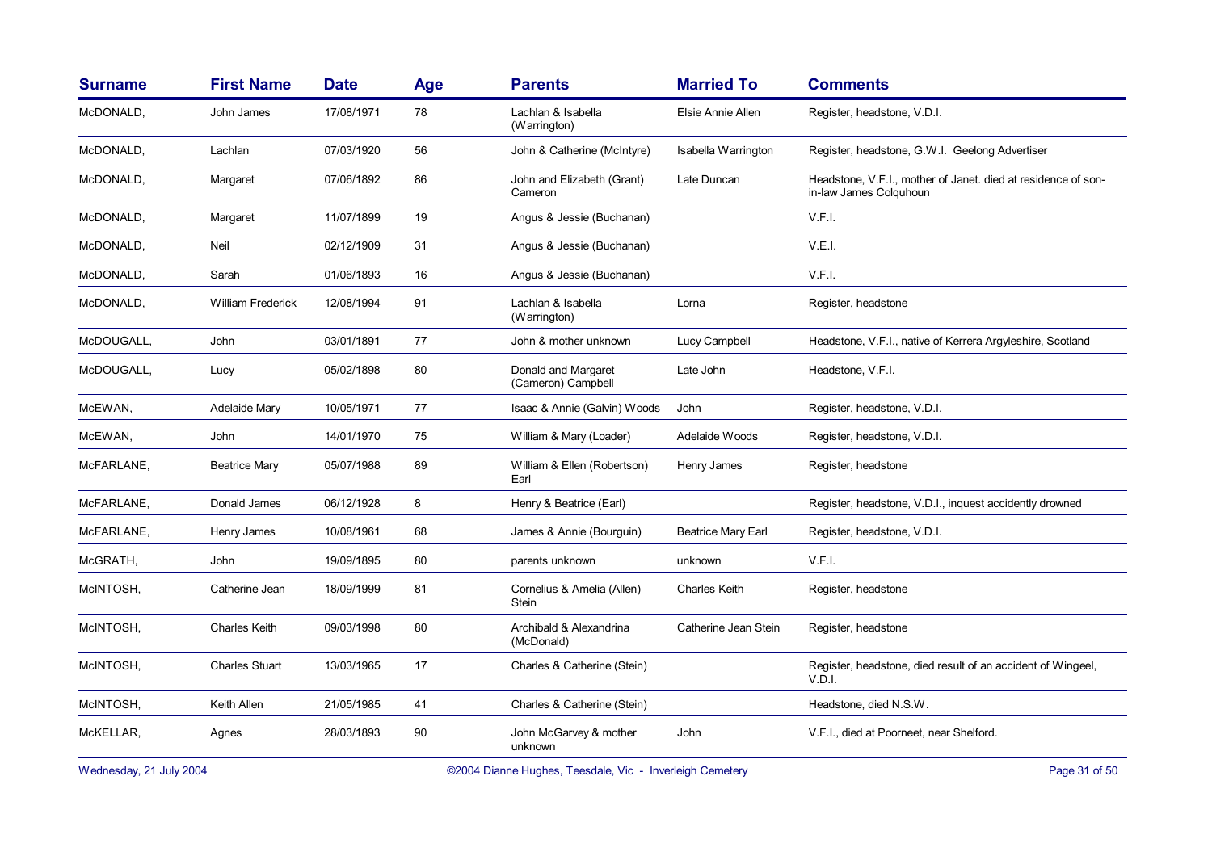| Surname | First Name | Date | Age | Parents | Married To | Comments |
|---|---|---|---|---|---|---|
| McDONALD, | John James | 17/08/1971 | 78 | Lachlan & Isabella (Warrington) | Elsie Annie Allen | Register, headstone, V.D.I. |
| McDONALD, | Lachlan | 07/03/1920 | 56 | John & Catherine (McIntyre) | Isabella Warrington | Register, headstone, G.W.I. Geelong Advertiser |
| McDONALD, | Margaret | 07/06/1892 | 86 | John and Elizabeth (Grant) Cameron | Late Duncan | Headstone, V.F.I., mother of Janet. died at residence of son-in-law James Colquhoun |
| McDONALD, | Margaret | 11/07/1899 | 19 | Angus & Jessie (Buchanan) | | V.F.I. |
| McDONALD, | Neil | 02/12/1909 | 31 | Angus & Jessie (Buchanan) | | V.E.I. |
| McDONALD, | Sarah | 01/06/1893 | 16 | Angus & Jessie (Buchanan) | | V.F.I. |
| McDONALD, | William Frederick | 12/08/1994 | 91 | Lachlan & Isabella (Warrington) | Lorna | Register, headstone |
| McDOUGALL, | John | 03/01/1891 | 77 | John & mother unknown | Lucy Campbell | Headstone, V.F.I., native of Kerrera Argyleshire, Scotland |
| McDOUGALL, | Lucy | 05/02/1898 | 80 | Donald and Margaret (Cameron) Campbell | Late John | Headstone, V.F.I. |
| McEWAN, | Adelaide Mary | 10/05/1971 | 77 | Isaac & Annie (Galvin) Woods | John | Register, headstone, V.D.I. |
| McEWAN, | John | 14/01/1970 | 75 | William & Mary (Loader) | Adelaide Woods | Register, headstone, V.D.I. |
| McFARLANE, | Beatrice Mary | 05/07/1988 | 89 | William & Ellen (Robertson) Earl | Henry James | Register, headstone |
| McFARLANE, | Donald James | 06/12/1928 | 8 | Henry & Beatrice (Earl) | | Register, headstone, V.D.I., inquest accidently drowned |
| McFARLANE, | Henry James | 10/08/1961 | 68 | James & Annie (Bourguin) | Beatrice Mary Earl | Register, headstone, V.D.I. |
| McGRATH, | John | 19/09/1895 | 80 | parents unknown | unknown | V.F.I. |
| McINTOSH, | Catherine Jean | 18/09/1999 | 81 | Cornelius & Amelia (Allen) Stein | Charles Keith | Register, headstone |
| McINTOSH, | Charles Keith | 09/03/1998 | 80 | Archibald & Alexandrina (McDonald) | Catherine Jean Stein | Register, headstone |
| McINTOSH, | Charles Stuart | 13/03/1965 | 17 | Charles & Catherine (Stein) | | Register, headstone, died result of an accident of Wingeel, V.D.I. |
| McINTOSH, | Keith Allen | 21/05/1985 | 41 | Charles & Catherine (Stein) | | Headstone, died N.S.W. |
| McKELLAR, | Agnes | 28/03/1893 | 90 | John McGarvey & mother unknown | John | V.F.I., died at Poorneet, near Shelford. |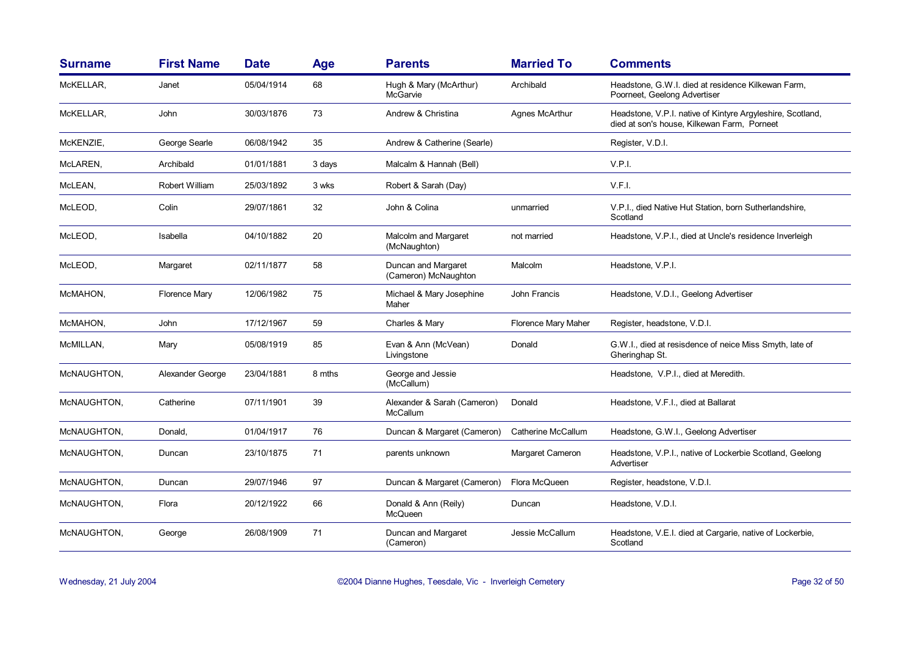| Surname | First Name | Date | Age | Parents | Married To | Comments |
|---|---|---|---|---|---|---|
| McKELLAR, | Janet | 05/04/1914 | 68 | Hugh & Mary (McArthur) McGarvie | Archibald | Headstone, G.W.I. died at residence Kilkewan Farm, Poorneet, Geelong Advertiser |
| McKELLAR, | John | 30/03/1876 | 73 | Andrew & Christina | Agnes McArthur | Headstone, V.P.I. native of Kintyre Argyleshire, Scotland, died at son's house, Kilkewan Farm, Porneet |
| McKENZIE, | George Searle | 06/08/1942 | 35 | Andrew & Catherine (Searle) | | Register, V.D.I. |
| McLAREN, | Archibald | 01/01/1881 | 3 days | Malcalm & Hannah (Bell) | | V.P.I. |
| McLEAN, | Robert William | 25/03/1892 | 3 wks | Robert & Sarah (Day) | | V.F.I. |
| McLEOD, | Colin | 29/07/1861 | 32 | John & Colina | unmarried | V.P.I., died Native Hut Station, born Sutherlandshire, Scotland |
| McLEOD, | Isabella | 04/10/1882 | 20 | Malcolm and Margaret (McNaughton) | not married | Headstone, V.P.I., died at Uncle's residence Inverleigh |
| McLEOD, | Margaret | 02/11/1877 | 58 | Duncan and Margaret (Cameron) McNaughton | Malcolm | Headstone, V.P.I. |
| McMAHON, | Florence Mary | 12/06/1982 | 75 | Michael & Mary Josephine Maher | John Francis | Headstone, V.D.I., Geelong Advertiser |
| McMAHON, | John | 17/12/1967 | 59 | Charles & Mary | Florence Mary Maher | Register, headstone, V.D.I. |
| McMILLAN, | Mary | 05/08/1919 | 85 | Evan & Ann (McVean) Livingstone | Donald | G.W.I., died at resisdence of neice Miss Smyth, late of Gheringhap St. |
| McNAUGHTON, | Alexander George | 23/04/1881 | 8 mths | George and Jessie (McCallum) | | Headstone, V.P.I., died at Meredith. |
| McNAUGHTON, | Catherine | 07/11/1901 | 39 | Alexander & Sarah (Cameron) McCallum | Donald | Headstone, V.F.I., died at Ballarat |
| McNAUGHTON, | Donald, | 01/04/1917 | 76 | Duncan & Margaret (Cameron) | Catherine McCallum | Headstone, G.W.I., Geelong Advertiser |
| McNAUGHTON, | Duncan | 23/10/1875 | 71 | parents unknown | Margaret Cameron | Headstone, V.P.I., native of Lockerbie Scotland, Geelong Advertiser |
| McNAUGHTON, | Duncan | 29/07/1946 | 97 | Duncan & Margaret (Cameron) | Flora McQueen | Register, headstone, V.D.I. |
| McNAUGHTON, | Flora | 20/12/1922 | 66 | Donald & Ann (Reily) McQueen | Duncan | Headstone, V.D.I. |
| McNAUGHTON, | George | 26/08/1909 | 71 | Duncan and Margaret (Cameron) | Jessie McCallum | Headstone, V.E.I. died at Cargarie, native of Lockerbie, Scotland |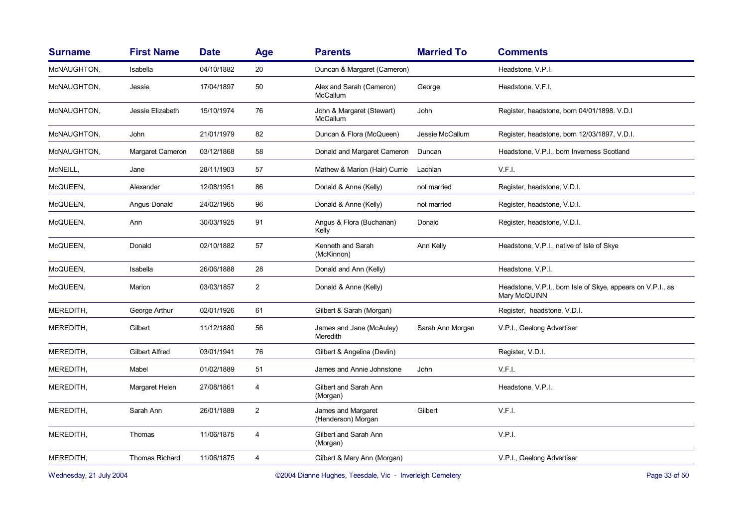| Surname | First Name | Date | Age | Parents | Married To | Comments |
|---|---|---|---|---|---|---|
| McNAUGHTON, | Isabella | 04/10/1882 | 20 | Duncan & Margaret (Cameron) | | Headstone, V.P.I. |
| McNAUGHTON, | Jessie | 17/04/1897 | 50 | Alex and Sarah (Cameron) McCallum | George | Headstone, V.F.I. |
| McNAUGHTON, | Jessie Elizabeth | 15/10/1974 | 76 | John & Margaret (Stewart) McCallum | John | Register, headstone, born 04/01/1898. V.D.I |
| McNAUGHTON, | John | 21/01/1979 | 82 | Duncan & Flora (McQueen) | Jessie McCallum | Register, headstone, born 12/03/1897, V.D.I. |
| McNAUGHTON, | Margaret Cameron | 03/12/1868 | 58 | Donald and Margaret Cameron | Duncan | Headstone, V.P.I., born Inverness Scotland |
| McNEILL, | Jane | 28/11/1903 | 57 | Mathew & Marion (Hair) Currie | Lachlan | V.F.I. |
| McQUEEN, | Alexander | 12/08/1951 | 86 | Donald & Anne (Kelly) | not married | Register, headstone, V.D.I. |
| McQUEEN, | Angus Donald | 24/02/1965 | 96 | Donald & Anne (Kelly) | not married | Register, headstone, V.D.I. |
| McQUEEN, | Ann | 30/03/1925 | 91 | Angus & Flora (Buchanan) Kelly | Donald | Register, headstone, V.D.I. |
| McQUEEN, | Donald | 02/10/1882 | 57 | Kenneth and Sarah (McKinnon) | Ann Kelly | Headstone, V.P.I., native of Isle of Skye |
| McQUEEN, | Isabella | 26/06/1888 | 28 | Donald and Ann (Kelly) | | Headstone, V.P.I. |
| McQUEEN, | Marion | 03/03/1857 | 2 | Donald & Anne (Kelly) | | Headstone, V.P.I., born Isle of Skye, appears on V.P.I., as Mary McQUINN |
| MEREDITH, | George Arthur | 02/01/1926 | 61 | Gilbert & Sarah (Morgan) | | Register, headstone, V.D.I. |
| MEREDITH, | Gilbert | 11/12/1880 | 56 | James and Jane (McAuley) Meredith | Sarah Ann Morgan | V.P.I., Geelong Advertiser |
| MEREDITH, | Gilbert Alfred | 03/01/1941 | 76 | Gilbert & Angelina (Devlin) | | Register, V.D.I. |
| MEREDITH, | Mabel | 01/02/1889 | 51 | James and Annie Johnstone | John | V.F.I. |
| MEREDITH, | Margaret Helen | 27/08/1861 | 4 | Gilbert and Sarah Ann (Morgan) | | Headstone, V.P.I. |
| MEREDITH, | Sarah Ann | 26/01/1889 | 2 | James and Margaret (Henderson) Morgan | Gilbert | V.F.I. |
| MEREDITH, | Thomas | 11/06/1875 | 4 | Gilbert and Sarah Ann (Morgan) | | V.P.I. |
| MEREDITH, | Thomas Richard | 11/06/1875 | 4 | Gilbert & Mary Ann (Morgan) | | V.P.I., Geelong Advertiser |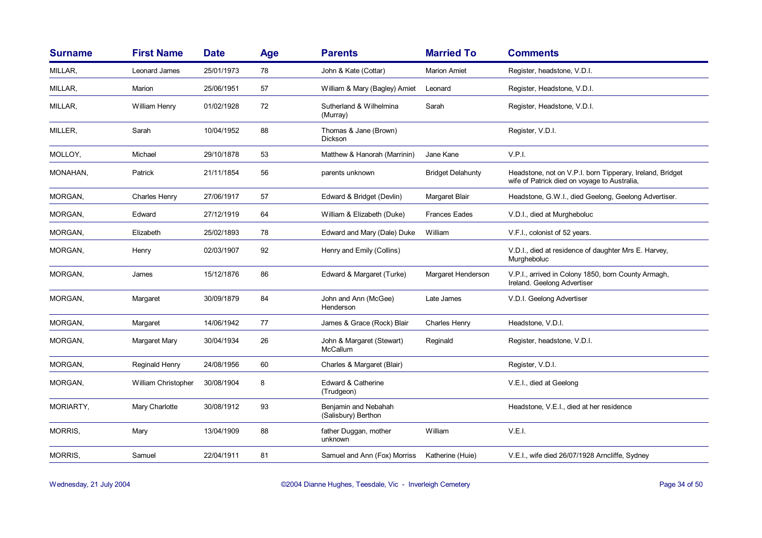| Surname | First Name | Date | Age | Parents | Married To | Comments |
|---|---|---|---|---|---|---|
| MILLAR, | Leonard James | 25/01/1973 | 78 | John & Kate (Cottar) | Marion Amiet | Register, headstone, V.D.I. |
| MILLAR, | Marion | 25/06/1951 | 57 | William & Mary (Bagley) Amiet | Leonard | Register, Headstone, V.D.I. |
| MILLAR, | William Henry | 01/02/1928 | 72 | Sutherland & Wilhelmina (Murray) | Sarah | Register, Headstone, V.D.I. |
| MILLER, | Sarah | 10/04/1952 | 88 | Thomas & Jane (Brown) Dickson | | Register, V.D.I. |
| MOLLOY, | Michael | 29/10/1878 | 53 | Matthew & Hanorah (Marrinin) | Jane Kane | V.P.I. |
| MONAHAN, | Patrick | 21/11/1854 | 56 | parents unknown | Bridget Delahunty | Headstone, not on V.P.I. born Tipperary, Ireland, Bridget wife of Patrick died on voyage to Australia, |
| MORGAN, | Charles Henry | 27/06/1917 | 57 | Edward & Bridget (Devlin) | Margaret Blair | Headstone, G.W.I., died Geelong, Geelong Advertiser. |
| MORGAN, | Edward | 27/12/1919 | 64 | William & Elizabeth (Duke) | Frances Eades | V.D.I., died at Murgheboluc |
| MORGAN, | Elizabeth | 25/02/1893 | 78 | Edward and Mary (Dale) Duke | William | V.F.I., colonist of 52 years. |
| MORGAN, | Henry | 02/03/1907 | 92 | Henry and Emily (Collins) | | V.D.I., died at residence of daughter Mrs E. Harvey, Murgheboluc |
| MORGAN, | James | 15/12/1876 | 86 | Edward & Margaret (Turke) | Margaret Henderson | V.P.I., arrived in Colony 1850, born County Armagh, Ireland. Geelong Advertiser |
| MORGAN, | Margaret | 30/09/1879 | 84 | John and Ann (McGee) Henderson | Late James | V.D.I. Geelong Advertiser |
| MORGAN, | Margaret | 14/06/1942 | 77 | James & Grace (Rock) Blair | Charles Henry | Headstone, V.D.I. |
| MORGAN, | Margaret Mary | 30/04/1934 | 26 | John & Margaret (Stewart) McCallum | Reginald | Register, headstone, V.D.I. |
| MORGAN, | Reginald Henry | 24/08/1956 | 60 | Charles & Margaret (Blair) | | Register, V.D.I. |
| MORGAN, | William Christopher | 30/08/1904 | 8 | Edward & Catherine (Trudgeon) | | V.E.I., died at Geelong |
| MORIARTY, | Mary Charlotte | 30/08/1912 | 93 | Benjamin and Nebahah (Salisbury) Berthon | | Headstone, V.E.I., died at her residence |
| MORRIS, | Mary | 13/04/1909 | 88 | father Duggan, mother unknown | William | V.E.I. |
| MORRIS, | Samuel | 22/04/1911 | 81 | Samuel and Ann (Fox) Morriss | Katherine (Huie) | V.E.I., wife died 26/07/1928 Arncliffe, Sydney |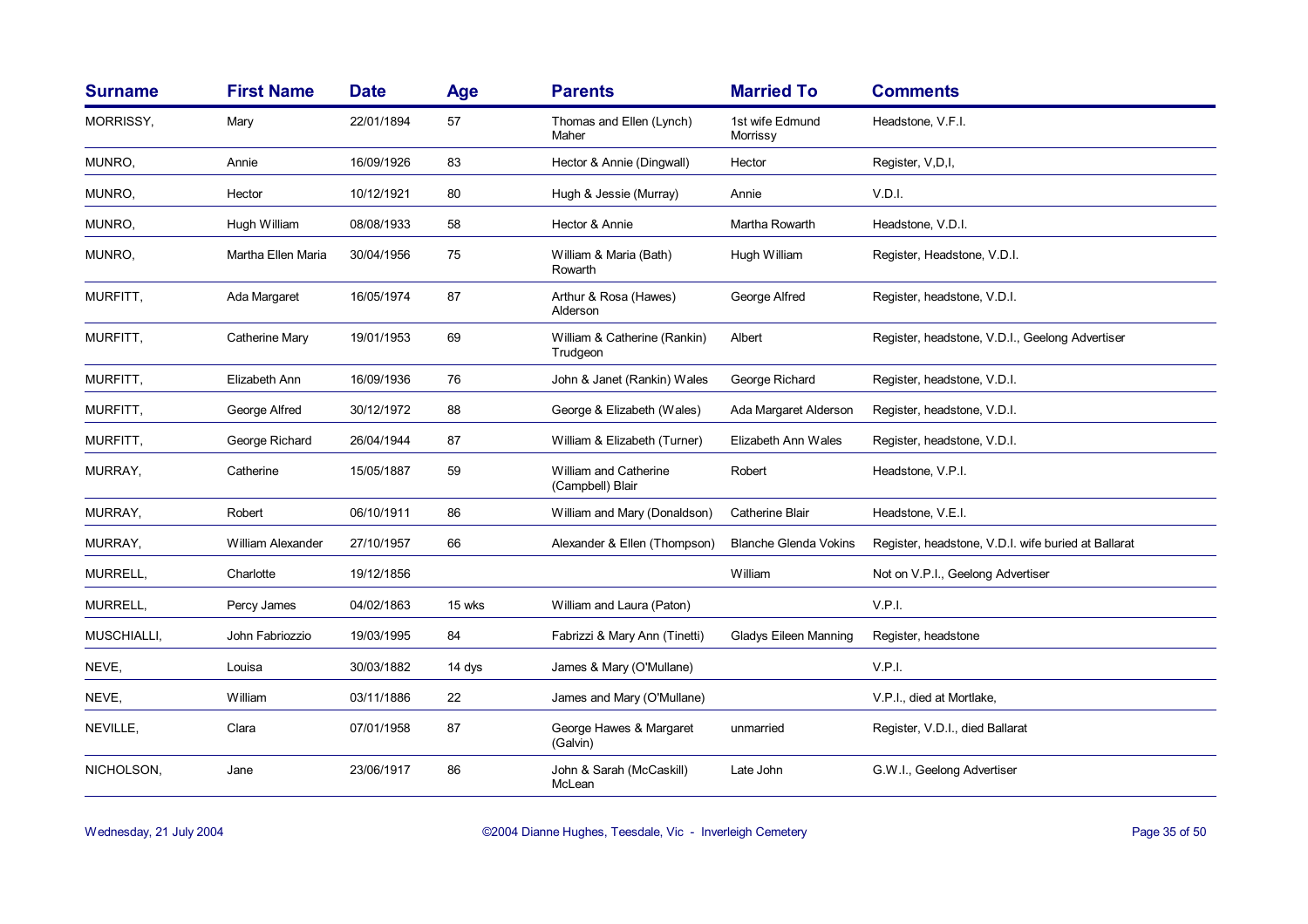| Surname | First Name | Date | Age | Parents | Married To | Comments |
|---|---|---|---|---|---|---|
| MORRISSY, | Mary | 22/01/1894 | 57 | Thomas and Ellen (Lynch) Maher | 1st wife Edmund Morrissy | Headstone, V.F.I. |
| MUNRO, | Annie | 16/09/1926 | 83 | Hector & Annie (Dingwall) | Hector | Register, V,D,I, |
| MUNRO, | Hector | 10/12/1921 | 80 | Hugh & Jessie (Murray) | Annie | V.D.I. |
| MUNRO, | Hugh William | 08/08/1933 | 58 | Hector & Annie | Martha Rowarth | Headstone, V.D.I. |
| MUNRO, | Martha Ellen Maria | 30/04/1956 | 75 | William & Maria (Bath) Rowarth | Hugh William | Register, Headstone, V.D.I. |
| MURFITT, | Ada Margaret | 16/05/1974 | 87 | Arthur & Rosa (Hawes) Alderson | George Alfred | Register, headstone, V.D.I. |
| MURFITT, | Catherine Mary | 19/01/1953 | 69 | William & Catherine (Rankin) Trudgeon | Albert | Register, headstone, V.D.I., Geelong Advertiser |
| MURFITT, | Elizabeth Ann | 16/09/1936 | 76 | John & Janet (Rankin) Wales | George Richard | Register, headstone, V.D.I. |
| MURFITT, | George Alfred | 30/12/1972 | 88 | George & Elizabeth (Wales) | Ada Margaret Alderson | Register, headstone, V.D.I. |
| MURFITT, | George Richard | 26/04/1944 | 87 | William & Elizabeth (Turner) | Elizabeth Ann Wales | Register, headstone, V.D.I. |
| MURRAY, | Catherine | 15/05/1887 | 59 | William and Catherine (Campbell) Blair | Robert | Headstone, V.P.I. |
| MURRAY, | Robert | 06/10/1911 | 86 | William and Mary (Donaldson) | Catherine Blair | Headstone, V.E.I. |
| MURRAY, | William Alexander | 27/10/1957 | 66 | Alexander & Ellen (Thompson) | Blanche Glenda Vokins | Register, headstone, V.D.I. wife buried at Ballarat |
| MURRELL, | Charlotte | 19/12/1856 | | | William | Not on V.P.I., Geelong Advertiser |
| MURRELL, | Percy James | 04/02/1863 | 15 wks | William and Laura (Paton) | | V.P.I. |
| MUSCHIALLI, | John Fabriozzio | 19/03/1995 | 84 | Fabrizzi & Mary Ann (Tinetti) | Gladys Eileen Manning | Register, headstone |
| NEVE, | Louisa | 30/03/1882 | 14 dys | James & Mary (O'Mullane) | | V.P.I. |
| NEVE, | William | 03/11/1886 | 22 | James and Mary (O'Mullane) | | V.P.I., died at Mortlake, |
| NEVILLE, | Clara | 07/01/1958 | 87 | George Hawes & Margaret (Galvin) | unmarried | Register, V.D.I., died Ballarat |
| NICHOLSON, | Jane | 23/06/1917 | 86 | John & Sarah (McCaskill) McLean | Late John | G.W.I., Geelong Advertiser |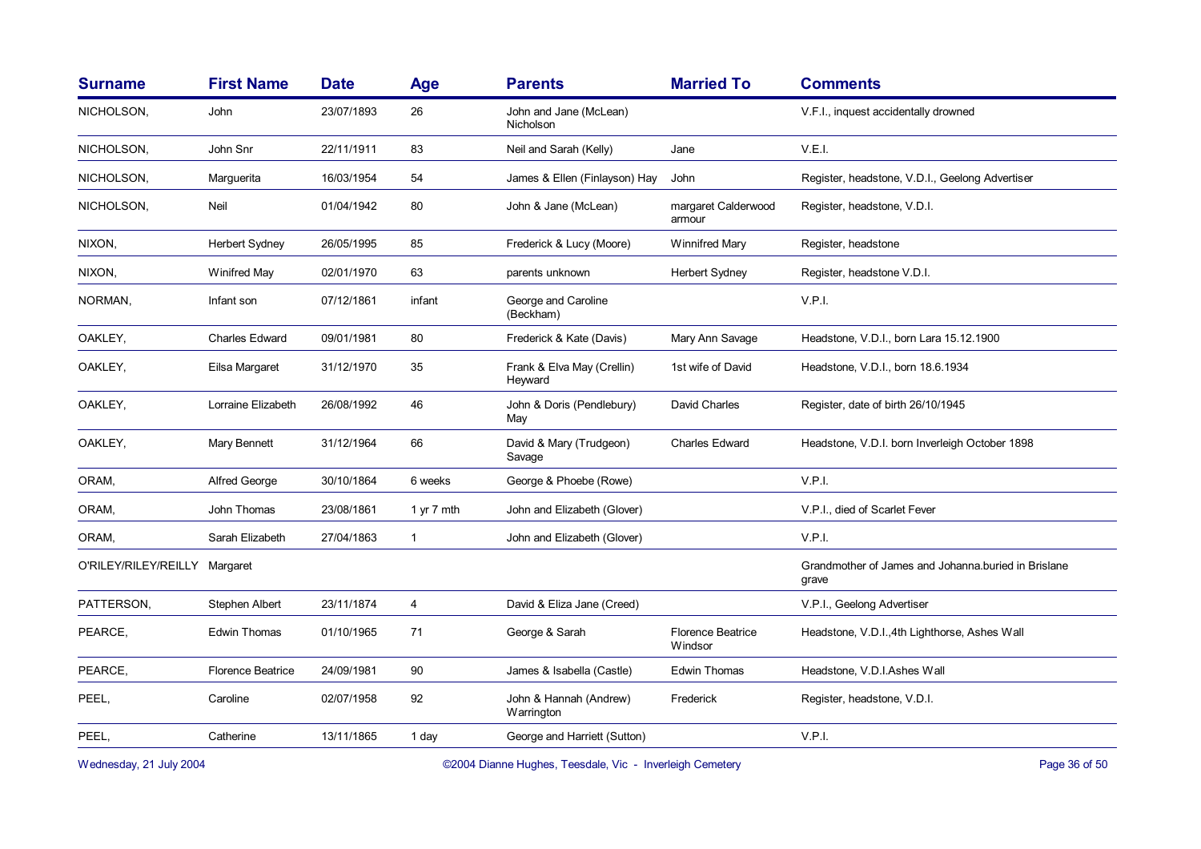| Surname | First Name | Date | Age | Parents | Married To | Comments |
|---|---|---|---|---|---|---|
| NICHOLSON, | John | 23/07/1893 | 26 | John and Jane (McLean) Nicholson | | V.F.I., inquest accidentally drowned |
| NICHOLSON, | John Snr | 22/11/1911 | 83 | Neil and Sarah (Kelly) | Jane | V.E.I. |
| NICHOLSON, | Marguerita | 16/03/1954 | 54 | James & Ellen (Finlayson) Hay | John | Register, headstone, V.D.I., Geelong Advertiser |
| NICHOLSON, | Neil | 01/04/1942 | 80 | John & Jane (McLean) | margaret Calderwood armour | Register, headstone, V.D.I. |
| NIXON, | Herbert Sydney | 26/05/1995 | 85 | Frederick & Lucy (Moore) | Winnifred Mary | Register, headstone |
| NIXON, | Winifred May | 02/01/1970 | 63 | parents unknown | Herbert Sydney | Register, headstone V.D.I. |
| NORMAN, | Infant son | 07/12/1861 | infant | George and Caroline (Beckham) | | V.P.I. |
| OAKLEY, | Charles Edward | 09/01/1981 | 80 | Frederick & Kate (Davis) | Mary Ann Savage | Headstone, V.D.I., born Lara 15.12.1900 |
| OAKLEY, | Eilsa Margaret | 31/12/1970 | 35 | Frank & Elva May (Crellin) Heyward | 1st wife of David | Headstone, V.D.I., born 18.6.1934 |
| OAKLEY, | Lorraine Elizabeth | 26/08/1992 | 46 | John & Doris (Pendlebury) May | David Charles | Register, date of birth 26/10/1945 |
| OAKLEY, | Mary Bennett | 31/12/1964 | 66 | David & Mary (Trudgeon) Savage | Charles Edward | Headstone, V.D.I. born Inverleigh October 1898 |
| ORAM, | Alfred George | 30/10/1864 | 6 weeks | George & Phoebe (Rowe) | | V.P.I. |
| ORAM, | John Thomas | 23/08/1861 | 1 yr 7 mth | John and Elizabeth (Glover) | | V.P.I., died of Scarlet Fever |
| ORAM, | Sarah Elizabeth | 27/04/1863 | 1 | John and Elizabeth (Glover) | | V.P.I. |
| O'RILEY/RILEY/REILLY | Margaret | | | | | Grandmother of James and Johanna.buried in Brislane grave |
| PATTERSON, | Stephen Albert | 23/11/1874 | 4 | David & Eliza Jane (Creed) | | V.P.I., Geelong Advertiser |
| PEARCE, | Edwin Thomas | 01/10/1965 | 71 | George & Sarah | Florence Beatrice Windsor | Headstone, V.D.I.,4th Lighthorse, Ashes Wall |
| PEARCE, | Florence Beatrice | 24/09/1981 | 90 | James & Isabella (Castle) | Edwin Thomas | Headstone, V.D.I.Ashes Wall |
| PEEL, | Caroline | 02/07/1958 | 92 | John & Hannah (Andrew) Warrington | Frederick | Register, headstone, V.D.I. |
| PEEL, | Catherine | 13/11/1865 | 1 day | George and Harriett (Sutton) | | V.P.I. |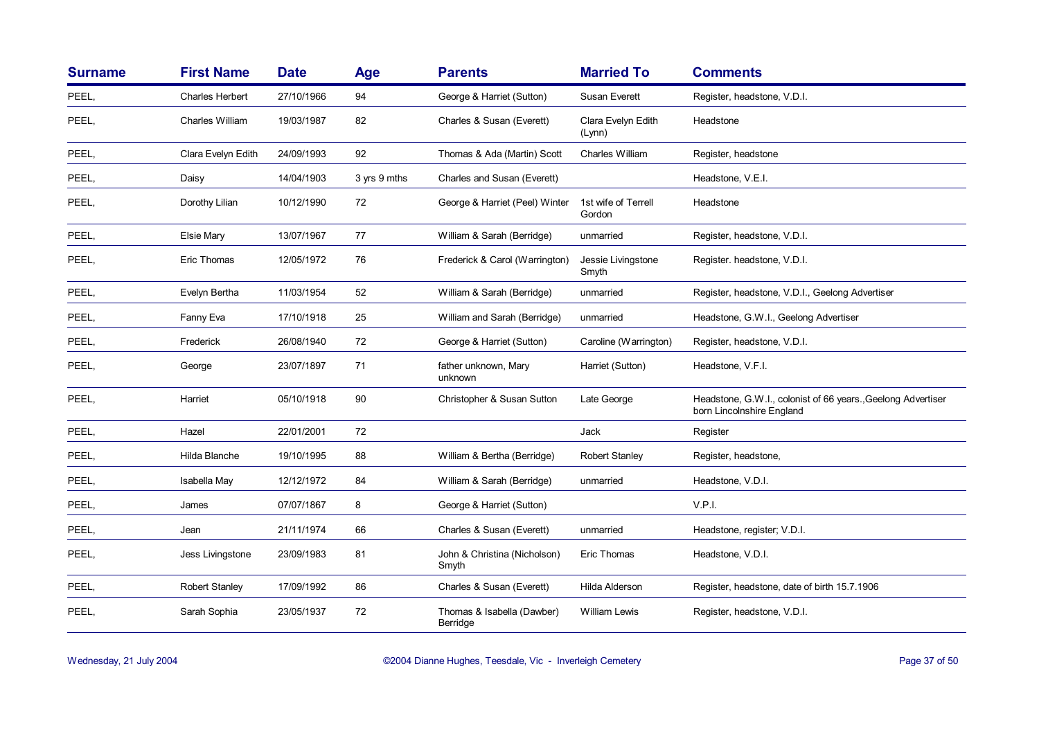| Surname | First Name | Date | Age | Parents | Married To | Comments |
|---|---|---|---|---|---|---|
| PEEL, | Charles Herbert | 27/10/1966 | 94 | George & Harriet (Sutton) | Susan Everett | Register, headstone, V.D.I. |
| PEEL, | Charles William | 19/03/1987 | 82 | Charles & Susan (Everett) | Clara Evelyn Edith (Lynn) | Headstone |
| PEEL, | Clara Evelyn Edith | 24/09/1993 | 92 | Thomas & Ada (Martin) Scott | Charles William | Register, headstone |
| PEEL, | Daisy | 14/04/1903 | 3 yrs 9 mths | Charles and Susan (Everett) | | Headstone, V.E.I. |
| PEEL, | Dorothy Lilian | 10/12/1990 | 72 | George & Harriet (Peel) Winter | 1st wife of Terrell Gordon | Headstone |
| PEEL, | Elsie Mary | 13/07/1967 | 77 | William & Sarah (Berridge) | unmarried | Register, headstone, V.D.I. |
| PEEL, | Eric Thomas | 12/05/1972 | 76 | Frederick & Carol (Warrington) | Jessie Livingstone Smyth | Register. headstone, V.D.I. |
| PEEL, | Evelyn Bertha | 11/03/1954 | 52 | William & Sarah (Berridge) | unmarried | Register, headstone, V.D.I., Geelong Advertiser |
| PEEL, | Fanny Eva | 17/10/1918 | 25 | William and Sarah (Berridge) | unmarried | Headstone, G.W.I., Geelong Advertiser |
| PEEL, | Frederick | 26/08/1940 | 72 | George & Harriet (Sutton) | Caroline (Warrington) | Register, headstone, V.D.I. |
| PEEL, | George | 23/07/1897 | 71 | father unknown, Mary unknown | Harriet (Sutton) | Headstone, V.F.I. |
| PEEL, | Harriet | 05/10/1918 | 90 | Christopher & Susan Sutton | Late George | Headstone, G.W.I., colonist of 66 years.,Geelong Advertiser born Lincolnshire England |
| PEEL, | Hazel | 22/01/2001 | 72 | | Jack | Register |
| PEEL, | Hilda Blanche | 19/10/1995 | 88 | William & Bertha (Berridge) | Robert Stanley | Register, headstone, |
| PEEL, | Isabella May | 12/12/1972 | 84 | William & Sarah (Berridge) | unmarried | Headstone, V.D.I. |
| PEEL, | James | 07/07/1867 | 8 | George & Harriet (Sutton) | | V.P.I. |
| PEEL, | Jean | 21/11/1974 | 66 | Charles & Susan (Everett) | unmarried | Headstone, register; V.D.I. |
| PEEL, | Jess Livingstone | 23/09/1983 | 81 | John & Christina (Nicholson) Smyth | Eric Thomas | Headstone, V.D.I. |
| PEEL, | Robert Stanley | 17/09/1992 | 86 | Charles & Susan (Everett) | Hilda Alderson | Register, headstone, date of birth 15.7.1906 |
| PEEL, | Sarah Sophia | 23/05/1937 | 72 | Thomas & Isabella (Dawber) Berridge | William Lewis | Register, headstone, V.D.I. |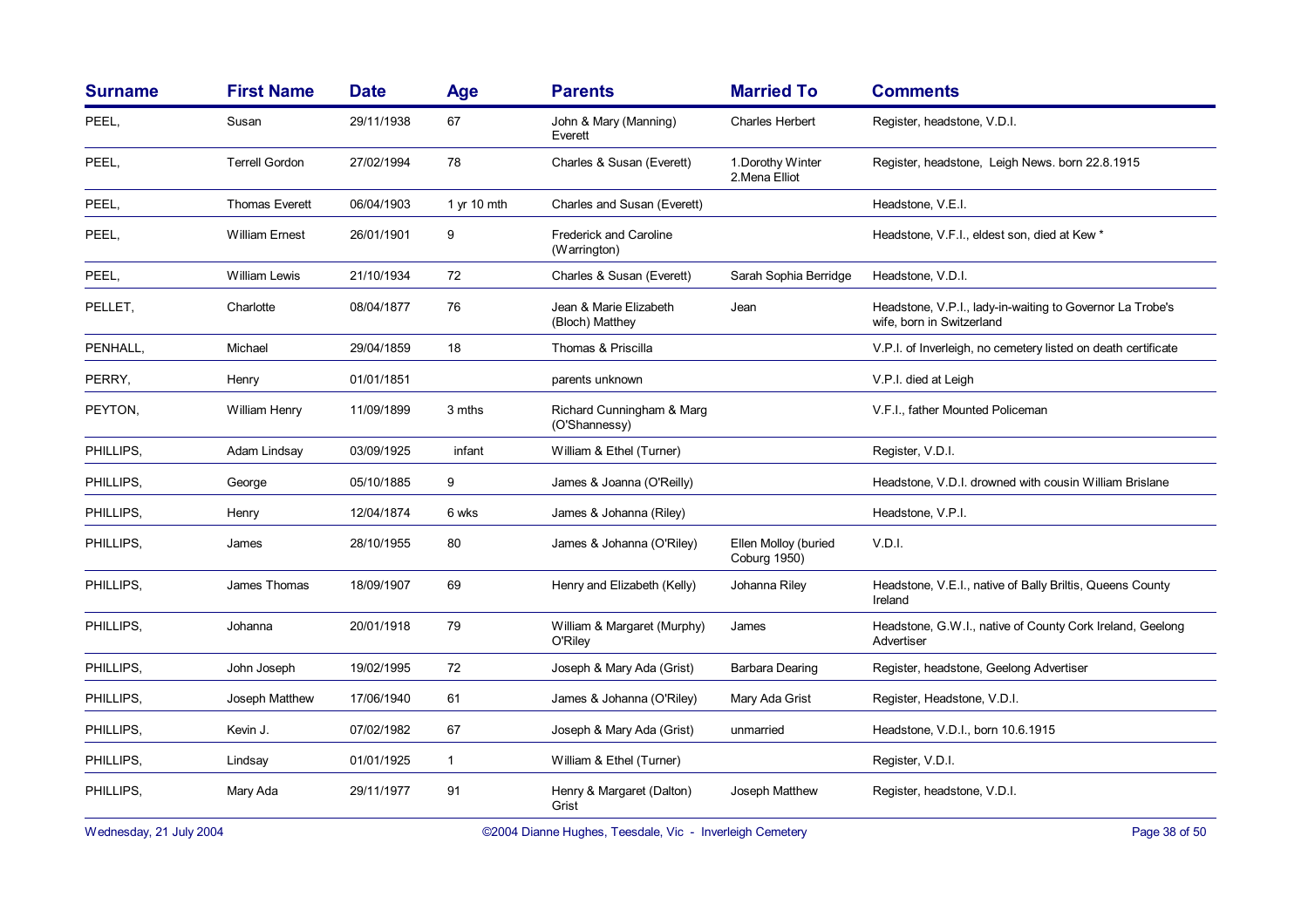| Surname | First Name | Date | Age | Parents | Married To | Comments |
|---|---|---|---|---|---|---|
| PEEL, | Susan | 29/11/1938 | 67 | John & Mary (Manning) Everett | Charles Herbert | Register, headstone, V.D.I. |
| PEEL, | Terrell Gordon | 27/02/1994 | 78 | Charles & Susan (Everett) | 1.Dorothy Winter 2.Mena Elliot | Register, headstone, Leigh News. born 22.8.1915 |
| PEEL, | Thomas Everett | 06/04/1903 | 1 yr 10 mth | Charles and Susan (Everett) | | Headstone, V.E.I. |
| PEEL, | William Ernest | 26/01/1901 | 9 | Frederick and Caroline (Warrington) | | Headstone, V.F.I., eldest son, died at Kew * |
| PEEL, | William Lewis | 21/10/1934 | 72 | Charles & Susan (Everett) | Sarah Sophia Berridge | Headstone, V.D.I. |
| PELLET, | Charlotte | 08/04/1877 | 76 | Jean & Marie Elizabeth (Bloch) Matthey | Jean | Headstone, V.P.I., lady-in-waiting to Governor La Trobe's wife, born in Switzerland |
| PENHALL, | Michael | 29/04/1859 | 18 | Thomas & Priscilla | | V.P.I. of Inverleigh, no cemetery listed on death certificate |
| PERRY, | Henry | 01/01/1851 | | parents unknown | | V.P.I. died at Leigh |
| PEYTON, | William Henry | 11/09/1899 | 3 mths | Richard Cunningham & Marg (O'Shannessy) | | V.F.I., father Mounted Policeman |
| PHILLIPS, | Adam Lindsay | 03/09/1925 | infant | William & Ethel (Turner) | | Register, V.D.I. |
| PHILLIPS, | George | 05/10/1885 | 9 | James & Joanna (O'Reilly) | | Headstone, V.D.I. drowned with cousin William Brislane |
| PHILLIPS, | Henry | 12/04/1874 | 6 wks | James & Johanna (Riley) | | Headstone, V.P.I. |
| PHILLIPS, | James | 28/10/1955 | 80 | James & Johanna (O'Riley) | Ellen Molloy (buried Coburg 1950) | V.D.I. |
| PHILLIPS, | James Thomas | 18/09/1907 | 69 | Henry and Elizabeth (Kelly) | Johanna Riley | Headstone, V.E.I., native of Bally Briltis, Queens County Ireland |
| PHILLIPS, | Johanna | 20/01/1918 | 79 | William & Margaret (Murphy) O'Riley | James | Headstone, G.W.I., native of County Cork Ireland, Geelong Advertiser |
| PHILLIPS, | John Joseph | 19/02/1995 | 72 | Joseph & Mary Ada (Grist) | Barbara Dearing | Register, headstone, Geelong Advertiser |
| PHILLIPS, | Joseph Matthew | 17/06/1940 | 61 | James & Johanna (O'Riley) | Mary Ada Grist | Register, Headstone, V.D.I. |
| PHILLIPS, | Kevin J. | 07/02/1982 | 67 | Joseph & Mary Ada (Grist) | unmarried | Headstone, V.D.I., born 10.6.1915 |
| PHILLIPS, | Lindsay | 01/01/1925 | 1 | William & Ethel (Turner) | | Register, V.D.I. |
| PHILLIPS, | Mary Ada | 29/11/1977 | 91 | Henry & Margaret (Dalton) Grist | Joseph Matthew | Register, headstone, V.D.I. |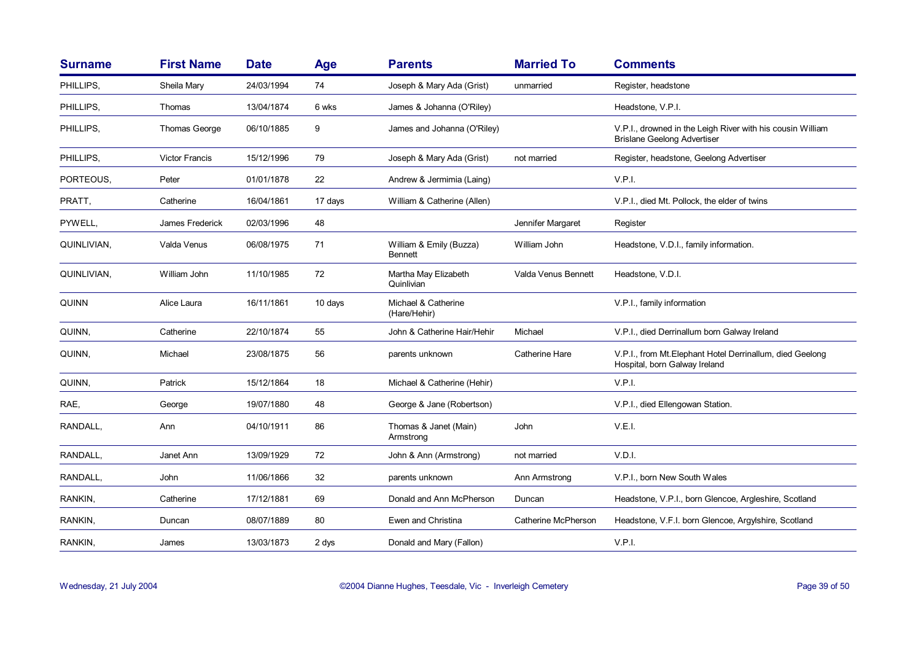| Surname | First Name | Date | Age | Parents | Married To | Comments |
|---|---|---|---|---|---|---|
| PHILLIPS, | Sheila Mary | 24/03/1994 | 74 | Joseph & Mary Ada (Grist) | unmarried | Register, headstone |
| PHILLIPS, | Thomas | 13/04/1874 | 6 wks | James & Johanna (O'Riley) | | Headstone, V.P.I. |
| PHILLIPS, | Thomas George | 06/10/1885 | 9 | James and Johanna (O'Riley) | | V.P.I., drowned in the Leigh River with his cousin William Brislane Geelong Advertiser |
| PHILLIPS, | Victor Francis | 15/12/1996 | 79 | Joseph & Mary Ada (Grist) | not married | Register, headstone, Geelong Advertiser |
| PORTEOUS, | Peter | 01/01/1878 | 22 | Andrew & Jermimia (Laing) | | V.P.I. |
| PRATT, | Catherine | 16/04/1861 | 17 days | William & Catherine (Allen) | | V.P.I., died Mt. Pollock, the elder of twins |
| PYWELL, | James Frederick | 02/03/1996 | 48 | | Jennifer Margaret | Register |
| QUINLIVIAN, | Valda Venus | 06/08/1975 | 71 | William & Emily (Buzza) Bennett | William John | Headstone, V.D.I., family information. |
| QUINLIVIAN, | William John | 11/10/1985 | 72 | Martha May Elizabeth Quinlivian | Valda Venus Bennett | Headstone, V.D.I. |
| QUINN | Alice Laura | 16/11/1861 | 10 days | Michael & Catherine (Hare/Hehir) | | V.P.I., family information |
| QUINN, | Catherine | 22/10/1874 | 55 | John & Catherine Hair/Hehir | Michael | V.P.I., died Derrinallum born Galway Ireland |
| QUINN, | Michael | 23/08/1875 | 56 | parents unknown | Catherine Hare | V.P.I., from Mt.Elephant Hotel Derrinallum, died Geelong Hospital, born Galway Ireland |
| QUINN, | Patrick | 15/12/1864 | 18 | Michael & Catherine (Hehir) | | V.P.I. |
| RAE, | George | 19/07/1880 | 48 | George & Jane (Robertson) | | V.P.I., died Ellengowan Station. |
| RANDALL, | Ann | 04/10/1911 | 86 | Thomas & Janet (Main) Armstrong | John | V.E.I. |
| RANDALL, | Janet Ann | 13/09/1929 | 72 | John & Ann (Armstrong) | not married | V.D.I. |
| RANDALL, | John | 11/06/1866 | 32 | parents unknown | Ann Armstrong | V.P.I., born New South Wales |
| RANKIN, | Catherine | 17/12/1881 | 69 | Donald and Ann McPherson | Duncan | Headstone, V.P.I., born Glencoe, Argleshire, Scotland |
| RANKIN, | Duncan | 08/07/1889 | 80 | Ewen and Christina | Catherine McPherson | Headstone, V.F.I. born Glencoe, Argylshire, Scotland |
| RANKIN, | James | 13/03/1873 | 2 dys | Donald and Mary (Fallon) | | V.P.I. |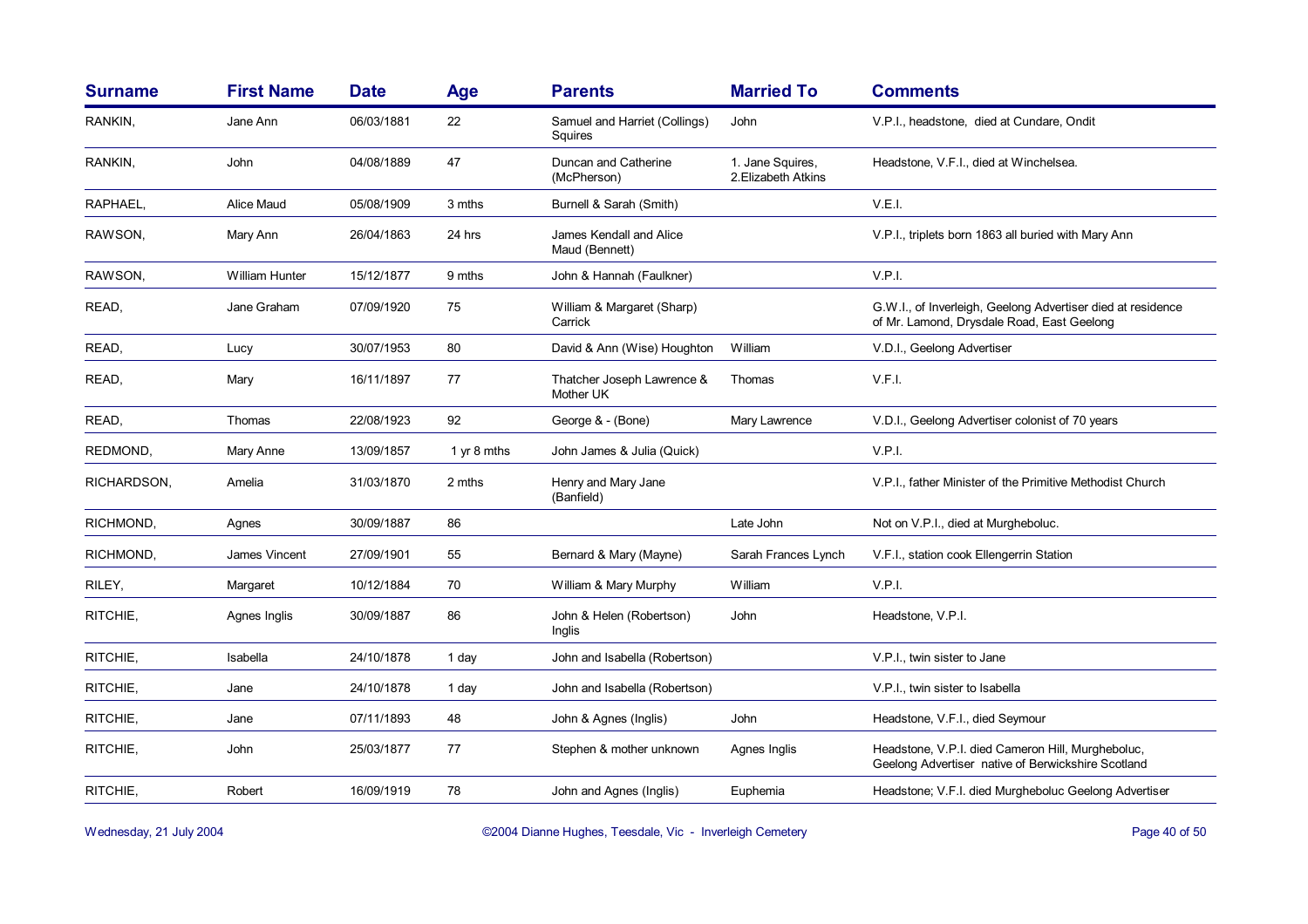| Surname | First Name | Date | Age | Parents | Married To | Comments |
|---|---|---|---|---|---|---|
| RANKIN, | Jane Ann | 06/03/1881 | 22 | Samuel and Harriet (Collings) Squires | John | V.P.I., headstone, died at Cundare, Ondit |
| RANKIN, | John | 04/08/1889 | 47 | Duncan and Catherine (McPherson) | 1. Jane Squires, 2.Elizabeth Atkins | Headstone, V.F.I., died at Winchelsea. |
| RAPHAEL, | Alice Maud | 05/08/1909 | 3 mths | Burnell & Sarah (Smith) | | V.E.I. |
| RAWSON, | Mary Ann | 26/04/1863 | 24 hrs | James Kendall and Alice Maud (Bennett) | | V.P.I., triplets born 1863 all buried with Mary Ann |
| RAWSON, | William Hunter | 15/12/1877 | 9 mths | John & Hannah (Faulkner) | | V.P.I. |
| READ, | Jane Graham | 07/09/1920 | 75 | William & Margaret (Sharp) Carrick | | G.W.I., of Inverleigh, Geelong Advertiser died at residence of Mr. Lamond, Drysdale Road, East Geelong |
| READ, | Lucy | 30/07/1953 | 80 | David & Ann (Wise) Houghton | William | V.D.I., Geelong Advertiser |
| READ, | Mary | 16/11/1897 | 77 | Thatcher Joseph Lawrence & Mother UK | Thomas | V.F.I. |
| READ, | Thomas | 22/08/1923 | 92 | George & - (Bone) | Mary Lawrence | V.D.I., Geelong Advertiser colonist of 70 years |
| REDMOND, | Mary Anne | 13/09/1857 | 1 yr 8 mths | John James & Julia (Quick) | | V.P.I. |
| RICHARDSON, | Amelia | 31/03/1870 | 2 mths | Henry and Mary Jane (Banfield) | | V.P.I., father Minister of the Primitive Methodist Church |
| RICHMOND, | Agnes | 30/09/1887 | 86 | | Late John | Not on V.P.I., died at Murgheboluc. |
| RICHMOND, | James Vincent | 27/09/1901 | 55 | Bernard & Mary (Mayne) | Sarah Frances Lynch | V.F.I., station cook Ellengerrin Station |
| RILEY, | Margaret | 10/12/1884 | 70 | William & Mary Murphy | William | V.P.I. |
| RITCHIE, | Agnes Inglis | 30/09/1887 | 86 | John & Helen (Robertson) Inglis | John | Headstone, V.P.I. |
| RITCHIE, | Isabella | 24/10/1878 | 1 day | John and Isabella (Robertson) | | V.P.I., twin sister to Jane |
| RITCHIE, | Jane | 24/10/1878 | 1 day | John and Isabella (Robertson) | | V.P.I., twin sister to Isabella |
| RITCHIE, | Jane | 07/11/1893 | 48 | John & Agnes (Inglis) | John | Headstone, V.F.I., died Seymour |
| RITCHIE, | John | 25/03/1877 | 77 | Stephen & mother unknown | Agnes Inglis | Headstone, V.P.I. died Cameron Hill, Murgheboluc, Geelong Advertiser native of Berwickshire Scotland |
| RITCHIE, | Robert | 16/09/1919 | 78 | John and Agnes (Inglis) | Euphemia | Headstone; V.F.I. died Murgheboluc Geelong Advertiser |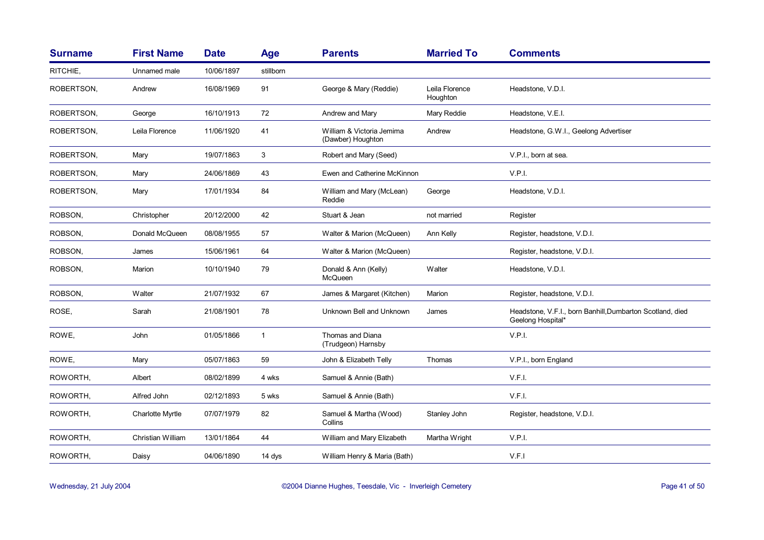| Surname | First Name | Date | Age | Parents | Married To | Comments |
|---|---|---|---|---|---|---|
| RITCHIE, | Unnamed male | 10/06/1897 | stillborn | | | |
| ROBERTSON, | Andrew | 16/08/1969 | 91 | George & Mary (Reddie) | Leila Florence Houghton | Headstone, V.D.I. |
| ROBERTSON, | George | 16/10/1913 | 72 | Andrew and Mary | Mary Reddie | Headstone, V.E.I. |
| ROBERTSON, | Leila Florence | 11/06/1920 | 41 | William & Victoria Jemima (Dawber) Houghton | Andrew | Headstone, G.W.I., Geelong Advertiser |
| ROBERTSON, | Mary | 19/07/1863 | 3 | Robert and Mary (Seed) | | V.P.I., born at sea. |
| ROBERTSON, | Mary | 24/06/1869 | 43 | Ewen and Catherine McKinnon | | V.P.I. |
| ROBERTSON, | Mary | 17/01/1934 | 84 | William and Mary (McLean) Reddie | George | Headstone, V.D.I. |
| ROBSON, | Christopher | 20/12/2000 | 42 | Stuart & Jean | not married | Register |
| ROBSON, | Donald McQueen | 08/08/1955 | 57 | Walter & Marion (McQueen) | Ann Kelly | Register, headstone, V.D.I. |
| ROBSON, | James | 15/06/1961 | 64 | Walter & Marion (McQueen) | | Register, headstone, V.D.I. |
| ROBSON, | Marion | 10/10/1940 | 79 | Donald & Ann (Kelly) McQueen | Walter | Headstone, V.D.I. |
| ROBSON, | Walter | 21/07/1932 | 67 | James & Margaret (Kitchen) | Marion | Register, headstone, V.D.I. |
| ROSE, | Sarah | 21/08/1901 | 78 | Unknown Bell and Unknown | James | Headstone, V.F.I., born Banhill,Dumbarton Scotland, died Geelong Hospital* |
| ROWE, | John | 01/05/1866 | 1 | Thomas and Diana (Trudgeon) Harnsby | | V.P.I. |
| ROWE, | Mary | 05/07/1863 | 59 | John & Elizabeth Telly | Thomas | V.P.I., born England |
| ROWORTH, | Albert | 08/02/1899 | 4 wks | Samuel & Annie (Bath) | | V.F.I. |
| ROWORTH, | Alfred John | 02/12/1893 | 5 wks | Samuel & Annie (Bath) | | V.F.I. |
| ROWORTH, | Charlotte Myrtle | 07/07/1979 | 82 | Samuel & Martha (Wood) Collins | Stanley John | Register, headstone, V.D.I. |
| ROWORTH, | Christian William | 13/01/1864 | 44 | William and Mary Elizabeth | Martha Wright | V.P.I. |
| ROWORTH, | Daisy | 04/06/1890 | 14 dys | William Henry & Maria (Bath) | | V.F.I |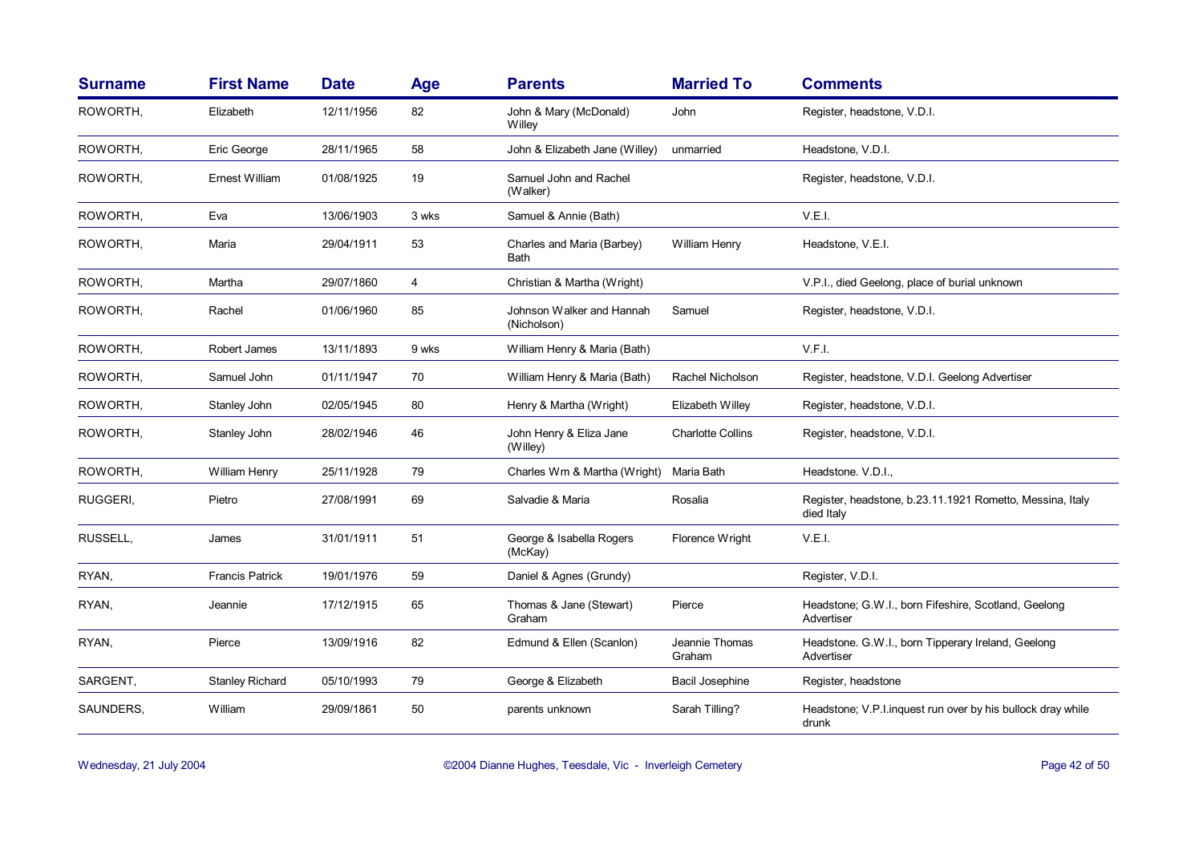| Surname | First Name | Date | Age | Parents | Married To | Comments |
|---|---|---|---|---|---|---|
| ROWORTH, | Elizabeth | 12/11/1956 | 82 | John & Mary (McDonald) Willey | John | Register, headstone, V.D.I. |
| ROWORTH, | Eric George | 28/11/1965 | 58 | John & Elizabeth Jane (Willey) | unmarried | Headstone, V.D.I. |
| ROWORTH, | Ernest William | 01/08/1925 | 19 | Samuel John and Rachel (Walker) | | Register, headstone, V.D.I. |
| ROWORTH, | Eva | 13/06/1903 | 3 wks | Samuel & Annie (Bath) | | V.E.I. |
| ROWORTH, | Maria | 29/04/1911 | 53 | Charles and Maria (Barbey) Bath | William Henry | Headstone, V.E.I. |
| ROWORTH, | Martha | 29/07/1860 | 4 | Christian & Martha (Wright) | | V.P.I., died Geelong, place of burial unknown |
| ROWORTH, | Rachel | 01/06/1960 | 85 | Johnson Walker and Hannah (Nicholson) | Samuel | Register, headstone, V.D.I. |
| ROWORTH, | Robert James | 13/11/1893 | 9 wks | William Henry & Maria (Bath) | | V.F.I. |
| ROWORTH, | Samuel John | 01/11/1947 | 70 | William Henry & Maria (Bath) | Rachel Nicholson | Register, headstone, V.D.I. Geelong Advertiser |
| ROWORTH, | Stanley John | 02/05/1945 | 80 | Henry & Martha (Wright) | Elizabeth Willey | Register, headstone, V.D.I. |
| ROWORTH, | Stanley John | 28/02/1946 | 46 | John Henry & Eliza Jane (Willey) | Charlotte Collins | Register, headstone, V.D.I. |
| ROWORTH, | William Henry | 25/11/1928 | 79 | Charles Wm & Martha (Wright) | Maria Bath | Headstone. V.D.I., |
| RUGGERI, | Pietro | 27/08/1991 | 69 | Salvadie & Maria | Rosalia | Register, headstone, b.23.11.1921 Rometto, Messina, Italy died Italy |
| RUSSELL, | James | 31/01/1911 | 51 | George & Isabella Rogers (McKay) | Florence Wright | V.E.I. |
| RYAN, | Francis Patrick | 19/01/1976 | 59 | Daniel & Agnes (Grundy) | | Register, V.D.I. |
| RYAN, | Jeannie | 17/12/1915 | 65 | Thomas & Jane (Stewart) Graham | Pierce | Headstone; G.W.I., born Fifeshire, Scotland, Geelong Advertiser |
| RYAN, | Pierce | 13/09/1916 | 82 | Edmund & Ellen (Scanlon) | Jeannie Thomas Graham | Headstone. G.W.I., born Tipperary Ireland, Geelong Advertiser |
| SARGENT, | Stanley Richard | 05/10/1993 | 79 | George & Elizabeth | Bacil Josephine | Register, headstone |
| SAUNDERS, | William | 29/09/1861 | 50 | parents unknown | Sarah Tilling? | Headstone; V.P.I.inquest run over by his bullock dray while drunk |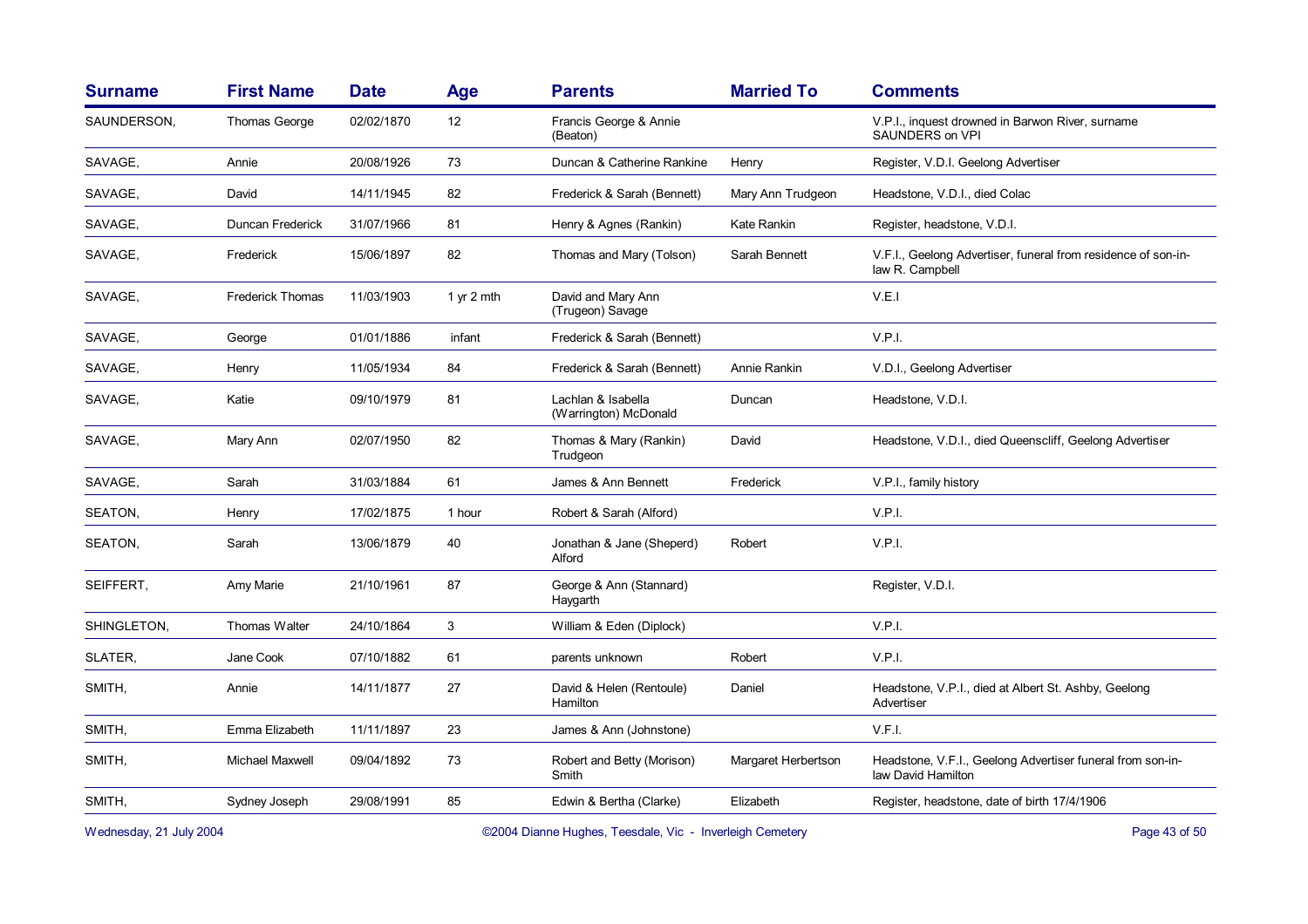| Surname | First Name | Date | Age | Parents | Married To | Comments |
|---|---|---|---|---|---|---|
| SAUNDERSON, | Thomas George | 02/02/1870 | 12 | Francis George & Annie (Beaton) | | V.P.I., inquest drowned in Barwon River, surname SAUNDERS on VPI |
| SAVAGE, | Annie | 20/08/1926 | 73 | Duncan & Catherine Rankine | Henry | Register, V.D.I. Geelong Advertiser |
| SAVAGE, | David | 14/11/1945 | 82 | Frederick & Sarah (Bennett) | Mary Ann Trudgeon | Headstone, V.D.I., died Colac |
| SAVAGE, | Duncan Frederick | 31/07/1966 | 81 | Henry & Agnes (Rankin) | Kate Rankin | Register, headstone, V.D.I. |
| SAVAGE, | Frederick | 15/06/1897 | 82 | Thomas and Mary (Tolson) | Sarah Bennett | V.F.I., Geelong Advertiser, funeral from residence of son-in-law R. Campbell |
| SAVAGE, | Frederick Thomas | 11/03/1903 | 1 yr 2 mth | David and Mary Ann (Trugeon) Savage | | V.E.I |
| SAVAGE, | George | 01/01/1886 | infant | Frederick & Sarah (Bennett) | | V.P.I. |
| SAVAGE, | Henry | 11/05/1934 | 84 | Frederick & Sarah (Bennett) | Annie Rankin | V.D.I., Geelong Advertiser |
| SAVAGE, | Katie | 09/10/1979 | 81 | Lachlan & Isabella (Warrington) McDonald | Duncan | Headstone, V.D.I. |
| SAVAGE, | Mary Ann | 02/07/1950 | 82 | Thomas & Mary (Rankin) Trudgeon | David | Headstone, V.D.I., died Queenscliff, Geelong Advertiser |
| SAVAGE, | Sarah | 31/03/1884 | 61 | James & Ann Bennett | Frederick | V.P.I., family history |
| SEATON, | Henry | 17/02/1875 | 1 hour | Robert & Sarah (Alford) | | V.P.I. |
| SEATON, | Sarah | 13/06/1879 | 40 | Jonathan & Jane (Sheperd) Alford | Robert | V.P.I. |
| SEIFFERT, | Amy Marie | 21/10/1961 | 87 | George & Ann (Stannard) Haygarth | | Register, V.D.I. |
| SHINGLETON, | Thomas Walter | 24/10/1864 | 3 | William & Eden (Diplock) | | V.P.I. |
| SLATER, | Jane Cook | 07/10/1882 | 61 | parents unknown | Robert | V.P.I. |
| SMITH, | Annie | 14/11/1877 | 27 | David & Helen (Rentoule) Hamilton | Daniel | Headstone, V.P.I., died at Albert St. Ashby, Geelong Advertiser |
| SMITH, | Emma Elizabeth | 11/11/1897 | 23 | James & Ann (Johnstone) | | V.F.I. |
| SMITH, | Michael Maxwell | 09/04/1892 | 73 | Robert and Betty (Morison) Smith | Margaret Herbertson | Headstone, V.F.I., Geelong Advertiser funeral from son-in-law David Hamilton |
| SMITH, | Sydney Joseph | 29/08/1991 | 85 | Edwin & Bertha (Clarke) | Elizabeth | Register, headstone, date of birth 17/4/1906 |

Wednesday, 21 July 2004 ©2004 Dianne Hughes, Teesdale, Vic - Inverleigh Cemetery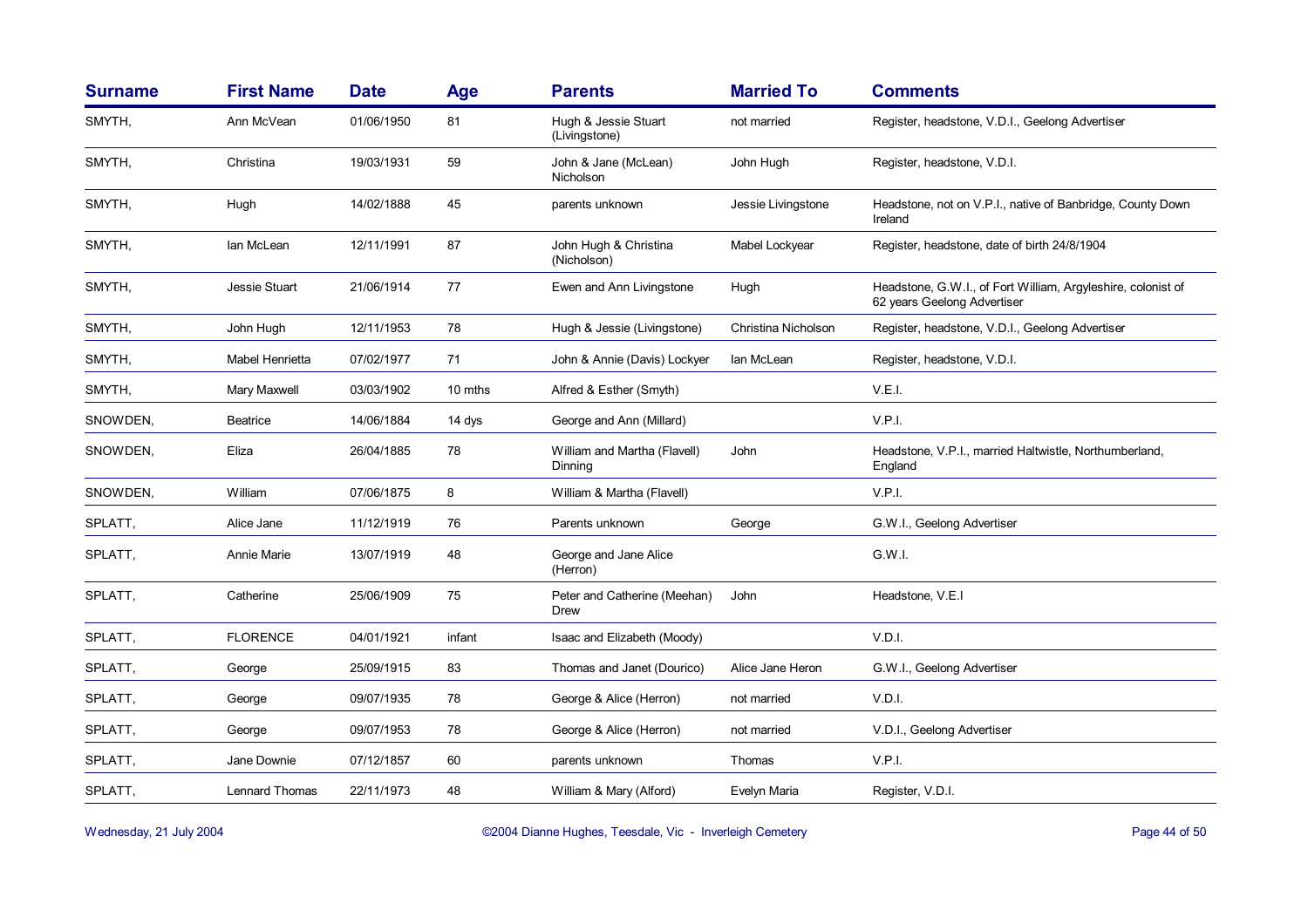| Surname | First Name | Date | Age | Parents | Married To | Comments |
|---|---|---|---|---|---|---|
| SMYTH, | Ann McVean | 01/06/1950 | 81 | Hugh & Jessie Stuart (Livingstone) | not married | Register, headstone, V.D.I., Geelong Advertiser |
| SMYTH, | Christina | 19/03/1931 | 59 | John & Jane (McLean) Nicholson | John Hugh | Register, headstone, V.D.I. |
| SMYTH, | Hugh | 14/02/1888 | 45 | parents unknown | Jessie Livingstone | Headstone, not on V.P.I., native of Banbridge, County Down Ireland |
| SMYTH, | Ian McLean | 12/11/1991 | 87 | John Hugh & Christina (Nicholson) | Mabel Lockyear | Register, headstone, date of birth 24/8/1904 |
| SMYTH, | Jessie Stuart | 21/06/1914 | 77 | Ewen and Ann Livingstone | Hugh | Headstone, G.W.I., of Fort William, Argyleshire, colonist of 62 years Geelong Advertiser |
| SMYTH, | John Hugh | 12/11/1953 | 78 | Hugh & Jessie (Livingstone) | Christina Nicholson | Register, headstone, V.D.I., Geelong Advertiser |
| SMYTH, | Mabel Henrietta | 07/02/1977 | 71 | John & Annie (Davis) Lockyer | Ian McLean | Register, headstone, V.D.I. |
| SMYTH, | Mary Maxwell | 03/03/1902 | 10 mths | Alfred & Esther (Smyth) | | V.E.I. |
| SNOWDEN, | Beatrice | 14/06/1884 | 14 dys | George and Ann (Millard) | | V.P.I. |
| SNOWDEN, | Eliza | 26/04/1885 | 78 | William and Martha (Flavell) Dinning | John | Headstone, V.P.I., married Haltwistle, Northumberland, England |
| SNOWDEN, | William | 07/06/1875 | 8 | William & Martha (Flavell) | | V.P.I. |
| SPLATT, | Alice Jane | 11/12/1919 | 76 | Parents unknown | George | G.W.I., Geelong Advertiser |
| SPLATT, | Annie Marie | 13/07/1919 | 48 | George and Jane Alice (Herron) | | G.W.I. |
| SPLATT, | Catherine | 25/06/1909 | 75 | Peter and Catherine (Meehan) Drew | John | Headstone, V.E.I |
| SPLATT, | FLORENCE | 04/01/1921 | infant | Isaac and Elizabeth (Moody) | | V.D.I. |
| SPLATT, | George | 25/09/1915 | 83 | Thomas and Janet (Dourico) | Alice Jane Heron | G.W.I., Geelong Advertiser |
| SPLATT, | George | 09/07/1935 | 78 | George & Alice (Herron) | not married | V.D.I. |
| SPLATT, | George | 09/07/1953 | 78 | George & Alice (Herron) | not married | V.D.I., Geelong Advertiser |
| SPLATT, | Jane Downie | 07/12/1857 | 60 | parents unknown | Thomas | V.P.I. |
| SPLATT, | Lennard Thomas | 22/11/1973 | 48 | William & Mary (Alford) | Evelyn Maria | Register, V.D.I. |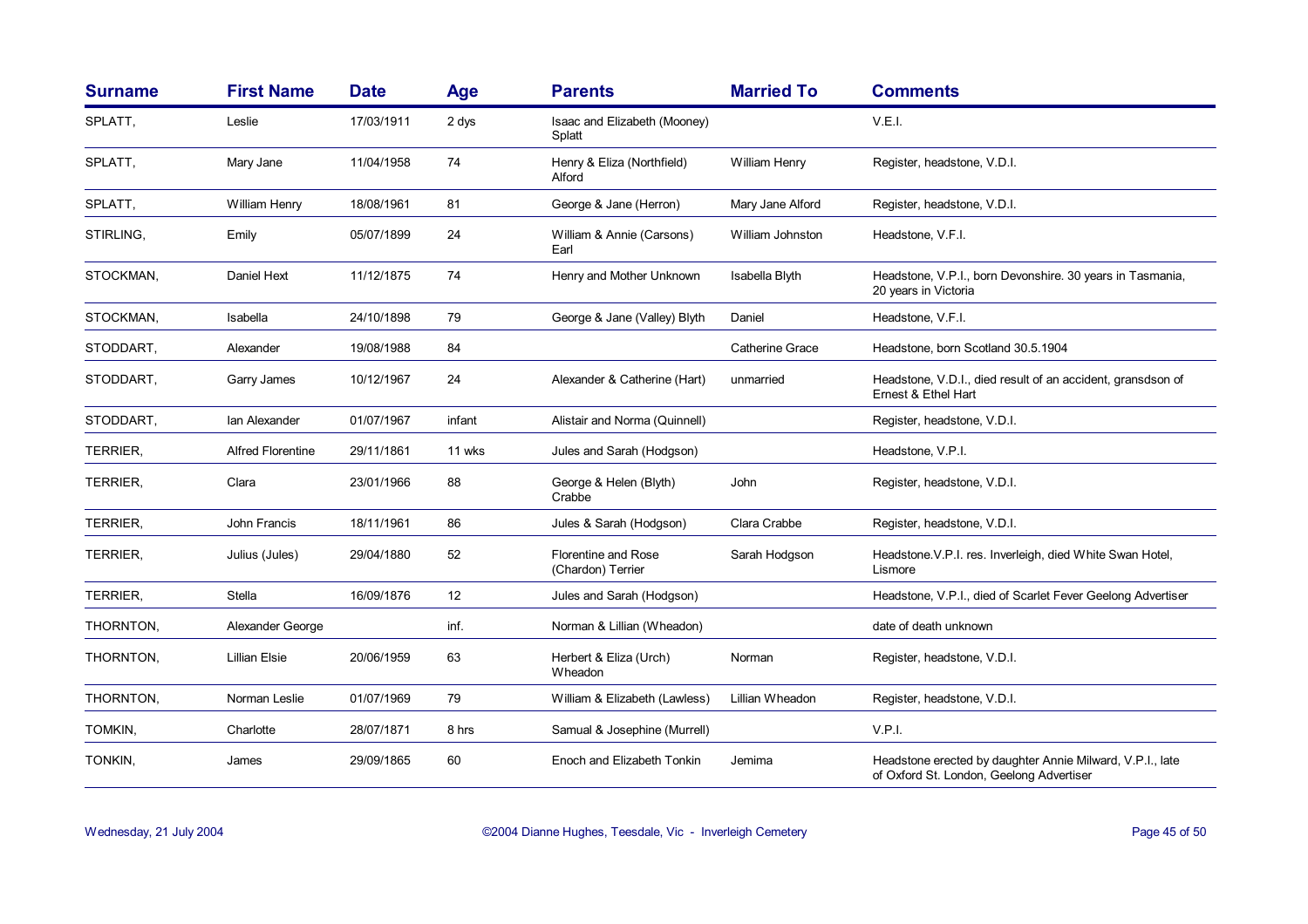| Surname | First Name | Date | Age | Parents | Married To | Comments |
|---|---|---|---|---|---|---|
| SPLATT, | Leslie | 17/03/1911 | 2 dys | Isaac and Elizabeth (Mooney) Splatt | | V.E.I. |
| SPLATT, | Mary Jane | 11/04/1958 | 74 | Henry & Eliza (Northfield) Alford | William Henry | Register, headstone, V.D.I. |
| SPLATT, | William Henry | 18/08/1961 | 81 | George & Jane (Herron) | Mary Jane Alford | Register, headstone, V.D.I. |
| STIRLING, | Emily | 05/07/1899 | 24 | William & Annie (Carsons) Earl | William Johnston | Headstone, V.F.I. |
| STOCKMAN, | Daniel Hext | 11/12/1875 | 74 | Henry and Mother Unknown | Isabella Blyth | Headstone, V.P.I., born Devonshire. 30 years in Tasmania, 20 years in Victoria |
| STOCKMAN, | Isabella | 24/10/1898 | 79 | George & Jane (Valley) Blyth | Daniel | Headstone, V.F.I. |
| STODDART, | Alexander | 19/08/1988 | 84 | | Catherine Grace | Headstone, born Scotland 30.5.1904 |
| STODDART, | Garry James | 10/12/1967 | 24 | Alexander & Catherine (Hart) | unmarried | Headstone, V.D.I., died result of an accident, gransdson of Ernest & Ethel Hart |
| STODDART, | Ian Alexander | 01/07/1967 | infant | Alistair and Norma (Quinnell) | | Register, headstone, V.D.I. |
| TERRIER, | Alfred Florentine | 29/11/1861 | 11 wks | Jules and Sarah (Hodgson) | | Headstone, V.P.I. |
| TERRIER, | Clara | 23/01/1966 | 88 | George & Helen (Blyth) Crabbe | John | Register, headstone, V.D.I. |
| TERRIER, | John Francis | 18/11/1961 | 86 | Jules & Sarah (Hodgson) | Clara Crabbe | Register, headstone, V.D.I. |
| TERRIER, | Julius (Jules) | 29/04/1880 | 52 | Florentine and Rose (Chardon) Terrier | Sarah Hodgson | Headstone.V.P.I. res. Inverleigh, died White Swan Hotel, Lismore |
| TERRIER, | Stella | 16/09/1876 | 12 | Jules and Sarah (Hodgson) | | Headstone, V.P.I., died of Scarlet Fever Geelong Advertiser |
| THORNTON, | Alexander George | | inf. | Norman & Lillian (Wheadon) | | date of death unknown |
| THORNTON, | Lillian Elsie | 20/06/1959 | 63 | Herbert & Eliza (Urch) Wheadon | Norman | Register, headstone, V.D.I. |
| THORNTON, | Norman Leslie | 01/07/1969 | 79 | William & Elizabeth (Lawless) | Lillian Wheadon | Register, headstone, V.D.I. |
| TOMKIN, | Charlotte | 28/07/1871 | 8 hrs | Samual & Josephine (Murrell) | | V.P.I. |
| TONKIN, | James | 29/09/1865 | 60 | Enoch and Elizabeth Tonkin | Jemima | Headstone erected by daughter Annie Milward, V.P.I., late of Oxford St. London, Geelong Advertiser |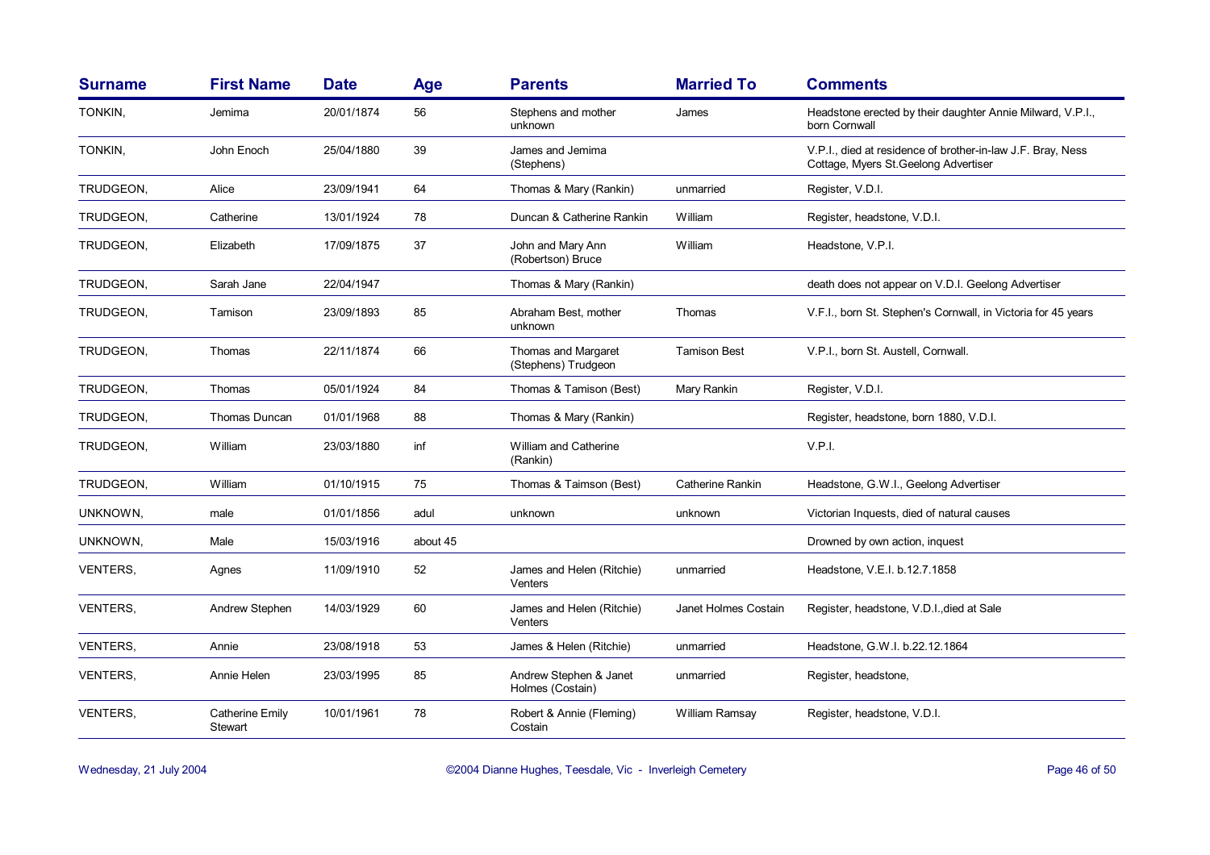| Surname | First Name | Date | Age | Parents | Married To | Comments |
|---|---|---|---|---|---|---|
| TONKIN, | Jemima | 20/01/1874 | 56 | Stephens and mother unknown | James | Headstone erected by their daughter Annie Milward, V.P.I., born Cornwall |
| TONKIN, | John Enoch | 25/04/1880 | 39 | James and Jemima (Stephens) | | V.P.I., died at residence of brother-in-law J.F. Bray, Ness Cottage, Myers St.Geelong Advertiser |
| TRUDGEON, | Alice | 23/09/1941 | 64 | Thomas & Mary (Rankin) | unmarried | Register, V.D.I. |
| TRUDGEON, | Catherine | 13/01/1924 | 78 | Duncan & Catherine Rankin | William | Register, headstone, V.D.I. |
| TRUDGEON, | Elizabeth | 17/09/1875 | 37 | John and Mary Ann (Robertson) Bruce | William | Headstone, V.P.I. |
| TRUDGEON, | Sarah Jane | 22/04/1947 | | Thomas & Mary (Rankin) | | death does not appear on V.D.I. Geelong Advertiser |
| TRUDGEON, | Tamison | 23/09/1893 | 85 | Abraham Best, mother unknown | Thomas | V.F.I., born St. Stephen's Cornwall, in Victoria for 45 years |
| TRUDGEON, | Thomas | 22/11/1874 | 66 | Thomas and Margaret (Stephens) Trudgeon | Tamison Best | V.P.I., born St. Austell, Cornwall. |
| TRUDGEON, | Thomas | 05/01/1924 | 84 | Thomas & Tamison (Best) | Mary Rankin | Register, V.D.I. |
| TRUDGEON, | Thomas Duncan | 01/01/1968 | 88 | Thomas & Mary (Rankin) | | Register, headstone, born 1880, V.D.I. |
| TRUDGEON, | William | 23/03/1880 | inf | William and Catherine (Rankin) | | V.P.I. |
| TRUDGEON, | William | 01/10/1915 | 75 | Thomas & Taimson (Best) | Catherine Rankin | Headstone, G.W.I., Geelong Advertiser |
| UNKNOWN, | male | 01/01/1856 | adul | unknown | unknown | Victorian Inquests, died of natural causes |
| UNKNOWN, | Male | 15/03/1916 | about 45 | | | Drowned by own action, inquest |
| VENTERS, | Agnes | 11/09/1910 | 52 | James and Helen (Ritchie) Venters | unmarried | Headstone, V.E.I. b.12.7.1858 |
| VENTERS, | Andrew Stephen | 14/03/1929 | 60 | James and Helen (Ritchie) Venters | Janet Holmes Costain | Register, headstone, V.D.I.,died at Sale |
| VENTERS, | Annie | 23/08/1918 | 53 | James & Helen (Ritchie) | unmarried | Headstone, G.W.I. b.22.12.1864 |
| VENTERS, | Annie Helen | 23/03/1995 | 85 | Andrew Stephen & Janet Holmes (Costain) | unmarried | Register, headstone, |
| VENTERS, | Catherine Emily Stewart | 10/01/1961 | 78 | Robert & Annie (Fleming) Costain | William Ramsay | Register, headstone, V.D.I. |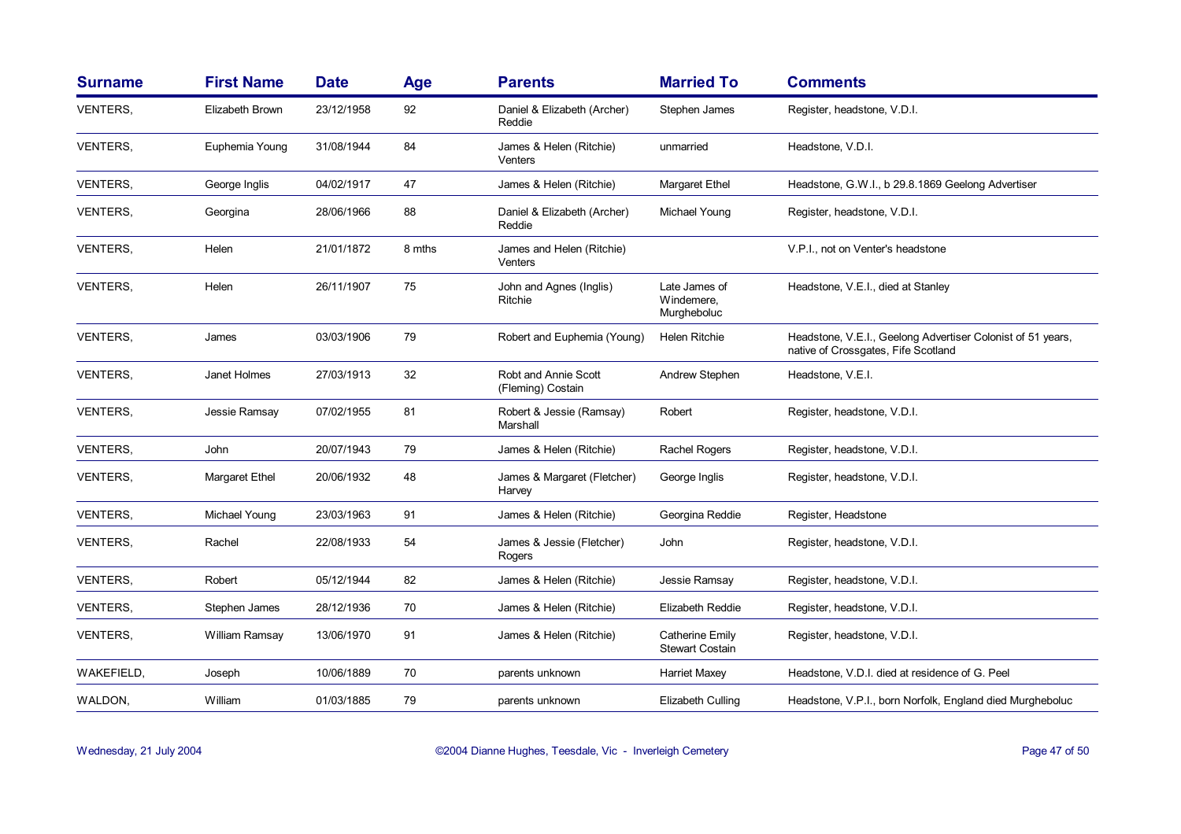| Surname | First Name | Date | Age | Parents | Married To | Comments |
|---|---|---|---|---|---|---|
| VENTERS, | Elizabeth Brown | 23/12/1958 | 92 | Daniel & Elizabeth (Archer) Reddie | Stephen James | Register, headstone, V.D.I. |
| VENTERS, | Euphemia Young | 31/08/1944 | 84 | James & Helen (Ritchie) Venters | unmarried | Headstone, V.D.I. |
| VENTERS, | George Inglis | 04/02/1917 | 47 | James & Helen (Ritchie) | Margaret Ethel | Headstone, G.W.I., b 29.8.1869 Geelong Advertiser |
| VENTERS, | Georgina | 28/06/1966 | 88 | Daniel & Elizabeth (Archer) Reddie | Michael Young | Register, headstone, V.D.I. |
| VENTERS, | Helen | 21/01/1872 | 8 mths | James and Helen (Ritchie) Venters | | V.P.I., not on Venter's headstone |
| VENTERS, | Helen | 26/11/1907 | 75 | John and Agnes (Inglis) Ritchie | Late James of Windemere, Murgheboluc | Headstone, V.E.I., died at Stanley |
| VENTERS, | James | 03/03/1906 | 79 | Robert and Euphemia (Young) | Helen Ritchie | Headstone, V.E.I., Geelong Advertiser Colonist of 51 years, native of Crossgates, Fife Scotland |
| VENTERS, | Janet Holmes | 27/03/1913 | 32 | Robt and Annie Scott (Fleming) Costain | Andrew Stephen | Headstone, V.E.I. |
| VENTERS, | Jessie Ramsay | 07/02/1955 | 81 | Robert & Jessie (Ramsay) Marshall | Robert | Register, headstone, V.D.I. |
| VENTERS, | John | 20/07/1943 | 79 | James & Helen (Ritchie) | Rachel Rogers | Register, headstone, V.D.I. |
| VENTERS, | Margaret Ethel | 20/06/1932 | 48 | James & Margaret (Fletcher) Harvey | George Inglis | Register, headstone, V.D.I. |
| VENTERS, | Michael Young | 23/03/1963 | 91 | James & Helen (Ritchie) | Georgina Reddie | Register, Headstone |
| VENTERS, | Rachel | 22/08/1933 | 54 | James & Jessie (Fletcher) Rogers | John | Register, headstone, V.D.I. |
| VENTERS, | Robert | 05/12/1944 | 82 | James & Helen (Ritchie) | Jessie Ramsay | Register, headstone, V.D.I. |
| VENTERS, | Stephen James | 28/12/1936 | 70 | James & Helen (Ritchie) | Elizabeth Reddie | Register, headstone, V.D.I. |
| VENTERS, | William Ramsay | 13/06/1970 | 91 | James & Helen (Ritchie) | Catherine Emily Stewart Costain | Register, headstone, V.D.I. |
| WAKEFIELD, | Joseph | 10/06/1889 | 70 | parents unknown | Harriet Maxey | Headstone, V.D.I. died at residence of G. Peel |
| WALDON, | William | 01/03/1885 | 79 | parents unknown | Elizabeth Culling | Headstone, V.P.I., born Norfolk, England died Murgheboluc |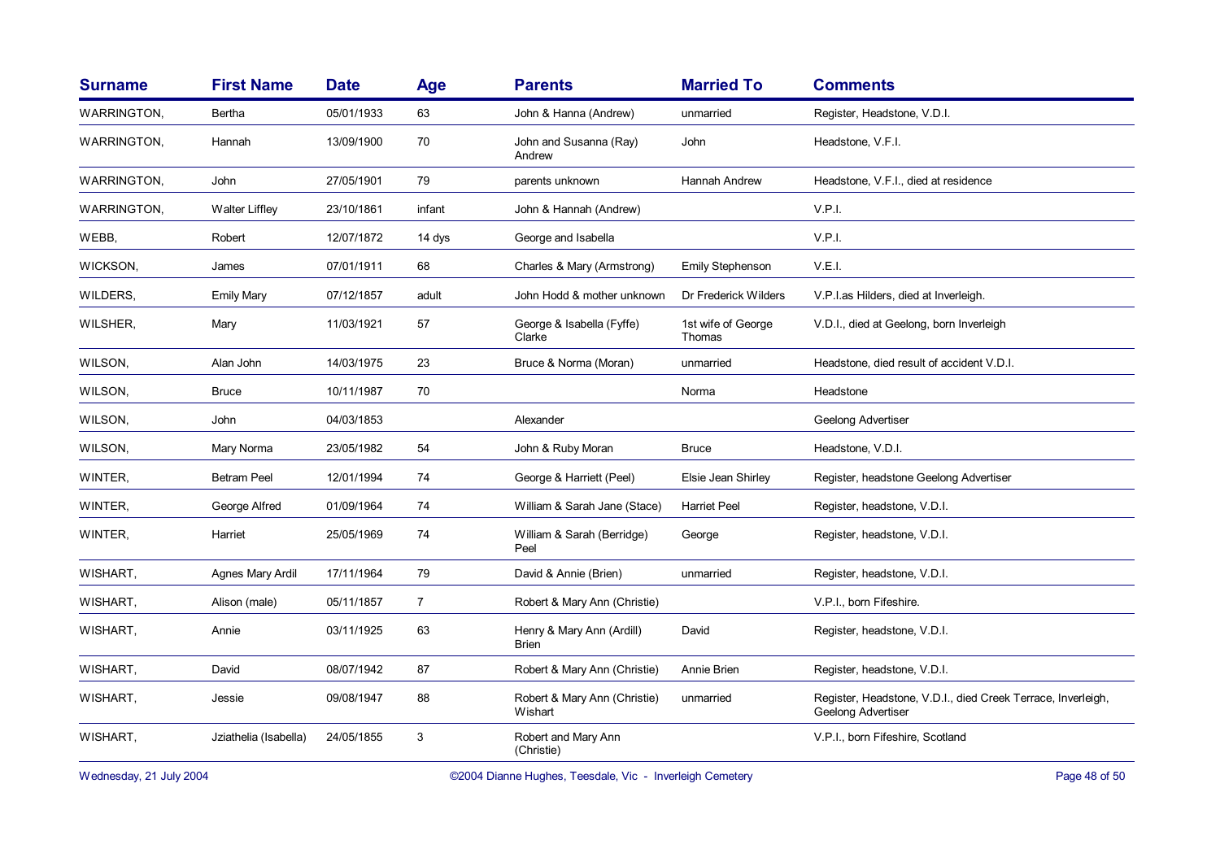| Surname | First Name | Date | Age | Parents | Married To | Comments |
|---|---|---|---|---|---|---|
| WARRINGTON, | Bertha | 05/01/1933 | 63 | John & Hanna (Andrew) | unmarried | Register, Headstone, V.D.I. |
| WARRINGTON, | Hannah | 13/09/1900 | 70 | John and Susanna (Ray) Andrew | John | Headstone, V.F.I. |
| WARRINGTON, | John | 27/05/1901 | 79 | parents unknown | Hannah Andrew | Headstone, V.F.I., died at residence |
| WARRINGTON, | Walter Liffley | 23/10/1861 | infant | John & Hannah (Andrew) | | V.P.I. |
| WEBB, | Robert | 12/07/1872 | 14 dys | George and Isabella | | V.P.I. |
| WICKSON, | James | 07/01/1911 | 68 | Charles & Mary (Armstrong) | Emily Stephenson | V.E.I. |
| WILDERS, | Emily Mary | 07/12/1857 | adult | John Hodd & mother unknown | Dr Frederick Wilders | V.P.I.as Hilders, died at Inverleigh. |
| WILSHER, | Mary | 11/03/1921 | 57 | George & Isabella (Fyffe) Clarke | 1st wife of George Thomas | V.D.I., died at Geelong, born Inverleigh |
| WILSON, | Alan John | 14/03/1975 | 23 | Bruce & Norma (Moran) | unmarried | Headstone, died result of accident V.D.I. |
| WILSON, | Bruce | 10/11/1987 | 70 | | Norma | Headstone |
| WILSON, | John | 04/03/1853 | | Alexander | | Geelong Advertiser |
| WILSON, | Mary Norma | 23/05/1982 | 54 | John & Ruby Moran | Bruce | Headstone, V.D.I. |
| WINTER, | Betram Peel | 12/01/1994 | 74 | George & Harriett (Peel) | Elsie Jean Shirley | Register, headstone Geelong Advertiser |
| WINTER, | George Alfred | 01/09/1964 | 74 | William & Sarah Jane (Stace) | Harriet Peel | Register, headstone, V.D.I. |
| WINTER, | Harriet | 25/05/1969 | 74 | William & Sarah (Berridge) Peel | George | Register, headstone, V.D.I. |
| WISHART, | Agnes Mary Ardil | 17/11/1964 | 79 | David & Annie (Brien) | unmarried | Register, headstone, V.D.I. |
| WISHART, | Alison (male) | 05/11/1857 | 7 | Robert & Mary Ann (Christie) | | V.P.I., born Fifeshire. |
| WISHART, | Annie | 03/11/1925 | 63 | Henry & Mary Ann (Ardill) Brien | David | Register, headstone, V.D.I. |
| WISHART, | David | 08/07/1942 | 87 | Robert & Mary Ann (Christie) | Annie Brien | Register, headstone, V.D.I. |
| WISHART, | Jessie | 09/08/1947 | 88 | Robert & Mary Ann (Christie) Wishart | unmarried | Register, Headstone, V.D.I., died Creek Terrace, Inverleigh, Geelong Advertiser |
| WISHART, | Jziathelia (Isabella) | 24/05/1855 | 3 | Robert and Mary Ann (Christie) | | V.P.I., born Fifeshire, Scotland |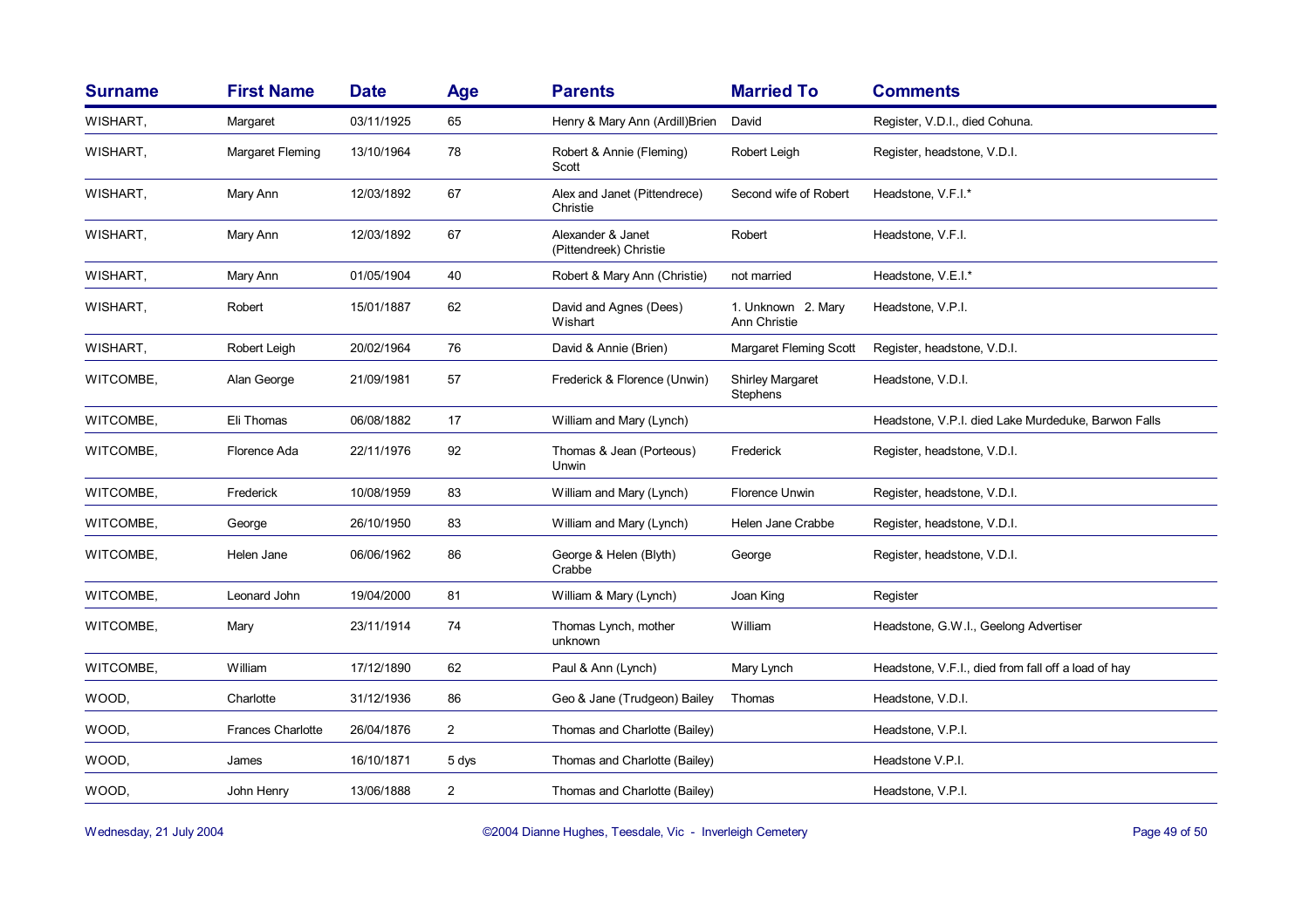| Surname | First Name | Date | Age | Parents | Married To | Comments |
|---|---|---|---|---|---|---|
| WISHART, | Margaret | 03/11/1925 | 65 | Henry & Mary Ann (Ardill)Brien | David | Register, V.D.I., died Cohuna. |
| WISHART, | Margaret Fleming | 13/10/1964 | 78 | Robert & Annie (Fleming) Scott | Robert Leigh | Register, headstone, V.D.I. |
| WISHART, | Mary Ann | 12/03/1892 | 67 | Alex and Janet (Pittendrece) Christie | Second wife of Robert | Headstone, V.F.I.* |
| WISHART, | Mary Ann | 12/03/1892 | 67 | Alexander & Janet (Pittendreek) Christie | Robert | Headstone, V.F.I. |
| WISHART, | Mary Ann | 01/05/1904 | 40 | Robert & Mary Ann (Christie) | not married | Headstone, V.E.I.* |
| WISHART, | Robert | 15/01/1887 | 62 | David and Agnes (Dees) Wishart | 1. Unknown 2. Mary Ann Christie | Headstone, V.P.I. |
| WISHART, | Robert Leigh | 20/02/1964 | 76 | David & Annie (Brien) | Margaret Fleming Scott | Register, headstone, V.D.I. |
| WITCOMBE, | Alan George | 21/09/1981 | 57 | Frederick & Florence (Unwin) | Shirley Margaret Stephens | Headstone, V.D.I. |
| WITCOMBE, | Eli Thomas | 06/08/1882 | 17 | William and Mary (Lynch) | | Headstone, V.P.I. died Lake Murdeduke, Barwon Falls |
| WITCOMBE, | Florence Ada | 22/11/1976 | 92 | Thomas & Jean (Porteous) Unwin | Frederick | Register, headstone, V.D.I. |
| WITCOMBE, | Frederick | 10/08/1959 | 83 | William and Mary (Lynch) | Florence Unwin | Register, headstone, V.D.I. |
| WITCOMBE, | George | 26/10/1950 | 83 | William and Mary (Lynch) | Helen Jane Crabbe | Register, headstone, V.D.I. |
| WITCOMBE, | Helen Jane | 06/06/1962 | 86 | George & Helen (Blyth) Crabbe | George | Register, headstone, V.D.I. |
| WITCOMBE, | Leonard John | 19/04/2000 | 81 | William & Mary (Lynch) | Joan King | Register |
| WITCOMBE, | Mary | 23/11/1914 | 74 | Thomas Lynch, mother unknown | William | Headstone, G.W.I., Geelong Advertiser |
| WITCOMBE, | William | 17/12/1890 | 62 | Paul & Ann (Lynch) | Mary Lynch | Headstone, V.F.I., died from fall off a load of hay |
| WOOD, | Charlotte | 31/12/1936 | 86 | Geo & Jane (Trudgeon) Bailey | Thomas | Headstone, V.D.I. |
| WOOD, | Frances Charlotte | 26/04/1876 | 2 | Thomas and Charlotte (Bailey) | | Headstone, V.P.I. |
| WOOD, | James | 16/10/1871 | 5 dys | Thomas and Charlotte (Bailey) | | Headstone V.P.I. |
| WOOD, | John Henry | 13/06/1888 | 2 | Thomas and Charlotte (Bailey) | | Headstone, V.P.I. |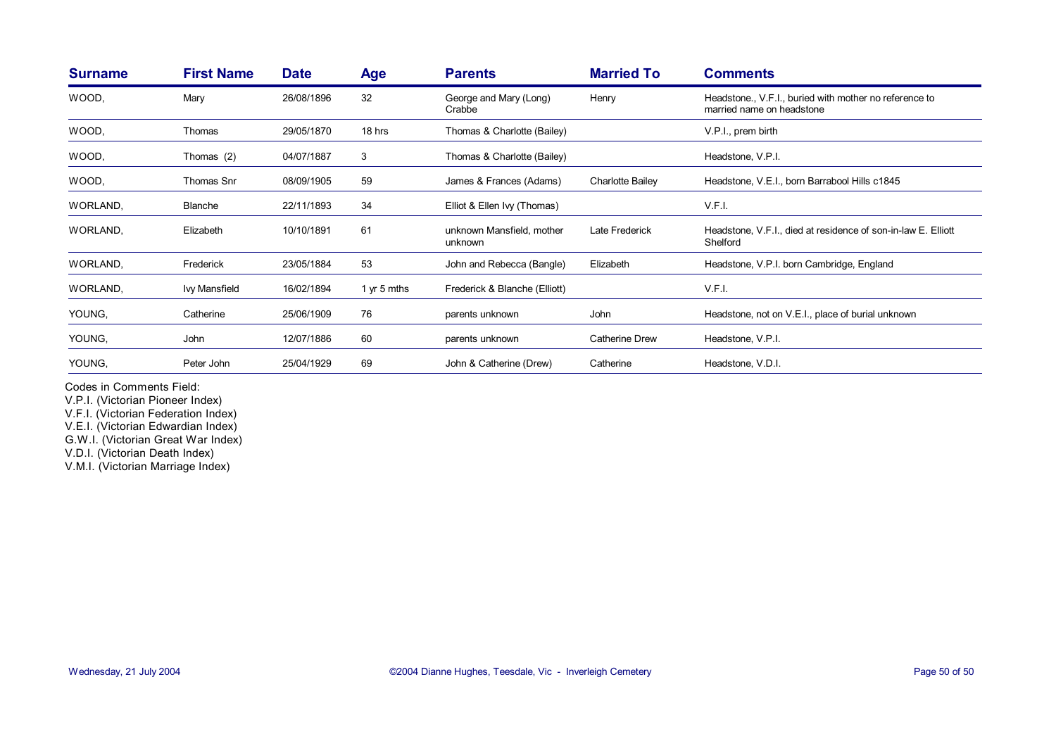| Surname | First Name | Date | Age | Parents | Married To | Comments |
|---|---|---|---|---|---|---|
| WOOD, | Mary | 26/08/1896 | 32 | George and Mary (Long) Crabbe | Henry | Headstone., V.F.I., buried with mother no reference to married name on headstone |
| WOOD, | Thomas | 29/05/1870 | 18 hrs | Thomas & Charlotte (Bailey) | | V.P.I., prem birth |
| WOOD, | Thomas (2) | 04/07/1887 | 3 | Thomas & Charlotte (Bailey) | | Headstone, V.P.I. |
| WOOD, | Thomas Snr | 08/09/1905 | 59 | James & Frances (Adams) | Charlotte Bailey | Headstone, V.E.I., born Barrabool Hills c1845 |
| WORLAND, | Blanche | 22/11/1893 | 34 | Elliot & Ellen Ivy (Thomas) | | V.F.I. |
| WORLAND, | Elizabeth | 10/10/1891 | 61 | unknown Mansfield, mother unknown | Late Frederick | Headstone, V.F.I., died at residence of son-in-law E. Elliott Shelford |
| WORLAND, | Frederick | 23/05/1884 | 53 | John and Rebecca (Bangle) | Elizabeth | Headstone, V.P.I. born Cambridge, England |
| WORLAND, | Ivy Mansfield | 16/02/1894 | 1 yr 5 mths | Frederick & Blanche (Elliott) | | V.F.I. |
| YOUNG, | Catherine | 25/06/1909 | 76 | parents unknown | John | Headstone, not on V.E.I., place of burial unknown |
| YOUNG, | John | 12/07/1886 | 60 | parents unknown | Catherine Drew | Headstone, V.P.I. |
| YOUNG, | Peter John | 25/04/1929 | 69 | John & Catherine (Drew) | Catherine | Headstone, V.D.I. |

Codes in Comments Field:
V.P.I. (Victorian Pioneer Index)
V.F.I. (Victorian Federation Index)
V.E.I. (Victorian Edwardian Index)
G.W.I. (Victorian Great War Index)
V.D.I. (Victorian Death Index)
V.M.I. (Victorian Marriage Index)